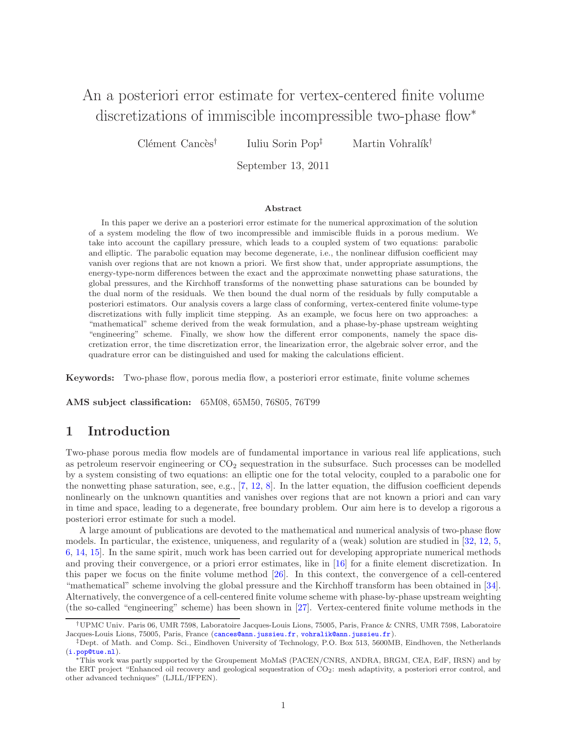# An a posteriori error estimate for vertex-centered finite volume discretizations of immiscible incompressible two-phase flow*

Clément Cancès[†] Iuliu Sorin Pop[‡] Martin Vohralík[†]

September 13, 2011

## Abstract

In this paper we derive an a posteriori error estimate for the numerical approximation of the solution of a system modeling the flow of two incompressible and immiscible fluids in a porous medium. We take into account the capillary pressure, which leads to a coupled system of two equations: parabolic and elliptic. The parabolic equation may become degenerate, i.e., the nonlinear diffusion coefficient may vanish over regions that are not known a priori. We first show that, under appropriate assumptions, the energy-type-norm differences between the exact and the approximate nonwetting phase saturations, the global pressures, and the Kirchhoff transforms of the nonwetting phase saturations can be bounded by the dual norm of the residuals. We then bound the dual norm of the residuals by fully computable a posteriori estimators. Our analysis covers a large class of conforming, vertex-centered finite volume-type discretizations with fully implicit time stepping. As an example, we focus here on two approaches: a "mathematical" scheme derived from the weak formulation, and a phase-by-phase upstream weighting "engineering" scheme. Finally, we show how the different error components, namely the space discretization error, the time discretization error, the linearization error, the algebraic solver error, and the quadrature error can be distinguished and used for making the calculations efficient.

**Keywords:** Two-phase flow, porous media flow, a posteriori error estimate, finite volume schemes

**AMS subject classification:** 65M08, 65M50, 76S05, 76T99

## 1 Introduction

Two-phase porous media flow models are of fundamental importance in various real life applications, such as petroleum reservoir engineering or $CO_2$ sequestration in the subsurface. Such processes can be modelled by a system consisting of two equations: an elliptic one for the total velocity, coupled to a parabolic one for the nonwetting phase saturation, see, e.g., [7, 12, 8]. In the latter equation, the diffusion coefficient depends nonlinearly on the unknown quantities and vanishes over regions that are not known a priori and can vary in time and space, leading to a degenerate, free boundary problem. Our aim here is to develop a rigorous a posteriori error estimate for such a model.

A large amount of publications are devoted to the mathematical and numerical analysis of two-phase flow models. In particular, the existence, uniqueness, and regularity of a (weak) solution are studied in [32, 12, 5, 6, 14, 15]. In the same spirit, much work has been carried out for developing appropriate numerical methods and proving their convergence, or a priori error estimates, like in [16] for a finite element discretization. In this paper we focus on the finite volume method [26]. In this context, the convergence of a cell-centered "mathematical" scheme involving the global pressure and the Kirchhoff transform has been obtained in [34]. Alternatively, the convergence of a cell-centered finite volume scheme with phase-by-phase upstream weighting (the so-called "engineering" scheme) has been shown in [27]. Vertex-centered finite volume methods in the

---

[†]UPMC Univ. Paris 06, UMR 7598, Laboratoire Jacques-Louis Lions, 75005, Paris, France & CNRS, UMR 7598, Laboratoire Jacques-Louis Lions, 75005, Paris, France (cances@ann.jussieu.fr, vohralik@ann.jussieu.fr).

[‡]Dept. of Math. and Comp. Sci., Eindhoven University of Technology, P.O. Box 513, 5600MB, Eindhoven, the Netherlands (i.pop@tue.nl).

*This work was partly supported by the Groupement MoMaS (PACEN/CNRS, ANDRA, BRGM, CEA, EdF, IRSN) and by the ERT project "Enhanced oil recovery and geological sequestration of $CO_2$: mesh adaptivity, a posteriori error control, and other advanced techniques" (LJLL/IFPEN).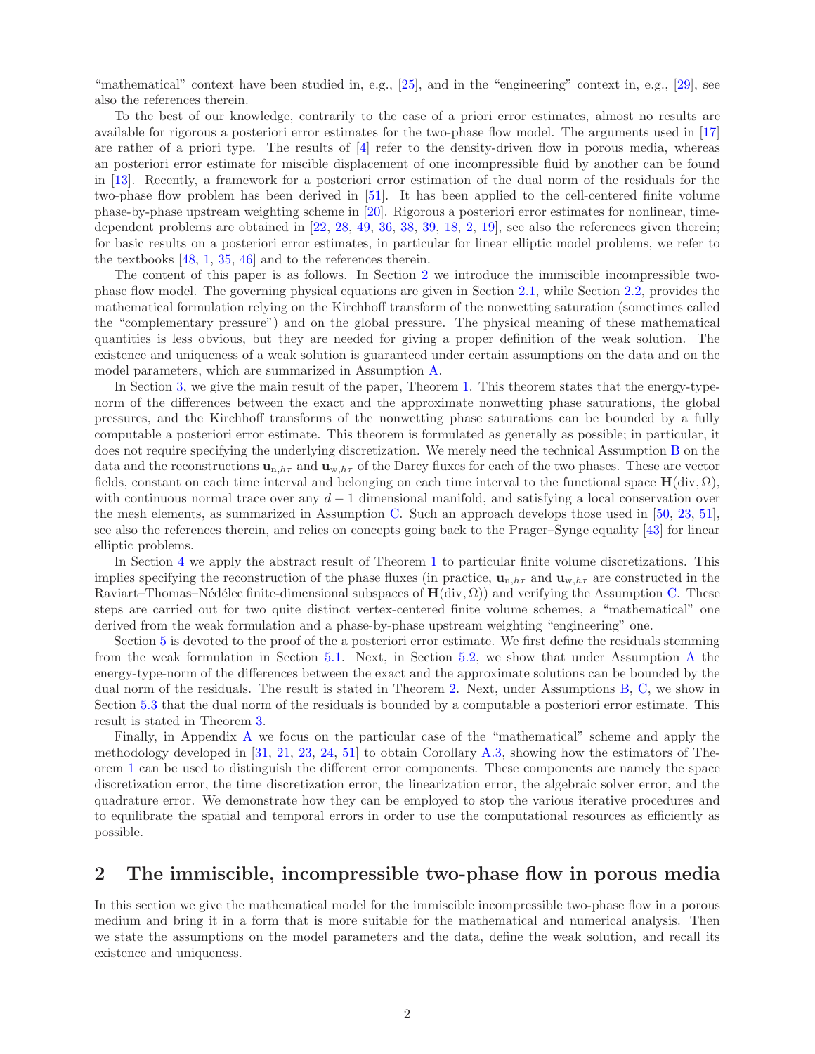“mathematical” context have been studied in, e.g., [25], and in the “engineering” context in, e.g., [29], see also the references therein.

To the best of our knowledge, contrarily to the case of a priori error estimates, almost no results are available for rigorous a posteriori error estimates for the two-phase flow model. The arguments used in [17] are rather of a priori type. The results of [4] refer to the density-driven flow in porous media, whereas an posteriori error estimate for miscible displacement of one incompressible fluid by another can be found in [13]. Recently, a framework for a posteriori error estimation of the dual norm of the residuals for the two-phase flow problem has been derived in [51]. It has been applied to the cell-centered finite volume phase-by-phase upstream weighting scheme in [20]. Rigorous a posteriori error estimates for nonlinear, time-dependent problems are obtained in [22, 28, 49, 36, 38, 39, 18, 2, 19], see also the references given therein; for basic results on a posteriori error estimates, in particular for linear elliptic model problems, we refer to the textbooks [48, 1, 35, 46] and to the references therein.

The content of this paper is as follows. In Section 2 we introduce the immiscible incompressible two-phase flow model. The governing physical equations are given in Section 2.1, while Section 2.2, provides the mathematical formulation relying on the Kirchhoff transform of the nonwetting saturation (sometimes called the “complementary pressure”) and on the global pressure. The physical meaning of these mathematical quantities is less obvious, but they are needed for giving a proper definition of the weak solution. The existence and uniqueness of a weak solution is guaranteed under certain assumptions on the data and on the model parameters, which are summarized in Assumption A.

In Section 3, we give the main result of the paper, Theorem 1. This theorem states that the energy-type-norm of the differences between the exact and the approximate nonwetting phase saturations, the global pressures, and the Kirchhoff transforms of the nonwetting phase saturations can be bounded by a fully computable a posteriori error estimate. This theorem is formulated as generally as possible; in particular, it does not require specifying the underlying discretization. We merely need the technical Assumption B on the data and the reconstructions $\mathbf{u}_{\mathrm{n},h\tau}$ and $\mathbf{u}_{\mathrm{w},h\tau}$ of the Darcy fluxes for each of the two phases. These are vector fields, constant on each time interval and belonging on each time interval to the functional space $\mathbf{H}(\mathrm{div}, \Omega)$, with continuous normal trace over any $d-1$ dimensional manifold, and satisfying a local conservation over the mesh elements, as summarized in Assumption C. Such an approach develops those used in [50, 23, 51], see also the references therein, and relies on concepts going back to the Prager–Synge equality [43] for linear elliptic problems.

In Section 4 we apply the abstract result of Theorem 1 to particular finite volume discretizations. This implies specifying the reconstruction of the phase fluxes (in practice, $\mathbf{u}_{\mathrm{n},h\tau}$ and $\mathbf{u}_{\mathrm{w},h\tau}$ are constructed in the Raviart–Thomas–Nédélec finite-dimensional subspaces of $\mathbf{H}(\mathrm{div}, \Omega)$) and verifying the Assumption C. These steps are carried out for two quite distinct vertex-centered finite volume schemes, a “mathematical” one derived from the weak formulation and a phase-by-phase upstream weighting “engineering” one.

Section 5 is devoted to the proof of the a posteriori error estimate. We first define the residuals stemming from the weak formulation in Section 5.1. Next, in Section 5.2, we show that under Assumption A the energy-type-norm of the differences between the exact and the approximate solutions can be bounded by the dual norm of the residuals. The result is stated in Theorem 2. Next, under Assumptions B, C, we show in Section 5.3 that the dual norm of the residuals is bounded by a computable a posteriori error estimate. This result is stated in Theorem 3.

Finally, in Appendix A we focus on the particular case of the “mathematical” scheme and apply the methodology developed in [31, 21, 23, 24, 51] to obtain Corollary A.3, showing how the estimators of Theorem 1 can be used to distinguish the different error components. These components are namely the space discretization error, the time discretization error, the linearization error, the algebraic solver error, and the quadrature error. We demonstrate how they can be employed to stop the various iterative procedures and to equilibrate the spatial and temporal errors in order to use the computational resources as efficiently as possible.

## 2 The immiscible, incompressible two-phase flow in porous media

In this section we give the mathematical model for the immiscible incompressible two-phase flow in a porous medium and bring it in a form that is more suitable for the mathematical and numerical analysis. Then we state the assumptions on the model parameters and the data, define the weak solution, and recall its existence and uniqueness.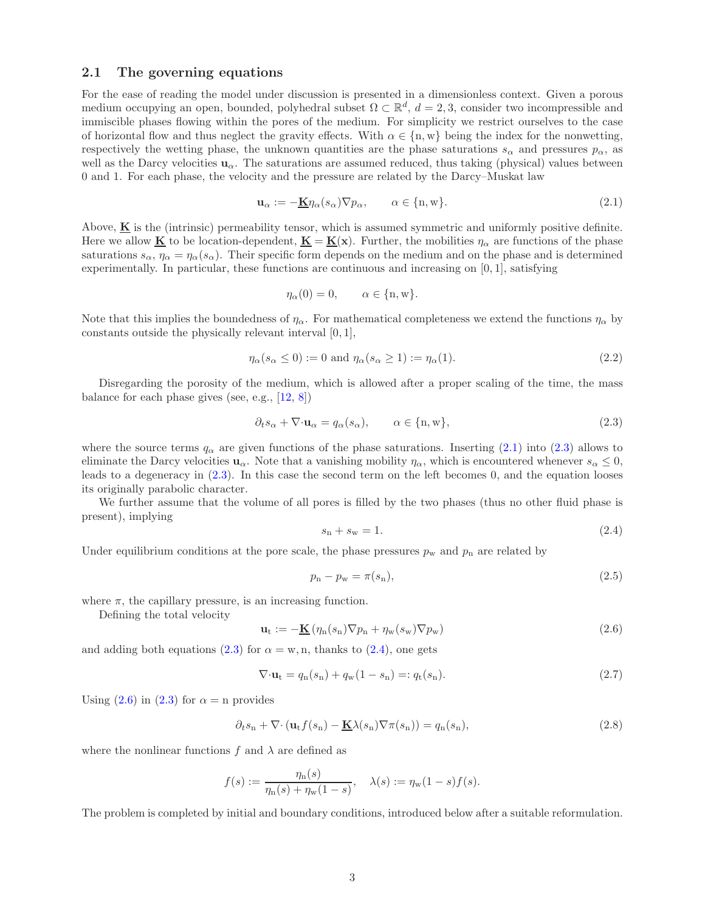### 2.1 The governing equations

For the ease of reading the model under discussion is presented in a dimensionless context. Given a porous medium occupying an open, bounded, polyhedral subset $\Omega \subset \mathbb{R}^d$, $d = 2, 3$, consider two incompressible and immiscible phases flowing within the pores of the medium. For simplicity we restrict ourselves to the case of horizontal flow and thus neglect the gravity effects. With $\alpha \in \{\mathrm{n}, \mathrm{w}\}$ being the index for the nonwetting, respectively the wetting phase, the unknown quantities are the phase saturations $s_\alpha$ and pressures $p_\alpha$, as well as the Darcy velocities $\mathbf{u}_\alpha$. The saturations are assumed reduced, thus taking (physical) values between 0 and 1. For each phase, the velocity and the pressure are related by the Darcy–Muskat law

$$\mathbf{u}_\alpha := -\underline{\mathbf{K}}\eta_\alpha(s_\alpha)\nabla p_\alpha, \qquad \alpha \in \{\mathrm{n}, \mathrm{w}\}. \tag{2.1}$$

Above, $\underline{\mathbf{K}}$ is the (intrinsic) permeability tensor, which is assumed symmetric and uniformly positive definite. Here we allow $\underline{\mathbf{K}}$ to be location-dependent, $\underline{\mathbf{K}} = \underline{\mathbf{K}}(\mathbf{x})$. Further, the mobilities $\eta_\alpha$ are functions of the phase saturations $s_\alpha$, $\eta_\alpha = \eta_\alpha(s_\alpha)$. Their specific form depends on the medium and on the phase and is determined experimentally. In particular, these functions are continuous and increasing on $[0, 1]$, satisfying

$$\eta_\alpha(0) = 0, \qquad \alpha \in \{\mathrm{n}, \mathrm{w}\}.$$

Note that this implies the boundedness of $\eta_\alpha$. For mathematical completeness we extend the functions $\eta_\alpha$ by constants outside the physically relevant interval $[0, 1]$,

$$\eta_\alpha(s_\alpha \leq 0) := 0 \text{ and } \eta_\alpha(s_\alpha \geq 1) := \eta_\alpha(1). \tag{2.2}$$

Disregarding the porosity of the medium, which is allowed after a proper scaling of the time, the mass balance for each phase gives (see, e.g., [12, 8])

$$\partial_t s_\alpha + \nabla\cdot\mathbf{u}_\alpha = q_\alpha(s_\alpha), \qquad \alpha \in \{\mathrm{n}, \mathrm{w}\}, \tag{2.3}$$

where the source terms $q_\alpha$ are given functions of the phase saturations. Inserting (2.1) into (2.3) allows to eliminate the Darcy velocities $\mathbf{u}_\alpha$. Note that a vanishing mobility $\eta_\alpha$, which is encountered whenever $s_\alpha \leq 0$, leads to a degeneracy in (2.3). In this case the second term on the left becomes 0, and the equation looses its originally parabolic character.

We further assume that the volume of all pores is filled by the two phases (thus no other fluid phase is present), implying

$$s_\mathrm{n} + s_\mathrm{w} = 1. \tag{2.4}$$

Under equilibrium conditions at the pore scale, the phase pressures $p_\mathrm{w}$ and $p_\mathrm{n}$ are related by

$$p_\mathrm{n} - p_\mathrm{w} = \pi(s_\mathrm{n}), \tag{2.5}$$

where $\pi$, the capillary pressure, is an increasing function.

Defining the total velocity

$$\mathbf{u}_\mathrm{t} := -\underline{\mathbf{K}}\left(\eta_\mathrm{n}(s_\mathrm{n})\nabla p_\mathrm{n} + \eta_\mathrm{w}(s_\mathrm{w})\nabla p_\mathrm{w}\right) \tag{2.6}$$

and adding both equations (2.3) for $\alpha = \mathrm{w}, \mathrm{n}$, thanks to (2.4), one gets

$$\nabla\cdot\mathbf{u}_\mathrm{t} = q_\mathrm{n}(s_\mathrm{n}) + q_\mathrm{w}(1 - s_\mathrm{n}) =: q_\mathrm{t}(s_\mathrm{n}). \tag{2.7}$$

Using (2.6) in (2.3) for $\alpha = \mathrm{n}$ provides

$$\partial_t s_\mathrm{n} + \nabla\cdot\left(\mathbf{u}_\mathrm{t} f(s_\mathrm{n}) - \underline{\mathbf{K}}\lambda(s_\mathrm{n})\nabla\pi(s_\mathrm{n})\right) = q_\mathrm{n}(s_\mathrm{n}), \tag{2.8}$$

where the nonlinear functions $f$ and $\lambda$ are defined as

$$f(s) := \frac{\eta_\mathrm{n}(s)}{\eta_\mathrm{n}(s) + \eta_\mathrm{w}(1 - s)}, \quad \lambda(s) := \eta_\mathrm{w}(1 - s)f(s).$$

The problem is completed by initial and boundary conditions, introduced below after a suitable reformulation.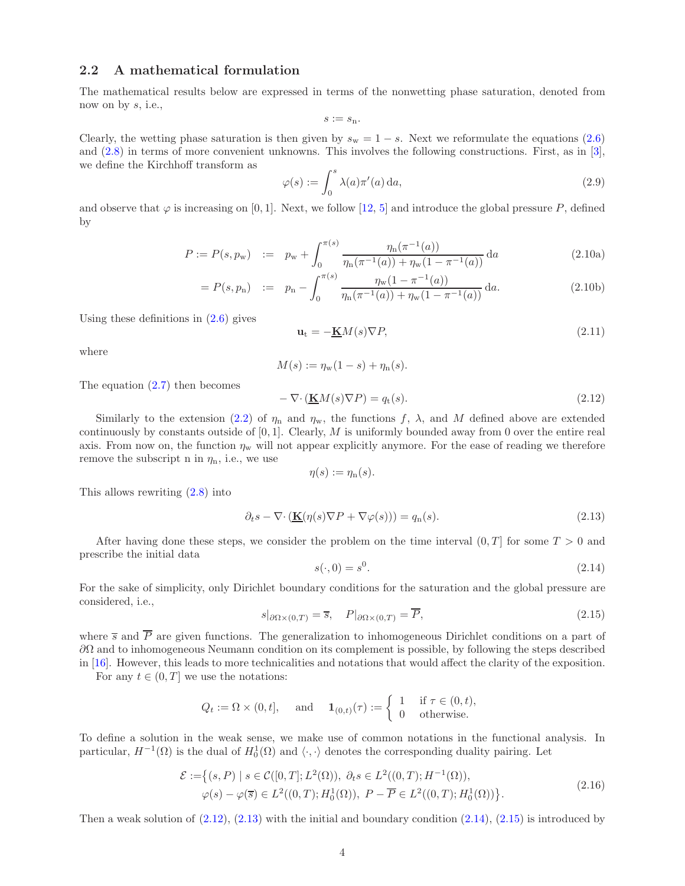## 2.2 A mathematical formulation

The mathematical results below are expressed in terms of the nonwetting phase saturation, denoted from now on by $s$, i.e.,

$$s := s_{\mathrm{n}}.$$

Clearly, the wetting phase saturation is then given by $s_{\mathrm{w}} = 1 - s$. Next we reformulate the equations (2.6) and (2.8) in terms of more convenient unknowns. This involves the following constructions. First, as in [3], we define the Kirchhoff transform as

$$\varphi(s) := \int_0^s \lambda(a)\pi'(a)\,\mathrm{d}a, \tag{2.9}$$

and observe that $\varphi$ is increasing on $[0,1]$. Next, we follow [12, 5] and introduce the global pressure $P$, defined by

$$P := P(s, p_{\mathrm{w}}) \quad := \quad p_{\mathrm{w}} + \int_0^{\pi(s)} \frac{\eta_{\mathrm{n}}(\pi^{-1}(a))}{\eta_{\mathrm{n}}(\pi^{-1}(a)) + \eta_{\mathrm{w}}(1 - \pi^{-1}(a))}\,\mathrm{d}a \tag{2.10a}$$

$$= P(s, p_{\mathrm{n}}) \quad := \quad p_{\mathrm{n}} - \int_0^{\pi(s)} \frac{\eta_{\mathrm{w}}(1 - \pi^{-1}(a))}{\eta_{\mathrm{n}}(\pi^{-1}(a)) + \eta_{\mathrm{w}}(1 - \pi^{-1}(a))}\,\mathrm{d}a. \tag{2.10b}$$

Using these definitions in (2.6) gives

$$\mathbf{u}_{\mathrm{t}} = -\underline{\mathbf{K}} M(s)\nabla P, \tag{2.11}$$

where

$$M(s) := \eta_{\mathrm{w}}(1 - s) + \eta_{\mathrm{n}}(s).$$

The equation (2.7) then becomes

$$-\nabla \cdot (\underline{\mathbf{K}} M(s)\nabla P) = q_{\mathrm{t}}(s). \tag{2.12}$$

Similarly to the extension (2.2) of $\eta_{\mathrm{n}}$ and $\eta_{\mathrm{w}}$, the functions $f$, $\lambda$, and $M$ defined above are extended continuously by constants outside of $[0,1]$. Clearly, $M$ is uniformly bounded away from 0 over the entire real axis. From now on, the function $\eta_{\mathrm{w}}$ will not appear explicitly anymore. For the ease of reading we therefore remove the subscript n in $\eta_{\mathrm{n}}$, i.e., we use

$$\eta(s) := \eta_{\mathrm{n}}(s).$$

This allows rewriting (2.8) into

$$\partial_t s - \nabla \cdot (\underline{\mathbf{K}}(\eta(s)\nabla P + \nabla\varphi(s))) = q_{\mathrm{n}}(s). \tag{2.13}$$

After having done these steps, we consider the problem on the time interval $(0, T]$ for some $T > 0$ and prescribe the initial data

$$s(\cdot, 0) = s^0. \tag{2.14}$$

For the sake of simplicity, only Dirichlet boundary conditions for the saturation and the global pressure are considered, i.e.,

$$s|_{\partial\Omega\times(0,T)} = \overline{s}, \quad P|_{\partial\Omega\times(0,T)} = \overline{P}, \tag{2.15}$$

where $\overline{s}$ and $\overline{P}$ are given functions. The generalization to inhomogeneous Dirichlet conditions on a part of $\partial\Omega$ and to inhomogeneous Neumann condition on its complement is possible, by following the steps described in [16]. However, this leads to more technicalities and notations that would affect the clarity of the exposition.

For any $t \in (0, T]$ we use the notations:

$$Q_t := \Omega \times (0, t], \quad \text{and} \quad \mathbf{1}_{(0,t)}(\tau) := \begin{cases} 1 & \text{if } \tau \in (0, t), \\ 0 & \text{otherwise.} \end{cases}$$

To define a solution in the weak sense, we make use of common notations in the functional analysis. In particular, $H^{-1}(\Omega)$ is the dual of $H_0^1(\Omega)$ and $\langle \cdot, \cdot \rangle$ denotes the corresponding duality pairing. Let

$$\begin{aligned} \mathcal{E} :=\big\{ &(s, P) \mid s \in \mathcal{C}([0,T]; L^2(\Omega)),\ \partial_t s \in L^2((0,T); H^{-1}(\Omega)), \\ &\varphi(s) - \varphi(\overline{s}) \in L^2((0,T); H_0^1(\Omega)),\ P - \overline{P} \in L^2((0,T); H_0^1(\Omega))\big\}. \end{aligned} \tag{2.16}$$

Then a weak solution of (2.12), (2.13) with the initial and boundary condition (2.14), (2.15) is introduced by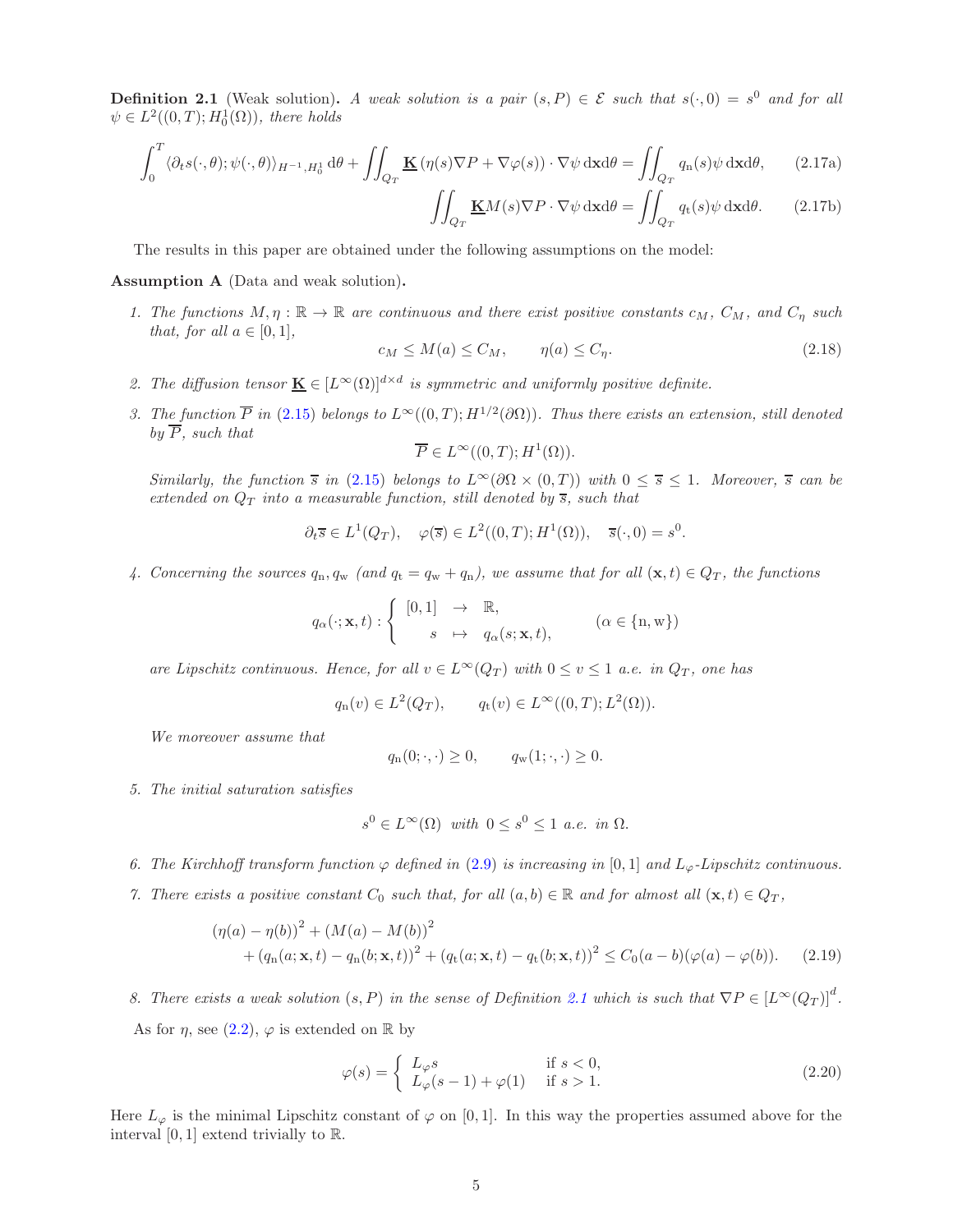**Definition 2.1** (Weak solution)**.** *A weak solution is a pair $(s, P) \in \mathcal{E}$ such that $s(\cdot, 0) = s^0$ and for all $\psi \in L^2((0,T); H_0^1(\Omega))$, there holds*

$$
\int_0^T \langle \partial_t s(\cdot,\theta); \psi(\cdot,\theta)\rangle_{H^{-1},H_0^1} \,\mathrm{d}\theta + \iint_{Q_T} \underline{\mathbf{K}} \left(\eta(s)\nabla P + \nabla\varphi(s)\right)\cdot\nabla\psi \,\mathrm{d}\mathbf{x}\mathrm{d}\theta = \iint_{Q_T} q_{\mathrm{n}}(s)\psi \,\mathrm{d}\mathbf{x}\mathrm{d}\theta, \tag{2.17a}
$$

$$
\iint_{Q_T} \underline{\mathbf{K}} M(s)\nabla P\cdot\nabla\psi \,\mathrm{d}\mathbf{x}\mathrm{d}\theta = \iint_{Q_T} q_{\mathrm{t}}(s)\psi \,\mathrm{d}\mathbf{x}\mathrm{d}\theta. \tag{2.17b}
$$

The results in this paper are obtained under the following assumptions on the model:

**Assumption A** (Data and weak solution)**.**

1. *The functions $M, \eta : \mathbb{R} \to \mathbb{R}$ are continuous and there exist positive constants $c_M$, $C_M$, and $C_\eta$ such that, for all $a \in [0,1]$,*
$$
c_M \le M(a) \le C_M, \qquad \eta(a) \le C_\eta. \tag{2.18}
$$

2. *The diffusion tensor $\underline{\mathbf{K}} \in [L^\infty(\Omega)]^{d\times d}$ is symmetric and uniformly positive definite.*

3. *The function $\overline{P}$ in (2.15) belongs to $L^\infty((0,T); H^{1/2}(\partial\Omega))$. Thus there exists an extension, still denoted by $\overline{P}$, such that*
$$
\overline{P} \in L^\infty((0,T); H^1(\Omega)).
$$
*Similarly, the function $\overline{s}$ in (2.15) belongs to $L^\infty(\partial\Omega \times (0,T))$ with $0 \le \overline{s} \le 1$. Moreover, $\overline{s}$ can be extended on $Q_T$ into a measurable function, still denoted by $\overline{s}$, such that*
$$
\partial_t \overline{s} \in L^1(Q_T), \quad \varphi(\overline{s}) \in L^2((0,T); H^1(\Omega)), \quad \overline{s}(\cdot,0) = s^0.
$$

4. *Concerning the sources $q_{\mathrm{n}}, q_{\mathrm{w}}$ (and $q_{\mathrm{t}} = q_{\mathrm{w}} + q_{\mathrm{n}}$), we assume that for all $(\mathbf{x},t) \in Q_T$, the functions*
$$
q_\alpha(\cdot;\mathbf{x},t) : \left\{ \begin{array}{rcl} [0,1] & \to & \mathbb{R}, \\ s & \mapsto & q_\alpha(s;\mathbf{x},t), \end{array} \right. \qquad (\alpha \in \{\mathrm{n},\mathrm{w}\})
$$
*are Lipschitz continuous. Hence, for all $v \in L^\infty(Q_T)$ with $0 \le v \le 1$ a.e. in $Q_T$, one has*
$$
q_{\mathrm{n}}(v) \in L^2(Q_T), \qquad q_{\mathrm{t}}(v) \in L^\infty((0,T); L^2(\Omega)).
$$
*We moreover assume that*
$$
q_{\mathrm{n}}(0;\cdot,\cdot) \ge 0, \qquad q_{\mathrm{w}}(1;\cdot,\cdot) \ge 0.
$$

5. *The initial saturation satisfies*
$$
s^0 \in L^\infty(\Omega) \text{ with } 0 \le s^0 \le 1 \text{ a.e. in } \Omega.
$$

6. *The Kirchhoff transform function $\varphi$ defined in (2.9) is increasing in $[0,1]$ and $L_\varphi$-Lipschitz continuous.*

7. *There exists a positive constant $C_0$ such that, for all $(a,b) \in \mathbb{R}$ and for almost all $(\mathbf{x},t) \in Q_T$,*
$$
\begin{aligned}
&(\eta(a) - \eta(b))^2 + (M(a) - M(b))^2 \\
&\quad + (q_{\mathrm{n}}(a;\mathbf{x},t) - q_{\mathrm{n}}(b;\mathbf{x},t))^2 + (q_{\mathrm{t}}(a;\mathbf{x},t) - q_{\mathrm{t}}(b;\mathbf{x},t))^2 \le C_0(a-b)(\varphi(a) - \varphi(b)).
\end{aligned} \tag{2.19}
$$

8. *There exists a weak solution $(s, P)$ in the sense of Definition 2.1 which is such that $\nabla P \in [L^\infty(Q_T)]^d$.*

As for $\eta$, see (2.2), $\varphi$ is extended on $\mathbb{R}$ by

$$
\varphi(s) = \left\{ \begin{array}{ll} L_\varphi s & \text{if } s < 0, \\ L_\varphi(s-1) + \varphi(1) & \text{if } s > 1. \end{array} \right. \tag{2.20}
$$

Here $L_\varphi$ is the minimal Lipschitz constant of $\varphi$ on $[0,1]$. In this way the properties assumed above for the interval $[0,1]$ extend trivially to $\mathbb{R}$.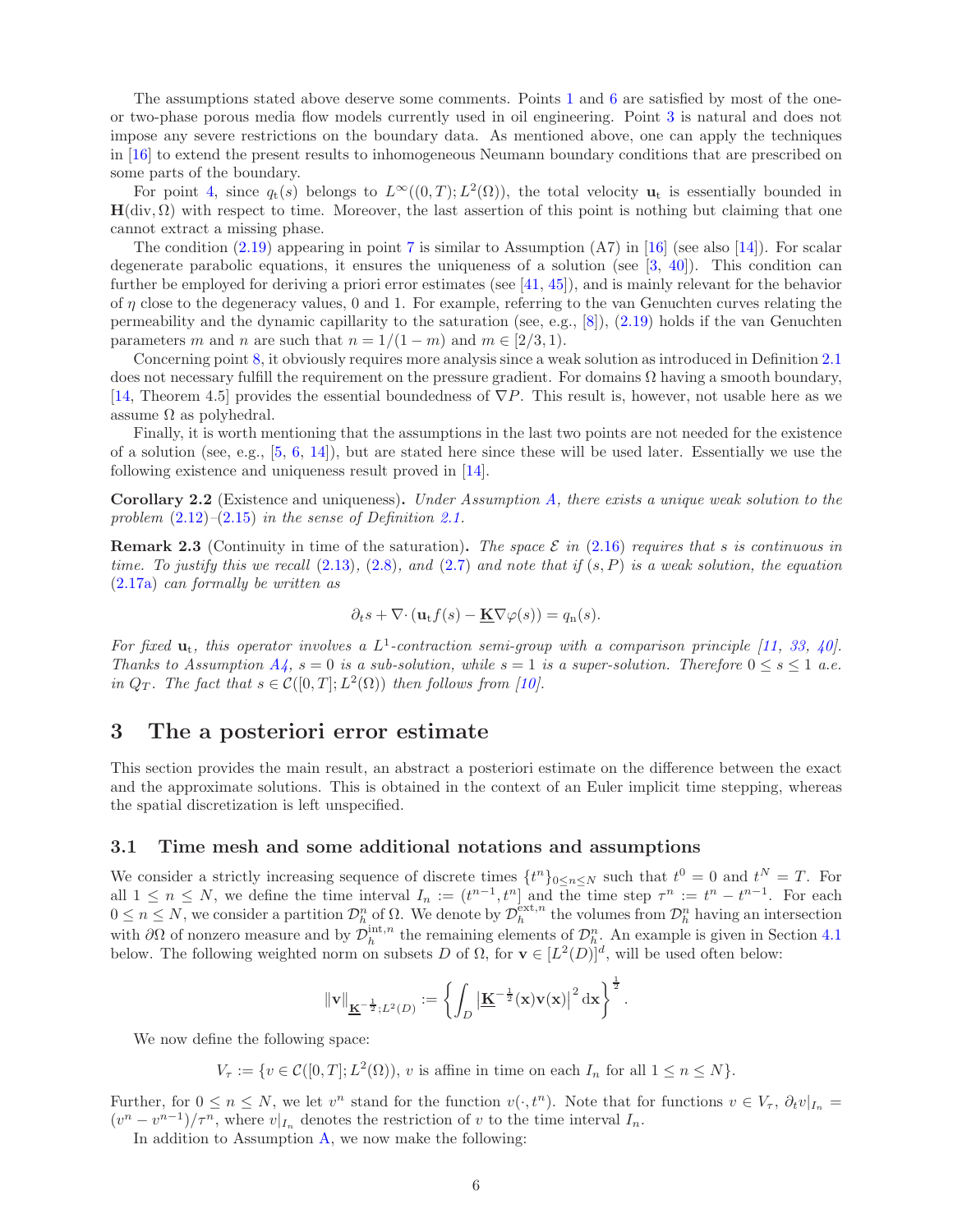The assumptions stated above deserve some comments. Points 1 and 6 are satisfied by most of the one- or two-phase porous media flow models currently used in oil engineering. Point 3 is natural and does not impose any severe restrictions on the boundary data. As mentioned above, one can apply the techniques in [16] to extend the present results to inhomogeneous Neumann boundary conditions that are prescribed on some parts of the boundary.

For point 4, since $q_t(s)$ belongs to $L^\infty((0,T);L^2(\Omega))$, the total velocity $\mathbf{u}_t$ is essentially bounded in $\mathbf{H}(\mathrm{div},\Omega)$ with respect to time. Moreover, the last assertion of this point is nothing but claiming that one cannot extract a missing phase.

The condition (2.19) appearing in point 7 is similar to Assumption (A7) in [16] (see also [14]). For scalar degenerate parabolic equations, it ensures the uniqueness of a solution (see [3, 40]). This condition can further be employed for deriving a priori error estimates (see [41, 45]), and is mainly relevant for the behavior of $\eta$ close to the degeneracy values, 0 and 1. For example, referring to the van Genuchten curves relating the permeability and the dynamic capillarity to the saturation (see, e.g., [8]), (2.19) holds if the van Genuchten parameters $m$ and $n$ are such that $n = 1/(1-m)$ and $m \in [2/3, 1)$.

Concerning point 8, it obviously requires more analysis since a weak solution as introduced in Definition 2.1 does not necessary fulfill the requirement on the pressure gradient. For domains $\Omega$ having a smooth boundary, [14, Theorem 4.5] provides the essential boundedness of $\nabla P$. This result is, however, not usable here as we assume $\Omega$ as polyhedral.

Finally, it is worth mentioning that the assumptions in the last two points are not needed for the existence of a solution (see, e.g., [5, 6, 14]), but are stated here since these will be used later. Essentially we use the following existence and uniqueness result proved in [14].

**Corollary 2.2** (Existence and uniqueness)**.** *Under Assumption A, there exists a unique weak solution to the problem (2.12)–(2.15) in the sense of Definition 2.1.*

**Remark 2.3** (Continuity in time of the saturation)**.** *The space $\mathcal{E}$ in (2.16) requires that $s$ is continuous in time. To justify this we recall (2.13), (2.8), and (2.7) and note that if $(s,P)$ is a weak solution, the equation (2.17a) can formally be written as*

$$\partial_t s + \nabla\cdot(\mathbf{u}_t f(s) - \underline{\mathbf{K}}\nabla\varphi(s)) = q_n(s).$$

*For fixed $\mathbf{u}_t$, this operator involves a $L^1$-contraction semi-group with a comparison principle [11, 33, 40]. Thanks to Assumption A4, $s=0$ is a sub-solution, while $s=1$ is a super-solution. Therefore $0 \le s \le 1$ a.e. in $Q_T$. The fact that $s \in \mathcal{C}([0,T];L^2(\Omega))$ then follows from [10].*

# 3 The a posteriori error estimate

This section provides the main result, an abstract a posteriori estimate on the difference between the exact and the approximate solutions. This is obtained in the context of an Euler implicit time stepping, whereas the spatial discretization is left unspecified.

## 3.1 Time mesh and some additional notations and assumptions

We consider a strictly increasing sequence of discrete times $\{t^n\}_{0\le n\le N}$ such that $t^0 = 0$ and $t^N = T$. For all $1 \le n \le N$, we define the time interval $I_n := (t^{n-1}, t^n]$ and the time step $\tau^n := t^n - t^{n-1}$. For each $0 \le n \le N$, we consider a partition $\mathcal{D}_h^n$ of $\Omega$. We denote by $\mathcal{D}_h^{\mathrm{ext},n}$ the volumes from $\mathcal{D}_h^n$ having an intersection with $\partial\Omega$ of nonzero measure and by $\mathcal{D}_h^{\mathrm{int},n}$ the remaining elements of $\mathcal{D}_h^n$. An example is given in Section 4.1 below. The following weighted norm on subsets $D$ of $\Omega$, for $\mathbf{v} \in [L^2(D)]^d$, will be used often below:

$$\|\mathbf{v}\|_{\underline{\mathbf{K}}^{-\frac12};L^2(D)} := \left\{ \int_D \left|\underline{\mathbf{K}}^{-\frac12}(\mathbf{x})\mathbf{v}(\mathbf{x})\right|^2 \mathrm{d}\mathbf{x} \right\}^{\frac12}.$$

We now define the following space:

$$V_\tau := \{v \in \mathcal{C}([0,T];L^2(\Omega)),\ v \text{ is affine in time on each } I_n \text{ for all } 1 \le n \le N\}.$$

Further, for $0 \le n \le N$, we let $v^n$ stand for the function $v(\cdot, t^n)$. Note that for functions $v \in V_\tau$, $\partial_t v|_{I_n} = (v^n - v^{n-1})/\tau^n$, where $v|_{I_n}$ denotes the restriction of $v$ to the time interval $I_n$.

In addition to Assumption A, we now make the following: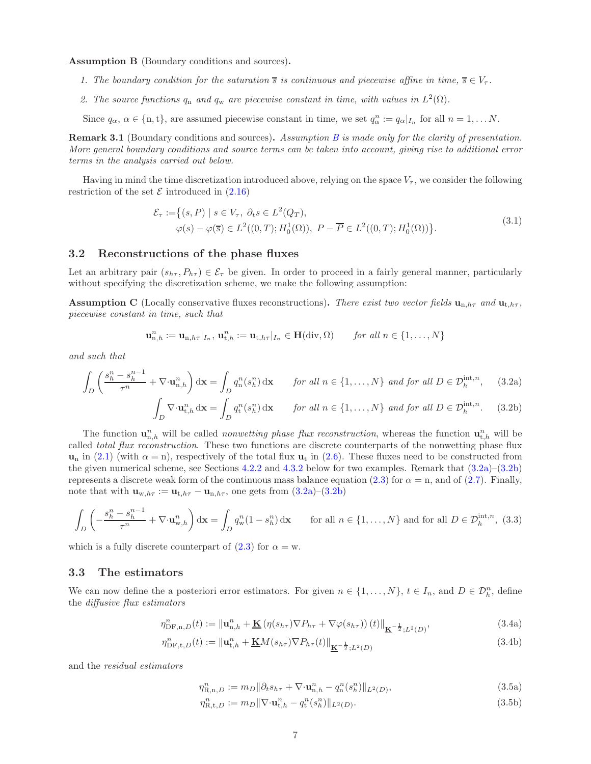**Assumption B** (Boundary conditions and sources)**.**

1. *The boundary condition for the saturation $\overline{s}$ is continuous and piecewise affine in time, $\overline{s} \in V_\tau$.*
2. *The source functions $q_{\rm n}$ and $q_{\rm w}$ are piecewise constant in time, with values in $L^2(\Omega)$.*

Since $q_\alpha$, $\alpha \in \{{\rm n}, {\rm t}\}$, are assumed piecewise constant in time, we set $q_\alpha^n := q_\alpha|_{I_n}$ for all $n = 1, \ldots N$.

**Remark 3.1** (Boundary conditions and sources)**.** *Assumption B is made only for the clarity of presentation. More general boundary conditions and source terms can be taken into account, giving rise to additional error terms in the analysis carried out below.*

Having in mind the time discretization introduced above, relying on the space $V_\tau$, we consider the following restriction of the set $\mathcal{E}$ introduced in (2.16)

$$
\begin{aligned}
\mathcal{E}_\tau := \big\{ (s, P) \mid\ & s \in V_\tau,\ \partial_t s \in L^2(Q_T), \\
& \varphi(s) - \varphi(\overline{s}) \in L^2((0,T); H^1_0(\Omega)),\ P - \overline{P} \in L^2((0,T); H^1_0(\Omega)) \big\}.
\end{aligned}
\tag{3.1}
$$

## 3.2 Reconstructions of the phase fluxes

Let an arbitrary pair $(s_{h\tau}, P_{h\tau}) \in \mathcal{E}_\tau$ be given. In order to proceed in a fairly general manner, particularly without specifying the discretization scheme, we make the following assumption:

**Assumption C** (Locally conservative fluxes reconstructions)**.** *There exist two vector fields $\mathbf{u}_{{\rm n},h\tau}$ and $\mathbf{u}_{{\rm t},h\tau}$, piecewise constant in time, such that*

$$
\mathbf{u}^n_{{\rm n},h} := \mathbf{u}_{{\rm n},h\tau}|_{I_n},\ \mathbf{u}^n_{{\rm t},h} := \mathbf{u}_{{\rm t},h\tau}|_{I_n} \in \mathbf{H}({\rm div}, \Omega) \qquad \textit{for all } n \in \{1, \ldots, N\}
$$

*and such that*

$$
\int_D \left( \frac{s_h^n - s_h^{n-1}}{\tau^n} + \nabla{\cdot}\mathbf{u}^n_{{\rm n},h} \right) {\rm d}\mathbf{x} = \int_D q^n_{\rm n}(s^n_h)\, {\rm d}\mathbf{x} \qquad \textit{for all } n \in \{1, \ldots, N\} \textit{ and for all } D \in \mathcal{D}_h^{{\rm int},n}, \tag{3.2a}
$$

$$
\int_D \nabla{\cdot}\mathbf{u}^n_{{\rm t},h}\, {\rm d}\mathbf{x} = \int_D q^n_{\rm t}(s^n_h)\, {\rm d}\mathbf{x} \qquad \textit{for all } n \in \{1, \ldots, N\} \textit{ and for all } D \in \mathcal{D}_h^{{\rm int},n}. \tag{3.2b}
$$

The function $\mathbf{u}^n_{{\rm n},h}$ will be called *nonwetting phase flux reconstruction*, whereas the function $\mathbf{u}^n_{{\rm t},h}$ will be called *total flux reconstruction*. These two functions are discrete counterparts of the nonwetting phase flux $\mathbf{u}_{\rm n}$ in (2.1) (with $\alpha = {\rm n}$), respectively of the total flux $\mathbf{u}_{\rm t}$ in (2.6). These fluxes need to be constructed from the given numerical scheme, see Sections 4.2.2 and 4.3.2 below for two examples. Remark that (3.2a)–(3.2b) represents a discrete weak form of the continuous mass balance equation (2.3) for $\alpha = {\rm n}$, and of (2.7). Finally, note that with $\mathbf{u}_{{\rm w},h\tau} := \mathbf{u}_{{\rm t},h\tau} - \mathbf{u}_{{\rm n},h\tau}$, one gets from (3.2a)–(3.2b)

$$
\int_D \left( -\frac{s_h^n - s_h^{n-1}}{\tau^n} + \nabla{\cdot}\mathbf{u}^n_{{\rm w},h} \right) {\rm d}\mathbf{x} = \int_D q^n_{\rm w}(1 - s^n_h)\, {\rm d}\mathbf{x} \qquad \text{for all } n \in \{1, \ldots, N\} \text{ and for all } D \in \mathcal{D}_h^{{\rm int},n}, \tag{3.3}
$$

which is a fully discrete counterpart of (2.3) for $\alpha = {\rm w}$.

## 3.3 The estimators

We can now define the a posteriori error estimators. For given $n \in \{1, \ldots, N\}$, $t \in I_n$, and $D \in \mathcal{D}_h^n$, define the *diffusive flux estimators*

$$
\eta^n_{{\rm DF},{\rm n},D}(t) := \| \mathbf{u}^n_{{\rm n},h} + \underline{\mathbf{K}} \left( \eta(s_{h\tau}) \nabla P_{h\tau} + \nabla \varphi(s_{h\tau}) \right)(t) \|_{\underline{\mathbf{K}}^{-\frac{1}{2}}; L^2(D)}, \tag{3.4a}
$$

$$
\eta^n_{{\rm DF},{\rm t},D}(t) := \| \mathbf{u}^n_{{\rm t},h} + \underline{\mathbf{K}} M(s_{h\tau}) \nabla P_{h\tau}(t) \|_{\underline{\mathbf{K}}^{-\frac{1}{2}}; L^2(D)} \tag{3.4b}
$$

and the *residual estimators*

$$
\eta^n_{{\rm R},{\rm n},D} := m_D \| \partial_t s_{h\tau} + \nabla{\cdot}\mathbf{u}^n_{{\rm n},h} - q^n_{\rm n}(s^n_h) \|_{L^2(D)}, \tag{3.5a}
$$

$$
\eta^n_{{\rm R},{\rm t},D} := m_D \| \nabla{\cdot}\mathbf{u}^n_{{\rm t},h} - q^n_{\rm t}(s^n_h) \|_{L^2(D)}. \tag{3.5b}
$$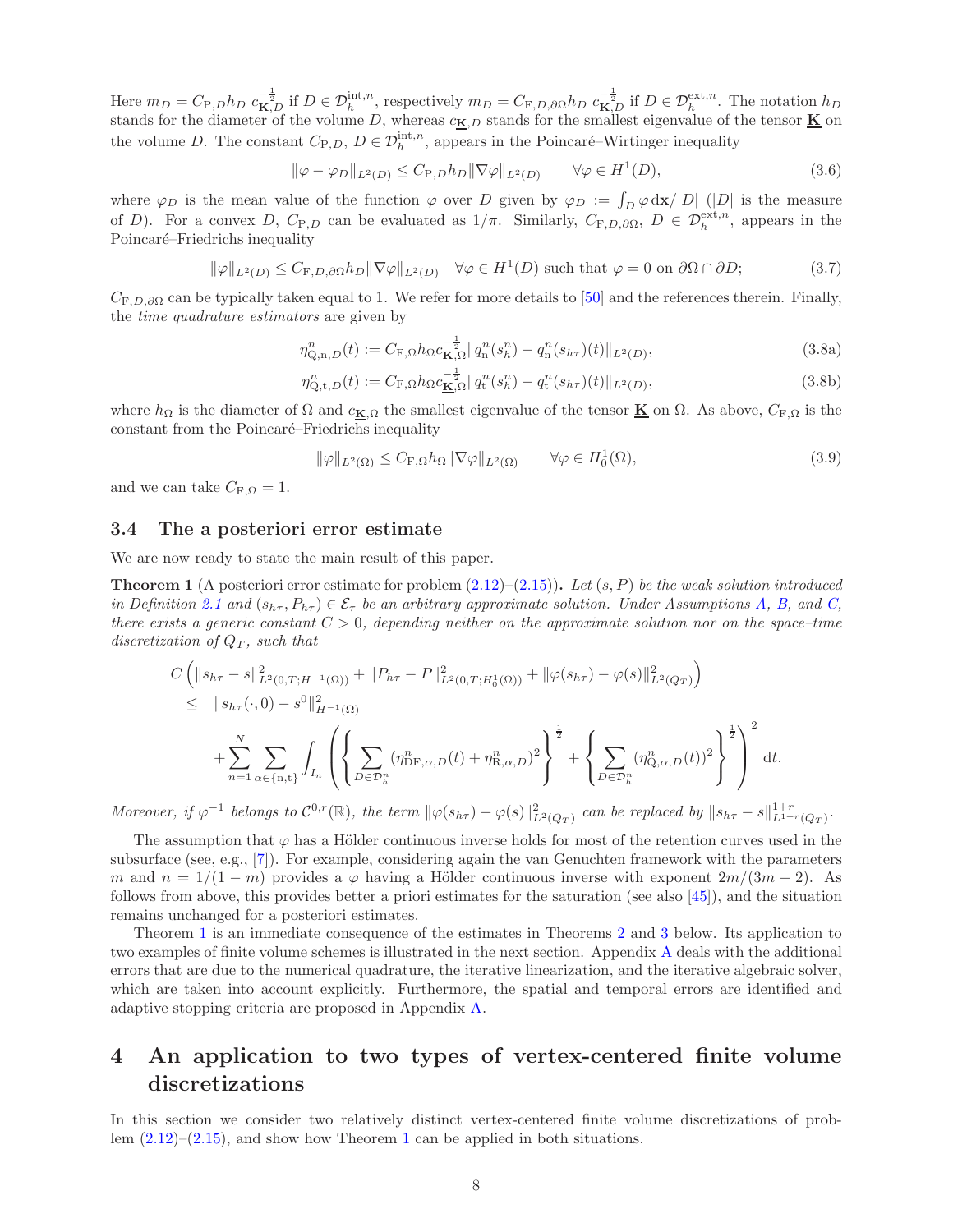Here $m_D = C_{\mathrm{P},D} h_D\, c_{\underline{\mathbf{K}},D}^{-\frac{1}{2}}$ if $D \in \mathcal{D}_h^{\mathrm{int},n}$, respectively $m_D = C_{\mathrm{F},D,\partial\Omega} h_D\, c_{\underline{\mathbf{K}},D}^{-\frac{1}{2}}$ if $D \in \mathcal{D}_h^{\mathrm{ext},n}$. The notation $h_D$ stands for the diameter of the volume $D$, whereas $c_{\underline{\mathbf{K}},D}$ stands for the smallest eigenvalue of the tensor $\underline{\mathbf{K}}$ on the volume $D$. The constant $C_{\mathrm{P},D}$, $D \in \mathcal{D}_h^{\mathrm{int},n}$, appears in the Poincaré–Wirtinger inequality

$$\|\varphi - \varphi_D\|_{L^2(D)} \le C_{\mathrm{P},D} h_D \|\nabla \varphi\|_{L^2(D)} \qquad \forall \varphi \in H^1(D), \tag{3.6}$$

where $\varphi_D$ is the mean value of the function $\varphi$ over $D$ given by $\varphi_D := \int_D \varphi \,\mathrm{d}\mathbf{x}/|D|$ ($|D|$ is the measure of $D$). For a convex $D$, $C_{\mathrm{P},D}$ can be evaluated as $1/\pi$. Similarly, $C_{\mathrm{F},D,\partial\Omega}$, $D \in \mathcal{D}_h^{\mathrm{ext},n}$, appears in the Poincaré–Friedrichs inequality

$$\|\varphi\|_{L^2(D)} \le C_{\mathrm{F},D,\partial\Omega} h_D \|\nabla \varphi\|_{L^2(D)} \quad \forall \varphi \in H^1(D) \text{ such that } \varphi = 0 \text{ on } \partial\Omega \cap \partial D; \tag{3.7}$$

$C_{\mathrm{F},D,\partial\Omega}$ can be typically taken equal to 1. We refer for more details to [50] and the references therein. Finally, the *time quadrature estimators* are given by

$$\eta^n_{\mathrm{Q,n},D}(t) := C_{\mathrm{F},\Omega} h_\Omega c_{\underline{\mathbf{K}},\Omega}^{-\frac{1}{2}} \|q^n_{\mathrm{n}}(s^n_h) - q^n_{\mathrm{n}}(s_{h\tau})(t)\|_{L^2(D)}, \tag{3.8a}$$

$$\eta^n_{\mathrm{Q,t},D}(t) := C_{\mathrm{F},\Omega} h_\Omega c_{\underline{\mathbf{K}},\Omega}^{-\frac{1}{2}} \|q^n_{\mathrm{t}}(s^n_h) - q^n_{\mathrm{t}}(s_{h\tau})(t)\|_{L^2(D)}, \tag{3.8b}$$

where $h_\Omega$ is the diameter of $\Omega$ and $c_{\underline{\mathbf{K}},\Omega}$ the smallest eigenvalue of the tensor $\underline{\mathbf{K}}$ on $\Omega$. As above, $C_{\mathrm{F},\Omega}$ is the constant from the Poincaré–Friedrichs inequality

$$\|\varphi\|_{L^2(\Omega)} \le C_{\mathrm{F},\Omega} h_\Omega \|\nabla \varphi\|_{L^2(\Omega)} \qquad \forall \varphi \in H^1_0(\Omega), \tag{3.9}$$

and we can take $C_{\mathrm{F},\Omega} = 1$.

### 3.4 The a posteriori error estimate

We are now ready to state the main result of this paper.

**Theorem 1** (A posteriori error estimate for problem (2.12)–(2.15))**.** *Let $(s, P)$ be the weak solution introduced in Definition 2.1 and $(s_{h\tau}, P_{h\tau}) \in \mathcal{E}_\tau$ be an arbitrary approximate solution. Under Assumptions A, B, and C, there exists a generic constant $C > 0$, depending neither on the approximate solution nor on the space–time discretization of $Q_T$, such that*

$$\begin{aligned}
&C\left( \|s_{h\tau} - s\|^2_{L^2(0,T;H^{-1}(\Omega))} + \|P_{h\tau} - P\|^2_{L^2(0,T;H^1_0(\Omega))} + \|\varphi(s_{h\tau}) - \varphi(s)\|^2_{L^2(Q_T)} \right) \\
&\quad \le \quad \|s_{h\tau}(\cdot, 0) - s^0\|^2_{H^{-1}(\Omega)} \\
&\qquad + \sum_{n=1}^{N} \sum_{\alpha \in \{\mathrm{n},\mathrm{t}\}} \int_{I_n} \left( \left\{ \sum_{D \in \mathcal{D}_h^n} (\eta^n_{\mathrm{DF},\alpha,D}(t) + \eta^n_{\mathrm{R},\alpha,D})^2 \right\}^{\frac{1}{2}} + \left\{ \sum_{D \in \mathcal{D}_h^n} (\eta^n_{\mathrm{Q},\alpha,D}(t))^2 \right\}^{\frac{1}{2}} \right)^2 \mathrm{d}t.
\end{aligned}$$

*Moreover, if $\varphi^{-1}$ belongs to $\mathcal{C}^{0,r}(\mathbb{R})$, the term $\|\varphi(s_{h\tau}) - \varphi(s)\|^2_{L^2(Q_T)}$ can be replaced by $\|s_{h\tau} - s\|^{1+r}_{L^{1+r}(Q_T)}$.*

The assumption that $\varphi$ has a Hölder continuous inverse holds for most of the retention curves used in the subsurface (see, e.g., [7]). For example, considering again the van Genuchten framework with the parameters $m$ and $n = 1/(1-m)$ provides a $\varphi$ having a Hölder continuous inverse with exponent $2m/(3m+2)$. As follows from above, this provides better a priori estimates for the saturation (see also [45]), and the situation remains unchanged for a posteriori estimates.

Theorem 1 is an immediate consequence of the estimates in Theorems 2 and 3 below. Its application to two examples of finite volume schemes is illustrated in the next section. Appendix A deals with the additional errors that are due to the numerical quadrature, the iterative linearization, and the iterative algebraic solver, which are taken into account explicitly. Furthermore, the spatial and temporal errors are identified and adaptive stopping criteria are proposed in Appendix A.

## 4 An application to two types of vertex-centered finite volume discretizations

In this section we consider two relatively distinct vertex-centered finite volume discretizations of problem (2.12)–(2.15), and show how Theorem 1 can be applied in both situations.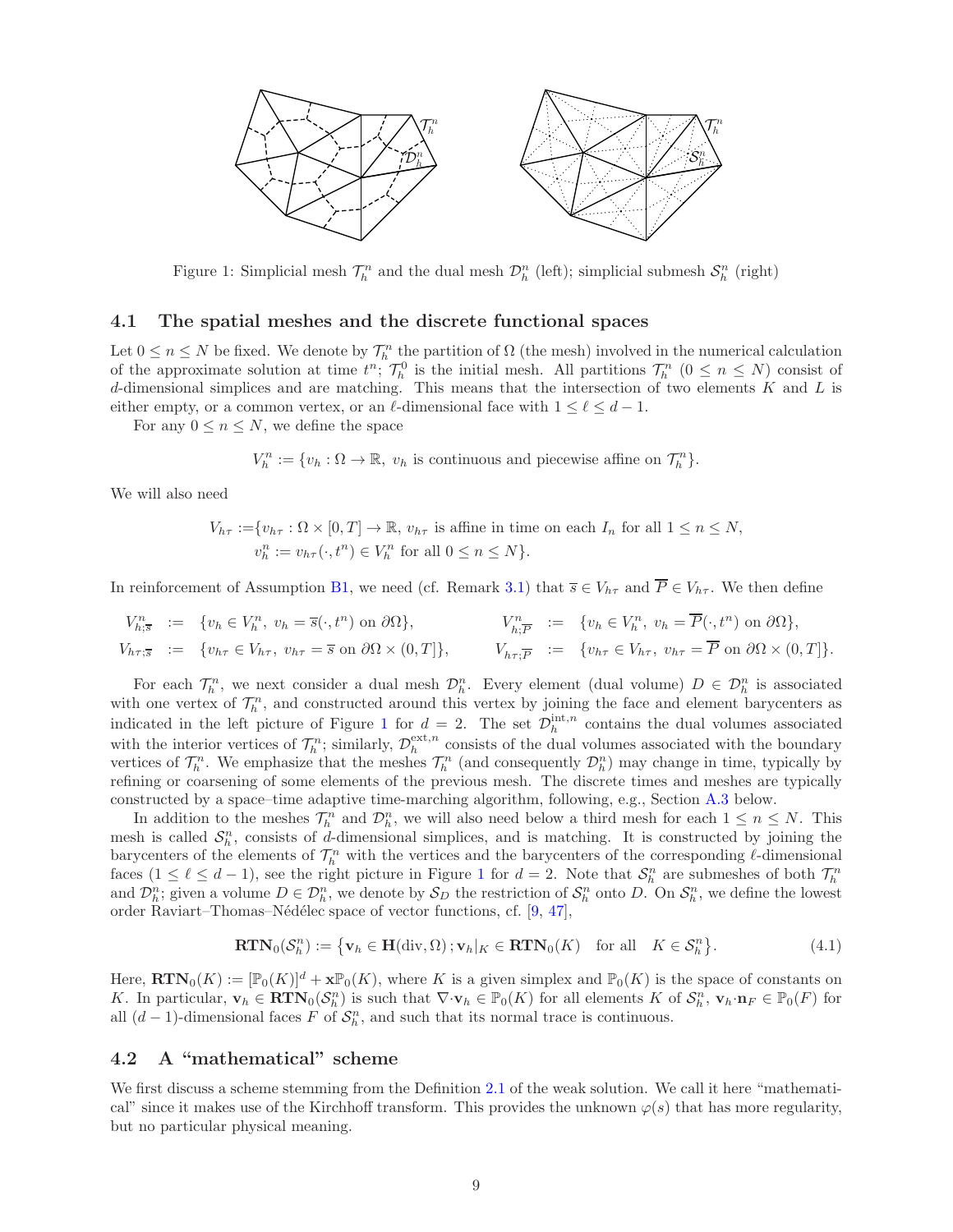Figure 1: Simplicial mesh $\mathcal{T}_h^n$ and the dual mesh $\mathcal{D}_h^n$ (left); simplicial submesh $\mathcal{S}_h^n$ (right)

### 4.1 The spatial meshes and the discrete functional spaces

Let $0 \le n \le N$ be fixed. We denote by $\mathcal{T}_h^n$ the partition of $\Omega$ (the mesh) involved in the numerical calculation of the approximate solution at time $t^n$; $\mathcal{T}_h^0$ is the initial mesh. All partitions $\mathcal{T}_h^n$ $(0 \le n \le N)$ consist of $d$-dimensional simplices and are matching. This means that the intersection of two elements $K$ and $L$ is either empty, or a common vertex, or an $\ell$-dimensional face with $1 \le \ell \le d-1$.

For any $0 \le n \le N$, we define the space

$$V_h^n := \{v_h : \Omega \to \mathbb{R},\ v_h \text{ is continuous and piecewise affine on } \mathcal{T}_h^n\}.$$

We will also need

$$\begin{aligned} V_{h\tau} :=\{& v_{h\tau} : \Omega \times [0,T] \to \mathbb{R},\ v_{h\tau} \text{ is affine in time on each } I_n \text{ for all } 1 \le n \le N, \\ & v_h^n := v_{h\tau}(\cdot, t^n) \in V_h^n \text{ for all } 0 \le n \le N\}. \end{aligned}$$

In reinforcement of Assumption B1, we need (cf. Remark 3.1) that $\overline{s} \in V_{h\tau}$ and $\overline{P} \in V_{h\tau}$. We then define

$$\begin{aligned} V_{h;\overline{s}}^n &:= \{v_h \in V_h^n,\ v_h = \overline{s}(\cdot, t^n) \text{ on } \partial\Omega\}, & V_{h;\overline{P}}^n &:= \{v_h \in V_h^n,\ v_h = \overline{P}(\cdot, t^n) \text{ on } \partial\Omega\}, \\ V_{h\tau;\overline{s}} &:= \{v_{h\tau} \in V_{h\tau},\ v_{h\tau} = \overline{s} \text{ on } \partial\Omega \times (0,T]\}, & V_{h\tau;\overline{P}} &:= \{v_{h\tau} \in V_{h\tau},\ v_{h\tau} = \overline{P} \text{ on } \partial\Omega \times (0,T]\}. \end{aligned}$$

For each $\mathcal{T}_h^n$, we next consider a dual mesh $\mathcal{D}_h^n$. Every element (dual volume) $D \in \mathcal{D}_h^n$ is associated with one vertex of $\mathcal{T}_h^n$, and constructed around this vertex by joining the face and element barycenters as indicated in the left picture of Figure 1 for $d = 2$. The set $\mathcal{D}_h^{\mathrm{int},n}$ contains the dual volumes associated with the interior vertices of $\mathcal{T}_h^n$; similarly, $\mathcal{D}_h^{\mathrm{ext},n}$ consists of the dual volumes associated with the boundary vertices of $\mathcal{T}_h^n$. We emphasize that the meshes $\mathcal{T}_h^n$ (and consequently $\mathcal{D}_h^n$) may change in time, typically by refining or coarsening of some elements of the previous mesh. The discrete times and meshes are typically constructed by a space–time adaptive time-marching algorithm, following, e.g., Section A.3 below.

In addition to the meshes $\mathcal{T}_h^n$ and $\mathcal{D}_h^n$, we will also need below a third mesh for each $1 \le n \le N$. This mesh is called $\mathcal{S}_h^n$, consists of $d$-dimensional simplices, and is matching. It is constructed by joining the barycenters of the elements of $\mathcal{T}_h^n$ with the vertices and the barycenters of the corresponding $\ell$-dimensional faces $(1 \le \ell \le d-1)$, see the right picture in Figure 1 for $d = 2$. Note that $\mathcal{S}_h^n$ are submeshes of both $\mathcal{T}_h^n$ and $\mathcal{D}_h^n$; given a volume $D \in \mathcal{D}_h^n$, we denote by $\mathcal{S}_D$ the restriction of $\mathcal{S}_h^n$ onto $D$. On $\mathcal{S}_h^n$, we define the lowest order Raviart–Thomas–Nédélec space of vector functions, cf. [9, 47],

$$\mathbf{RTN}_0(\mathcal{S}_h^n) := \{\mathbf{v}_h \in \mathbf{H}(\mathrm{div}, \Omega)\, ; \mathbf{v}_h|_K \in \mathbf{RTN}_0(K) \quad \text{for all} \quad K \in \mathcal{S}_h^n\}. \tag{4.1}$$

Here, $\mathbf{RTN}_0(K) := [\mathbb{P}_0(K)]^d + \mathbf{x}\mathbb{P}_0(K)$, where $K$ is a given simplex and $\mathbb{P}_0(K)$ is the space of constants on $K$. In particular, $\mathbf{v}_h \in \mathbf{RTN}_0(\mathcal{S}_h^n)$ is such that $\nabla \cdot \mathbf{v}_h \in \mathbb{P}_0(K)$ for all elements $K$ of $\mathcal{S}_h^n$, $\mathbf{v}_h \cdot \mathbf{n}_F \in \mathbb{P}_0(F)$ for all $(d-1)$-dimensional faces $F$ of $\mathcal{S}_h^n$, and such that its normal trace is continuous.

### 4.2 A "mathematical" scheme

We first discuss a scheme stemming from the Definition 2.1 of the weak solution. We call it here "mathematical" since it makes use of the Kirchhoff transform. This provides the unknown $\varphi(s)$ that has more regularity, but no particular physical meaning.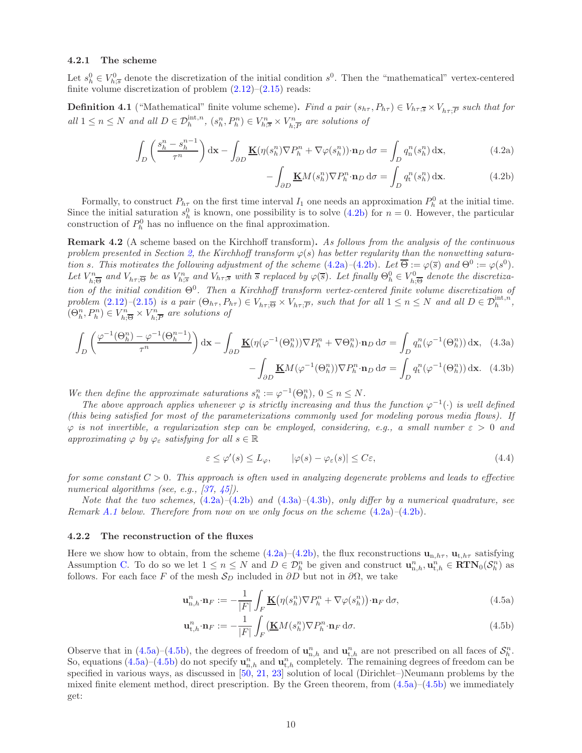### 4.2.1 The scheme

Let $s_h^0 \in V^0_{h;\overline{s}}$ denote the discretization of the initial condition $s^0$. Then the "mathematical" vertex-centered finite volume discretization of problem (2.12)–(2.15) reads:

**Definition 4.1** ("Mathematical" finite volume scheme)**.** *Find a pair $(s_{h\tau}, P_{h\tau}) \in V_{h\tau;\overline{s}} \times V_{h\tau;\overline{P}}$ such that for all $1 \le n \le N$ and all $D \in \mathcal{D}_h^{\mathrm{int},n}$, $(s_h^n, P_h^n) \in V^n_{h;\overline{s}} \times V^n_{h;\overline{P}}$ are solutions of*

$$\int_D \left(\frac{s_h^n - s_h^{n-1}}{\tau^n}\right) \mathrm{d}\mathbf{x} - \int_{\partial D} \underline{\mathbf{K}}(\eta(s_h^n)\nabla P_h^n + \nabla\varphi(s_h^n))\cdot\mathbf{n}_D \,\mathrm{d}\sigma = \int_D q_{\mathrm{n}}^n(s_h^n)\,\mathrm{d}\mathbf{x}, \tag{4.2a}$$

$$- \int_{\partial D} \underline{\mathbf{K}} M(s_h^n)\nabla P_h^n\cdot\mathbf{n}_D \,\mathrm{d}\sigma = \int_D q_{\mathrm{t}}^n(s_h^n)\,\mathrm{d}\mathbf{x}. \tag{4.2b}$$

Formally, to construct $P_{h\tau}$ on the first time interval $I_1$ one needs an approximation $P_h^0$ at the initial time. Since the initial saturation $s_h^0$ is known, one possibility is to solve (4.2b) for $n = 0$. However, the particular construction of $P_h^0$ has no influence on the final approximation.

**Remark 4.2** (A scheme based on the Kirchhoff transform)**.** *As follows from the analysis of the continuous problem presented in Section 2, the Kirchhoff transform $\varphi(s)$ has better regularity than the nonwetting saturation $s$. This motivates the following adjustment of the scheme (4.2a)–(4.2b). Let $\overline{\Theta} := \varphi(\overline{s})$ and $\Theta^0 := \varphi(s^0)$. Let $V^n_{h;\overline{\Theta}}$ and $V_{h\tau;\overline{\Theta}}$ be as $V^n_{h;\overline{s}}$ and $V_{h\tau;\overline{s}}$ with $\overline{s}$ replaced by $\varphi(\overline{s})$. Let finally $\Theta_h^0 \in V^0_{h;\overline{\Theta}}$ denote the discretization of the initial condition $\Theta^0$. Then a Kirchhoff transform vertex-centered finite volume discretization of problem (2.12)–(2.15) is a pair $(\Theta_{h\tau}, P_{h\tau}) \in V_{h\tau;\overline{\Theta}} \times V_{h\tau;\overline{P}}$, such that for all $1 \le n \le N$ and all $D \in \mathcal{D}_h^{\mathrm{int},n}$, $(\Theta_h^n, P_h^n) \in V^n_{h;\overline{\Theta}} \times V^n_{h;\overline{P}}$ are solutions of*

$$\int_D \left(\frac{\varphi^{-1}(\Theta_h^n) - \varphi^{-1}(\Theta_h^{n-1})}{\tau^n}\right) \mathrm{d}\mathbf{x} - \int_{\partial D} \underline{\mathbf{K}}(\eta(\varphi^{-1}(\Theta_h^n))\nabla P_h^n + \nabla\Theta_h^n)\cdot\mathbf{n}_D \,\mathrm{d}\sigma = \int_D q_{\mathrm{n}}^n(\varphi^{-1}(\Theta_h^n))\,\mathrm{d}\mathbf{x}, \tag{4.3a}$$

$$- \int_{\partial D} \underline{\mathbf{K}} M(\varphi^{-1}(\Theta_h^n))\nabla P_h^n\cdot\mathbf{n}_D \,\mathrm{d}\sigma = \int_D q_{\mathrm{t}}^n(\varphi^{-1}(\Theta_h^n))\,\mathrm{d}\mathbf{x}. \tag{4.3b}$$

*We then define the approximate saturations $s_h^n := \varphi^{-1}(\Theta_h^n)$, $0 \le n \le N$.*

*The above approach applies whenever $\varphi$ is strictly increasing and thus the function $\varphi^{-1}(\cdot)$ is well defined (this being satisfied for most of the parameterizations commonly used for modeling porous media flows). If $\varphi$ is not invertible, a regularization step can be employed, considering, e.g., a small number $\varepsilon > 0$ and approximating $\varphi$ by $\varphi_\varepsilon$ satisfying for all $s \in \mathbb{R}$*

$$\varepsilon \le \varphi'(s) \le L_\varphi, \qquad |\varphi(s) - \varphi_\varepsilon(s)| \le C\varepsilon, \tag{4.4}$$

*for some constant $C > 0$. This approach is often used in analyzing degenerate problems and leads to effective numerical algorithms (see, e.g., [37, 45]).*

*Note that the two schemes, (4.2a)–(4.2b) and (4.3a)–(4.3b), only differ by a numerical quadrature, see Remark A.1 below. Therefore from now on we only focus on the scheme (4.2a)–(4.2b).*

### 4.2.2 The reconstruction of the fluxes

Here we show how to obtain, from the scheme (4.2a)–(4.2b), the flux reconstructions $\mathbf{u}_{\mathrm{n},h\tau}$, $\mathbf{u}_{\mathrm{t},h\tau}$ satisfying Assumption C. To do so we let $1 \le n \le N$ and $D \in \mathcal{D}_h^n$ be given and construct $\mathbf{u}^n_{\mathrm{n},h}, \mathbf{u}^n_{\mathrm{t},h} \in \mathbf{RTN}_0(\mathcal{S}_h^n)$ as follows. For each face $F$ of the mesh $\mathcal{S}_D$ included in $\partial D$ but not in $\partial\Omega$, we take

$$\mathbf{u}^n_{\mathrm{n},h}\cdot\mathbf{n}_F := -\frac{1}{|F|}\int_F \underline{\mathbf{K}}\big(\eta(s_h^n)\nabla P_h^n + \nabla\varphi(s_h^n)\big)\cdot\mathbf{n}_F \,\mathrm{d}\sigma, \tag{4.5a}$$

$$\mathbf{u}^n_{\mathrm{t},h}\cdot\mathbf{n}_F := -\frac{1}{|F|}\int_F \big(\underline{\mathbf{K}} M(s_h^n)\nabla P_h^n\cdot\mathbf{n}_F \,\mathrm{d}\sigma. \tag{4.5b}$$

Observe that in (4.5a)–(4.5b), the degrees of freedom of $\mathbf{u}^n_{\mathrm{n},h}$ and $\mathbf{u}^n_{\mathrm{t},h}$ are not prescribed on all faces of $\mathcal{S}_h^n$. So, equations (4.5a)–(4.5b) do not specify $\mathbf{u}^n_{\mathrm{n},h}$ and $\mathbf{u}^n_{\mathrm{t},h}$ completely. The remaining degrees of freedom can be specified in various ways, as discussed in [50, 21, 23] solution of local (Dirichlet–)Neumann problems by the mixed finite element method, direct prescription. By the Green theorem, from (4.5a)–(4.5b) we immediately get: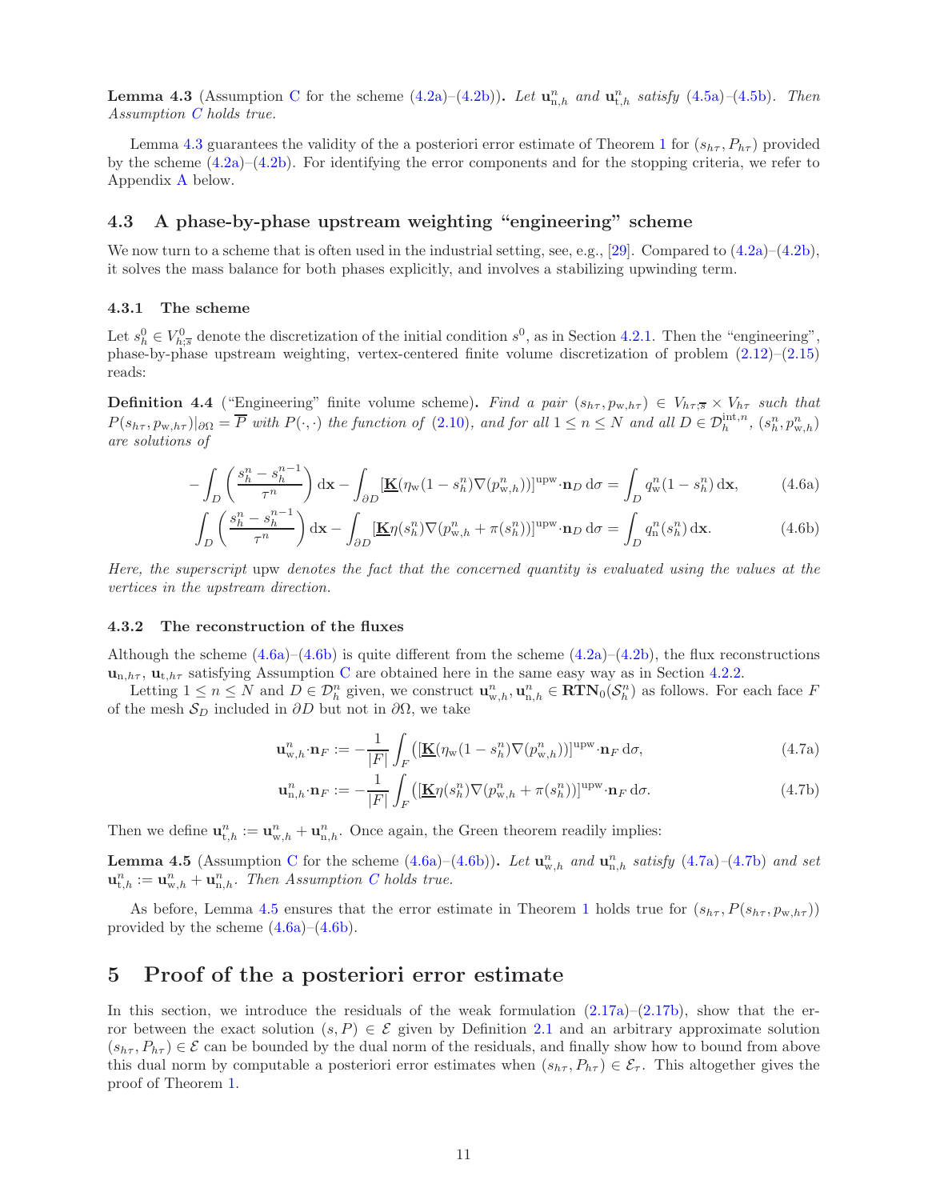**Lemma 4.3** (Assumption C for the scheme (4.2a)–(4.2b)). *Let $\mathbf{u}^n_{\mathrm{n},h}$ and $\mathbf{u}^n_{\mathrm{t},h}$ satisfy (4.5a)–(4.5b). Then Assumption C holds true.*

Lemma 4.3 guarantees the validity of the a posteriori error estimate of Theorem 1 for $(s_{h\tau}, P_{h\tau})$ provided by the scheme (4.2a)–(4.2b). For identifying the error components and for the stopping criteria, we refer to Appendix A below.

## 4.3 A phase-by-phase upstream weighting "engineering" scheme

We now turn to a scheme that is often used in the industrial setting, see, e.g., [29]. Compared to (4.2a)–(4.2b), it solves the mass balance for both phases explicitly, and involves a stabilizing upwinding term.

### 4.3.1 The scheme

Let $s^0_h \in V^0_{h;\overline{s}}$ denote the discretization of the initial condition $s^0$, as in Section 4.2.1. Then the "engineering", phase-by-phase upstream weighting, vertex-centered finite volume discretization of problem (2.12)–(2.15) reads:

**Definition 4.4** ("Engineering" finite volume scheme). *Find a pair $(s_{h\tau}, p_{\mathrm{w},h\tau}) \in V_{h\tau;\overline{s}} \times V_{h\tau}$ such that $P(s_{h\tau}, p_{\mathrm{w},h\tau})|_{\partial\Omega} = \overline{P}$ with $P(\cdot,\cdot)$ the function of (2.10), and for all $1 \le n \le N$ and all $D \in \mathcal{D}^{\mathrm{int},n}_h$, $(s^n_h, p^n_{\mathrm{w},h})$ are solutions of*

$$
-\int_D \left(\frac{s^n_h - s^{n-1}_h}{\tau^n}\right) \mathrm{d}\mathbf{x} - \int_{\partial D} [\underline{\mathbf{K}}(\eta_{\mathrm{w}}(1-s^n_h)\nabla(p^n_{\mathrm{w},h}))]^{\mathrm{upw}} \cdot \mathbf{n}_D \,\mathrm{d}\sigma = \int_D q^n_{\mathrm{w}}(1-s^n_h)\,\mathrm{d}\mathbf{x}, \tag{4.6a}
$$

$$
\int_D \left(\frac{s^n_h - s^{n-1}_h}{\tau^n}\right) \mathrm{d}\mathbf{x} - \int_{\partial D} [\underline{\mathbf{K}}\eta(s^n_h)\nabla(p^n_{\mathrm{w},h} + \pi(s^n_h))]^{\mathrm{upw}} \cdot \mathbf{n}_D \,\mathrm{d}\sigma = \int_D q^n_{\mathrm{n}}(s^n_h)\,\mathrm{d}\mathbf{x}. \tag{4.6b}
$$

*Here, the superscript* upw *denotes the fact that the concerned quantity is evaluated using the values at the vertices in the upstream direction.*

### 4.3.2 The reconstruction of the fluxes

Although the scheme (4.6a)–(4.6b) is quite different from the scheme (4.2a)–(4.2b), the flux reconstructions $\mathbf{u}_{\mathrm{n},h\tau}$, $\mathbf{u}_{\mathrm{t},h\tau}$ satisfying Assumption C are obtained here in the same easy way as in Section 4.2.2.

Letting $1 \le n \le N$ and $D \in \mathcal{D}^n_h$ given, we construct $\mathbf{u}^n_{\mathrm{w},h}, \mathbf{u}^n_{\mathrm{n},h} \in \mathbf{RTN}_0(\mathcal{S}^n_h)$ as follows. For each face $F$ of the mesh $\mathcal{S}_D$ included in $\partial D$ but not in $\partial\Omega$, we take

$$
\mathbf{u}^n_{\mathrm{w},h} \cdot \mathbf{n}_F := -\frac{1}{|F|} \int_F \left([\underline{\mathbf{K}}(\eta_{\mathrm{w}}(1-s^n_h)\nabla(p^n_{\mathrm{w},h}))]^{\mathrm{upw}} \cdot \mathbf{n}_F \,\mathrm{d}\sigma, \right. \tag{4.7a}
$$

$$
\mathbf{u}^n_{\mathrm{n},h} \cdot \mathbf{n}_F := -\frac{1}{|F|} \int_F \left([\underline{\mathbf{K}}\eta(s^n_h)\nabla(p^n_{\mathrm{w},h} + \pi(s^n_h))]^{\mathrm{upw}} \cdot \mathbf{n}_F \,\mathrm{d}\sigma. \right. \tag{4.7b}
$$

Then we define $\mathbf{u}^n_{\mathrm{t},h} := \mathbf{u}^n_{\mathrm{w},h} + \mathbf{u}^n_{\mathrm{n},h}$. Once again, the Green theorem readily implies:

**Lemma 4.5** (Assumption C for the scheme (4.6a)–(4.6b)). *Let $\mathbf{u}^n_{\mathrm{w},h}$ and $\mathbf{u}^n_{\mathrm{n},h}$ satisfy (4.7a)–(4.7b) and set $\mathbf{u}^n_{\mathrm{t},h} := \mathbf{u}^n_{\mathrm{w},h} + \mathbf{u}^n_{\mathrm{n},h}$. Then Assumption C holds true.*

As before, Lemma 4.5 ensures that the error estimate in Theorem 1 holds true for $(s_{h\tau}, P(s_{h\tau}, p_{\mathrm{w},h\tau}))$ provided by the scheme (4.6a)–(4.6b).

# 5 Proof of the a posteriori error estimate

In this section, we introduce the residuals of the weak formulation (2.17a)–(2.17b), show that the error between the exact solution $(s, P) \in \mathcal{E}$ given by Definition 2.1 and an arbitrary approximate solution $(s_{h\tau}, P_{h\tau}) \in \mathcal{E}$ can be bounded by the dual norm of the residuals, and finally show how to bound from above this dual norm by computable a posteriori error estimates when $(s_{h\tau}, P_{h\tau}) \in \mathcal{E}_\tau$. This altogether gives the proof of Theorem 1.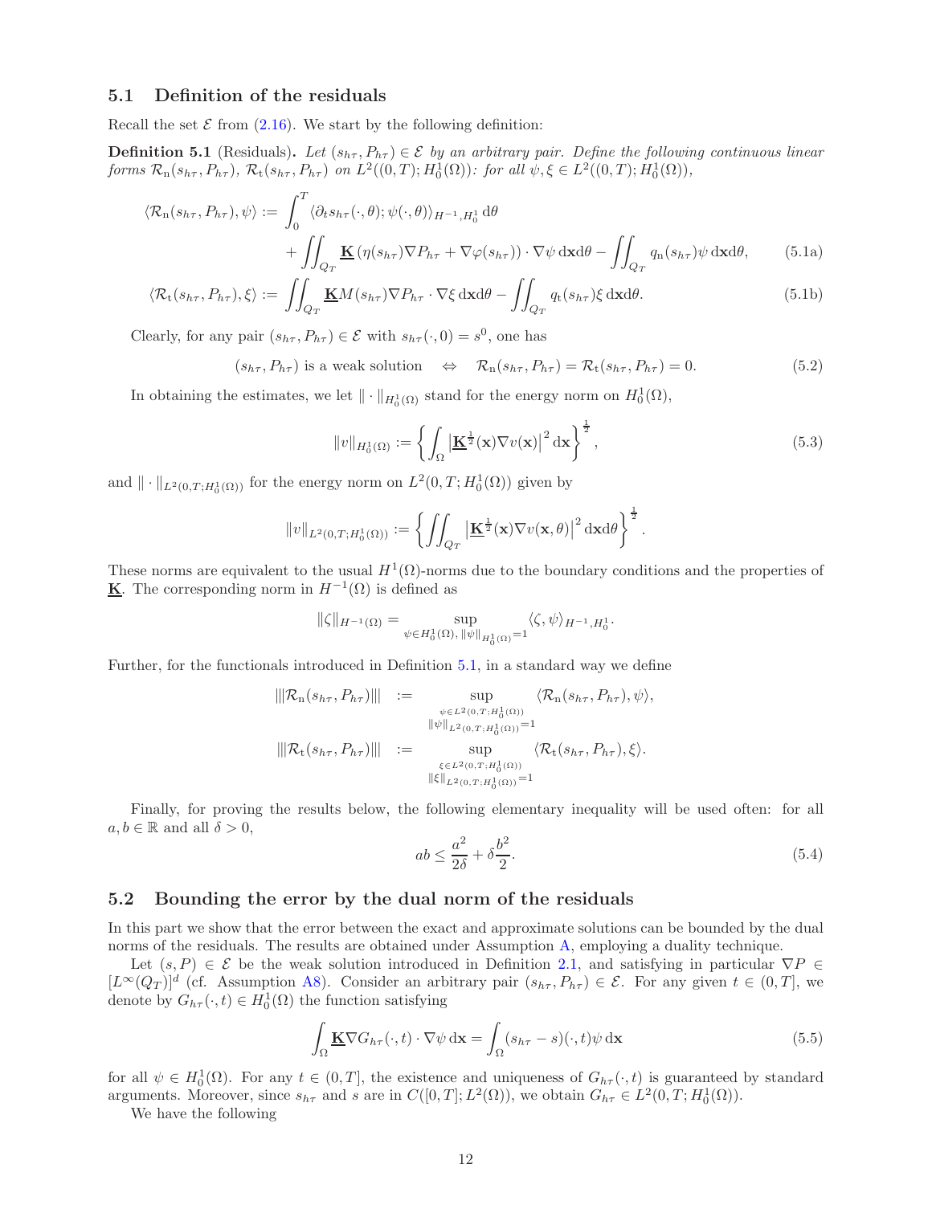## 5.1 Definition of the residuals

Recall the set $\mathcal{E}$ from (2.16). We start by the following definition:

**Definition 5.1** (Residuals)**.** *Let $(s_{h\tau}, P_{h\tau}) \in \mathcal{E}$ by an arbitrary pair. Define the following continuous linear forms $\mathcal{R}_{\rm n}(s_{h\tau}, P_{h\tau})$, $\mathcal{R}_{\rm t}(s_{h\tau}, P_{h\tau})$ on $L^2((0,T); H_0^1(\Omega))$: for all $\psi, \xi \in L^2((0,T); H_0^1(\Omega))$,*

$$
\begin{aligned}
\langle \mathcal{R}_{\rm n}(s_{h\tau}, P_{h\tau}), \psi \rangle :=& \int_0^T \langle \partial_t s_{h\tau}(\cdot,\theta); \psi(\cdot,\theta)\rangle_{H^{-1},H_0^1} \,\mathrm{d}\theta \\
&+ \iint_{Q_T} \underline{\mathbf{K}} \left(\eta(s_{h\tau})\nabla P_{h\tau} + \nabla\varphi(s_{h\tau})\right) \cdot \nabla\psi \,\mathrm{d}\mathbf{x}\mathrm{d}\theta - \iint_{Q_T} q_{\rm n}(s_{h\tau})\psi \,\mathrm{d}\mathbf{x}\mathrm{d}\theta, \qquad (5.1a)
\end{aligned}
$$

$$
\langle \mathcal{R}_{\rm t}(s_{h\tau}, P_{h\tau}), \xi \rangle := \iint_{Q_T} \underline{\mathbf{K}} M(s_{h\tau})\nabla P_{h\tau} \cdot \nabla\xi \,\mathrm{d}\mathbf{x}\mathrm{d}\theta - \iint_{Q_T} q_{\rm t}(s_{h\tau})\xi \,\mathrm{d}\mathbf{x}\mathrm{d}\theta. \qquad (5.1b)
$$

Clearly, for any pair $(s_{h\tau}, P_{h\tau}) \in \mathcal{E}$ with $s_{h\tau}(\cdot,0) = s^0$, one has

$$
(s_{h\tau}, P_{h\tau}) \text{ is a weak solution} \quad \Leftrightarrow \quad \mathcal{R}_{\rm n}(s_{h\tau}, P_{h\tau}) = \mathcal{R}_{\rm t}(s_{h\tau}, P_{h\tau}) = 0. \qquad (5.2)
$$

In obtaining the estimates, we let $\|\cdot\|_{H_0^1(\Omega)}$ stand for the energy norm on $H_0^1(\Omega)$,

$$
\|v\|_{H_0^1(\Omega)} := \left\{ \int_\Omega \left|\underline{\mathbf{K}}^{\frac{1}{2}}(\mathbf{x})\nabla v(\mathbf{x})\right|^2 \mathrm{d}\mathbf{x} \right\}^{\frac{1}{2}}, \qquad (5.3)
$$

and $\|\cdot\|_{L^2(0,T;H_0^1(\Omega))}$ for the energy norm on $L^2(0,T;H_0^1(\Omega))$ given by

$$
\|v\|_{L^2(0,T;H_0^1(\Omega))} := \left\{ \iint_{Q_T} \left|\underline{\mathbf{K}}^{\frac{1}{2}}(\mathbf{x})\nabla v(\mathbf{x},\theta)\right|^2 \mathrm{d}\mathbf{x}\mathrm{d}\theta \right\}^{\frac{1}{2}}.
$$

These norms are equivalent to the usual $H^1(\Omega)$-norms due to the boundary conditions and the properties of $\underline{\mathbf{K}}$. The corresponding norm in $H^{-1}(\Omega)$ is defined as

$$
\|\zeta\|_{H^{-1}(\Omega)} = \sup_{\psi \in H_0^1(\Omega),\, \|\psi\|_{H_0^1(\Omega)}=1} \langle \zeta, \psi \rangle_{H^{-1},H_0^1}.
$$

Further, for the functionals introduced in Definition 5.1, in a standard way we define

$$
\begin{aligned}
|||\mathcal{R}_{\rm n}(s_{h\tau}, P_{h\tau})||| &:= \sup_{\substack{\psi \in L^2(0,T;H_0^1(\Omega)) \\ \|\psi\|_{L^2(0,T;H_0^1(\Omega))}=1}} \langle \mathcal{R}_{\rm n}(s_{h\tau}, P_{h\tau}), \psi \rangle, \\
|||\mathcal{R}_{\rm t}(s_{h\tau}, P_{h\tau})||| &:= \sup_{\substack{\xi \in L^2(0,T;H_0^1(\Omega)) \\ \|\xi\|_{L^2(0,T;H_0^1(\Omega))}=1}} \langle \mathcal{R}_{\rm t}(s_{h\tau}, P_{h\tau}), \xi \rangle.
\end{aligned}
$$

Finally, for proving the results below, the following elementary inequality will be used often: for all $a, b \in \mathbb{R}$ and all $\delta > 0$,

$$
ab \le \frac{a^2}{2\delta} + \delta\frac{b^2}{2}. \qquad (5.4)
$$

## 5.2 Bounding the error by the dual norm of the residuals

In this part we show that the error between the exact and approximate solutions can be bounded by the dual norms of the residuals. The results are obtained under Assumption A, employing a duality technique.

Let $(s, P) \in \mathcal{E}$ be the weak solution introduced in Definition 2.1, and satisfying in particular $\nabla P \in [L^\infty(Q_T)]^d$ (cf. Assumption A8). Consider an arbitrary pair $(s_{h\tau}, P_{h\tau}) \in \mathcal{E}$. For any given $t \in (0,T]$, we denote by $G_{h\tau}(\cdot,t) \in H_0^1(\Omega)$ the function satisfying

$$
\int_\Omega \underline{\mathbf{K}}\nabla G_{h\tau}(\cdot,t) \cdot \nabla\psi \,\mathrm{d}\mathbf{x} = \int_\Omega (s_{h\tau} - s)(\cdot,t)\psi \,\mathrm{d}\mathbf{x} \qquad (5.5)
$$

for all $\psi \in H_0^1(\Omega)$. For any $t \in (0,T]$, the existence and uniqueness of $G_{h\tau}(\cdot,t)$ is guaranteed by standard arguments. Moreover, since $s_{h\tau}$ and $s$ are in $C([0,T]; L^2(\Omega))$, we obtain $G_{h\tau} \in L^2(0,T;H_0^1(\Omega))$.

We have the following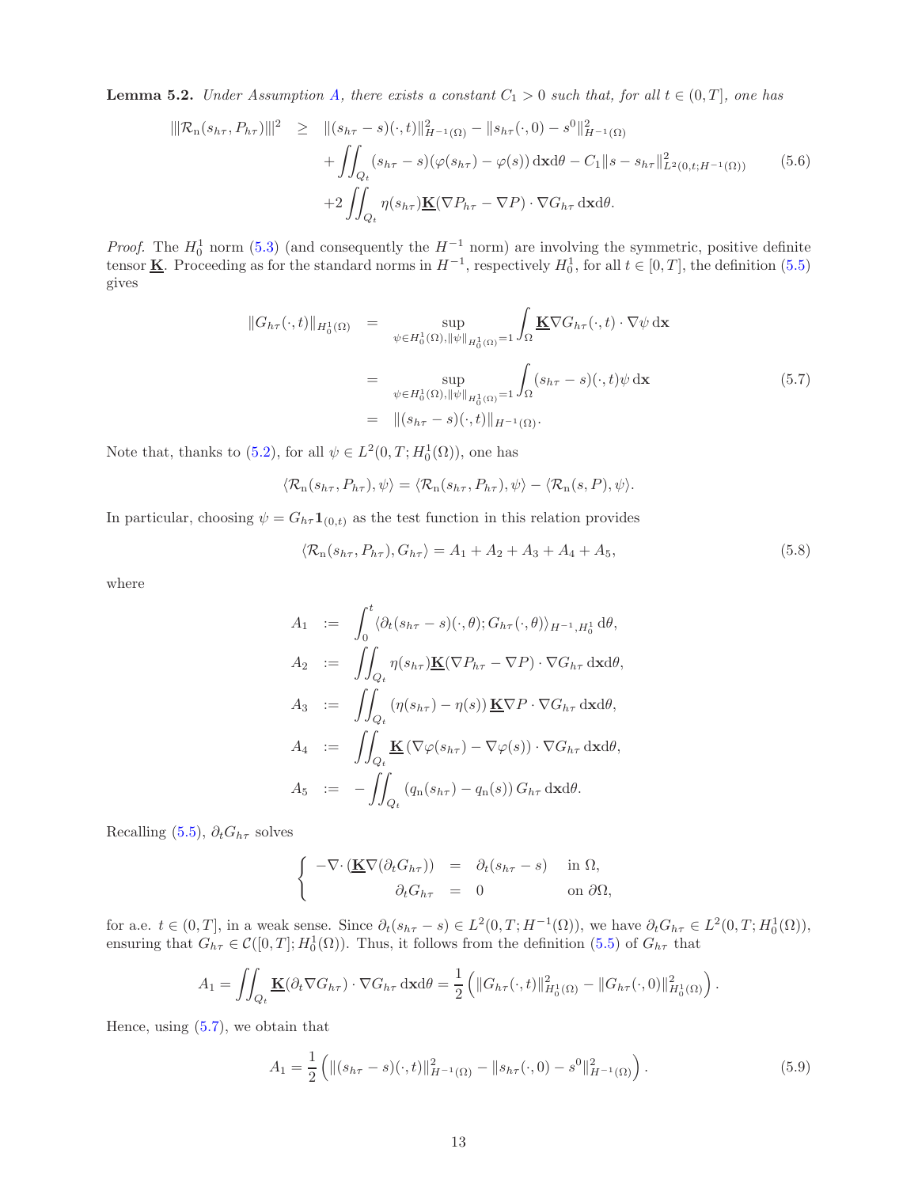**Lemma 5.2.** *Under Assumption A, there exists a constant $C_1 > 0$ such that, for all $t \in (0,T]$, one has*

$$
\begin{aligned}
|||\mathcal{R}_{\rm n}(s_{h\tau}, P_{h\tau})|||^2 \quad \geq \quad & \|(s_{h\tau} - s)(\cdot, t)\|^2_{H^{-1}(\Omega)} - \|s_{h\tau}(\cdot, 0) - s^0\|^2_{H^{-1}(\Omega)} \\
& + \iint_{Q_t} (s_{h\tau} - s)(\varphi(s_{h\tau}) - \varphi(s))\, \mathrm{d}\mathbf{x}\mathrm{d}\theta - C_1 \|s - s_{h\tau}\|^2_{L^2(0,t;H^{-1}(\Omega))} \\
& + 2 \iint_{Q_t} \eta(s_{h\tau}) \underline{\mathbf{K}} (\nabla P_{h\tau} - \nabla P) \cdot \nabla G_{h\tau}\, \mathrm{d}\mathbf{x}\mathrm{d}\theta.
\end{aligned} \tag{5.6}
$$

*Proof.* The $H^1_0$ norm (5.3) (and consequently the $H^{-1}$ norm) are involving the symmetric, positive definite tensor $\underline{\mathbf{K}}$. Proceeding as for the standard norms in $H^{-1}$, respectively $H^1_0$, for all $t \in [0,T]$, the definition (5.5) gives

$$
\begin{aligned}
\|G_{h\tau}(\cdot, t)\|_{H^1_0(\Omega)} \quad &= \sup_{\psi \in H^1_0(\Omega), \|\psi\|_{H^1_0(\Omega)} = 1} \int_\Omega \underline{\mathbf{K}} \nabla G_{h\tau}(\cdot, t) \cdot \nabla \psi \, \mathrm{d}\mathbf{x} \\
&= \sup_{\psi \in H^1_0(\Omega), \|\psi\|_{H^1_0(\Omega)} = 1} \int_\Omega (s_{h\tau} - s)(\cdot, t) \psi \, \mathrm{d}\mathbf{x} \\
&= \|(s_{h\tau} - s)(\cdot, t)\|_{H^{-1}(\Omega)}.
\end{aligned} \tag{5.7}
$$

Note that, thanks to (5.2), for all $\psi \in L^2(0,T;H^1_0(\Omega))$, one has

$$
\langle \mathcal{R}_{\rm n}(s_{h\tau}, P_{h\tau}), \psi \rangle = \langle \mathcal{R}_{\rm n}(s_{h\tau}, P_{h\tau}), \psi \rangle - \langle \mathcal{R}_{\rm n}(s, P), \psi \rangle.
$$

In particular, choosing $\psi = G_{h\tau} \mathbf{1}_{(0,t)}$ as the test function in this relation provides

$$
\langle \mathcal{R}_{\rm n}(s_{h\tau}, P_{h\tau}), G_{h\tau} \rangle = A_1 + A_2 + A_3 + A_4 + A_5, \tag{5.8}
$$

where

$$
\begin{aligned}
A_1 \quad &:= \quad \int_0^t \langle \partial_t (s_{h\tau} - s)(\cdot, \theta); G_{h\tau}(\cdot, \theta) \rangle_{H^{-1}, H^1_0} \, \mathrm{d}\theta, \\
A_2 \quad &:= \quad \iint_{Q_t} \eta(s_{h\tau}) \underline{\mathbf{K}} (\nabla P_{h\tau} - \nabla P) \cdot \nabla G_{h\tau} \, \mathrm{d}\mathbf{x}\mathrm{d}\theta, \\
A_3 \quad &:= \quad \iint_{Q_t} (\eta(s_{h\tau}) - \eta(s)) \, \underline{\mathbf{K}} \nabla P \cdot \nabla G_{h\tau} \, \mathrm{d}\mathbf{x}\mathrm{d}\theta, \\
A_4 \quad &:= \quad \iint_{Q_t} \underline{\mathbf{K}} \, (\nabla \varphi(s_{h\tau}) - \nabla \varphi(s)) \cdot \nabla G_{h\tau} \, \mathrm{d}\mathbf{x}\mathrm{d}\theta, \\
A_5 \quad &:= \quad - \iint_{Q_t} (q_{\rm n}(s_{h\tau}) - q_{\rm n}(s)) \, G_{h\tau} \, \mathrm{d}\mathbf{x}\mathrm{d}\theta.
\end{aligned}
$$

Recalling (5.5), $\partial_t G_{h\tau}$ solves

$$
\left\{
\begin{aligned}
-\nabla \cdot (\underline{\mathbf{K}} \nabla (\partial_t G_{h\tau})) \quad &= \quad \partial_t (s_{h\tau} - s) \qquad \text{in } \Omega, \\
\partial_t G_{h\tau} \quad &= \quad 0 \qquad \text{on } \partial\Omega,
\end{aligned}
\right.
$$

for a.e. $t \in (0,T]$, in a weak sense. Since $\partial_t (s_{h\tau} - s) \in L^2(0,T;H^{-1}(\Omega))$, we have $\partial_t G_{h\tau} \in L^2(0,T;H^1_0(\Omega))$, ensuring that $G_{h\tau} \in \mathcal{C}([0,T];H^1_0(\Omega))$. Thus, it follows from the definition (5.5) of $G_{h\tau}$ that

$$
A_1 = \iint_{Q_t} \underline{\mathbf{K}} (\partial_t \nabla G_{h\tau}) \cdot \nabla G_{h\tau} \, \mathrm{d}\mathbf{x}\mathrm{d}\theta = \frac{1}{2} \left( \|G_{h\tau}(\cdot, t)\|^2_{H^1_0(\Omega)} - \|G_{h\tau}(\cdot, 0)\|^2_{H^1_0(\Omega)} \right).
$$

Hence, using (5.7), we obtain that

$$
A_1 = \frac{1}{2} \left( \|(s_{h\tau} - s)(\cdot, t)\|^2_{H^{-1}(\Omega)} - \|s_{h\tau}(\cdot, 0) - s^0\|^2_{H^{-1}(\Omega)} \right). \tag{5.9}
$$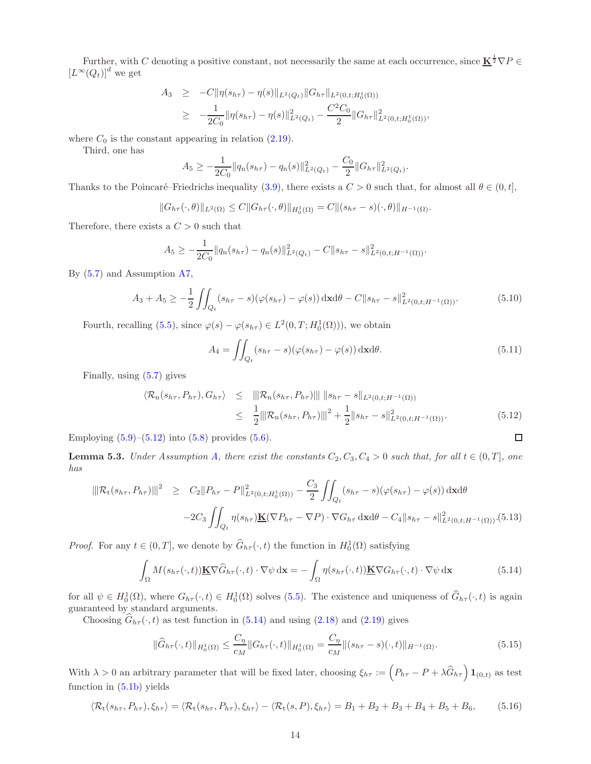Further, with $C$ denoting a positive constant, not necessarily the same at each occurrence, since $\underline{\mathbf{K}}^{\frac{1}{2}}\nabla P \in [L^\infty(Q_t)]^d$ we get

$$
\begin{aligned}
A_3 &\geq -C\|\eta(s_{h\tau}) - \eta(s)\|_{L^2(Q_t)}\|G_{h\tau}\|_{L^2(0,t;H_0^1(\Omega))} \\
&\geq -\frac{1}{2C_0}\|\eta(s_{h\tau}) - \eta(s)\|^2_{L^2(Q_t)} - \frac{C^2C_0}{2}\|G_{h\tau}\|^2_{L^2(0,t;H_0^1(\Omega))},
\end{aligned}
$$

where $C_0$ is the constant appearing in relation (2.19).

Third, one has

$$
A_5 \geq -\frac{1}{2C_0}\|q_{\rm n}(s_{h\tau}) - q_{\rm n}(s)\|^2_{L^2(Q_t)} - \frac{C_0}{2}\|G_{h\tau}\|^2_{L^2(Q_t)}.
$$

Thanks to the Poincaré–Friedrichs inequality (3.9), there exists a $C > 0$ such that, for almost all $\theta \in (0, t]$,

$$
\|G_{h\tau}(\cdot, \theta)\|_{L^2(\Omega)} \leq C\|G_{h\tau}(\cdot, \theta)\|_{H_0^1(\Omega)} = C\|(s_{h\tau} - s)(\cdot, \theta)\|_{H^{-1}(\Omega)}.
$$

Therefore, there exists a $C > 0$ such that

$$
A_5 \geq -\frac{1}{2C_0}\|q_{\rm n}(s_{h\tau}) - q_{\rm n}(s)\|^2_{L^2(Q_t)} - C\|s_{h\tau} - s\|^2_{L^2(0,t;H^{-1}(\Omega))}.
$$

By (5.7) and Assumption A7,

$$
A_3 + A_5 \geq -\frac{1}{2}\iint_{Q_t}(s_{h\tau} - s)(\varphi(s_{h\tau}) - \varphi(s))\,\mathrm{d}\mathbf{x}\mathrm{d}\theta - C\|s_{h\tau} - s\|^2_{L^2(0,t;H^{-1}(\Omega))}. \tag{5.10}
$$

Fourth, recalling (5.5), since $\varphi(s) - \varphi(s_{h\tau}) \in L^2(0, T; H_0^1(\Omega)))$, we obtain

$$
A_4 = \iint_{Q_t}(s_{h\tau} - s)(\varphi(s_{h\tau}) - \varphi(s))\,\mathrm{d}\mathbf{x}\mathrm{d}\theta. \tag{5.11}
$$

Finally, using (5.7) gives

$$
\begin{aligned}
\langle \mathcal{R}_{\rm n}(s_{h\tau}, P_{h\tau}), G_{h\tau}\rangle &\leq |||\mathcal{R}_{\rm n}(s_{h\tau}, P_{h\tau})|||\ \|s_{h\tau} - s\|_{L^2(0,t;H^{-1}(\Omega))} \\
&\leq \frac{1}{2}|||\mathcal{R}_{\rm n}(s_{h\tau}, P_{h\tau})|||^2 + \frac{1}{2}\|s_{h\tau} - s\|^2_{L^2(0,t;H^{-1}(\Omega))}.
\end{aligned} \tag{5.12}
$$

Employing (5.9)–(5.12) into (5.8) provides (5.6). $\square$

**Lemma 5.3.** *Under Assumption A, there exist the constants $C_2, C_3, C_4 > 0$ such that, for all $t \in (0, T]$, one has*

$$
\begin{aligned}
|||\mathcal{R}_{\rm t}(s_{h\tau}, P_{h\tau})|||^2 \geq\ & C_2\|P_{h\tau} - P\|^2_{L^2(0,t;H_0^1(\Omega))} - \frac{C_3}{2}\iint_{Q_t}(s_{h\tau} - s)(\varphi(s_{h\tau}) - \varphi(s))\,\mathrm{d}\mathbf{x}\mathrm{d}\theta \\
& -2C_3\iint_{Q_t}\eta(s_{h\tau})\underline{\mathbf{K}}(\nabla P_{h\tau} - \nabla P)\cdot\nabla G_{h\tau}\,\mathrm{d}\mathbf{x}\mathrm{d}\theta - C_4\|s_{h\tau} - s\|^2_{L^2(0,t;H^{-1}(\Omega))}.
\end{aligned} \tag{5.13}
$$

*Proof.* For any $t \in (0, T]$, we denote by $\widehat{G}_{h\tau}(\cdot, t)$ the function in $H_0^1(\Omega)$ satisfying

$$
\int_\Omega M(s_{h\tau}(\cdot, t))\underline{\mathbf{K}}\nabla\widehat{G}_{h\tau}(\cdot, t)\cdot\nabla\psi\,\mathrm{d}\mathbf{x} = -\int_\Omega \eta(s_{h\tau}(\cdot, t))\underline{\mathbf{K}}\nabla G_{h\tau}(\cdot, t)\cdot\nabla\psi\,\mathrm{d}\mathbf{x} \tag{5.14}
$$

for all $\psi \in H_0^1(\Omega)$, where $G_{h\tau}(\cdot, t) \in H_0^1(\Omega)$ solves (5.5). The existence and uniqueness of $\widehat{G}_{h\tau}(\cdot, t)$ is again guaranteed by standard arguments.

Choosing $\widehat{G}_{h\tau}(\cdot, t)$ as test function in (5.14) and using (2.18) and (2.19) gives

$$
\|\widehat{G}_{h\tau}(\cdot, t)\|_{H_0^1(\Omega)} \leq \frac{C_\eta}{c_M}\|G_{h\tau}(\cdot, t)\|_{H_0^1(\Omega)} = \frac{C_\eta}{c_M}\|(s_{h\tau} - s)(\cdot, t)\|_{H^{-1}(\Omega)}. \tag{5.15}
$$

With $\lambda > 0$ an arbitrary parameter that will be fixed later, choosing $\xi_{h\tau} := \left(P_{h\tau} - P + \lambda\widehat{G}_{h\tau}\right)\mathbf{1}_{(0,t)}$ as test function in (5.1b) yields

$$
\langle \mathcal{R}_{\rm t}(s_{h\tau}, P_{h\tau}), \xi_{h\tau}\rangle = \langle \mathcal{R}_{\rm t}(s_{h\tau}, P_{h\tau}), \xi_{h\tau}\rangle - \langle \mathcal{R}_{\rm t}(s, P), \xi_{h\tau}\rangle = B_1 + B_2 + B_3 + B_4 + B_5 + B_6, \tag{5.16}
$$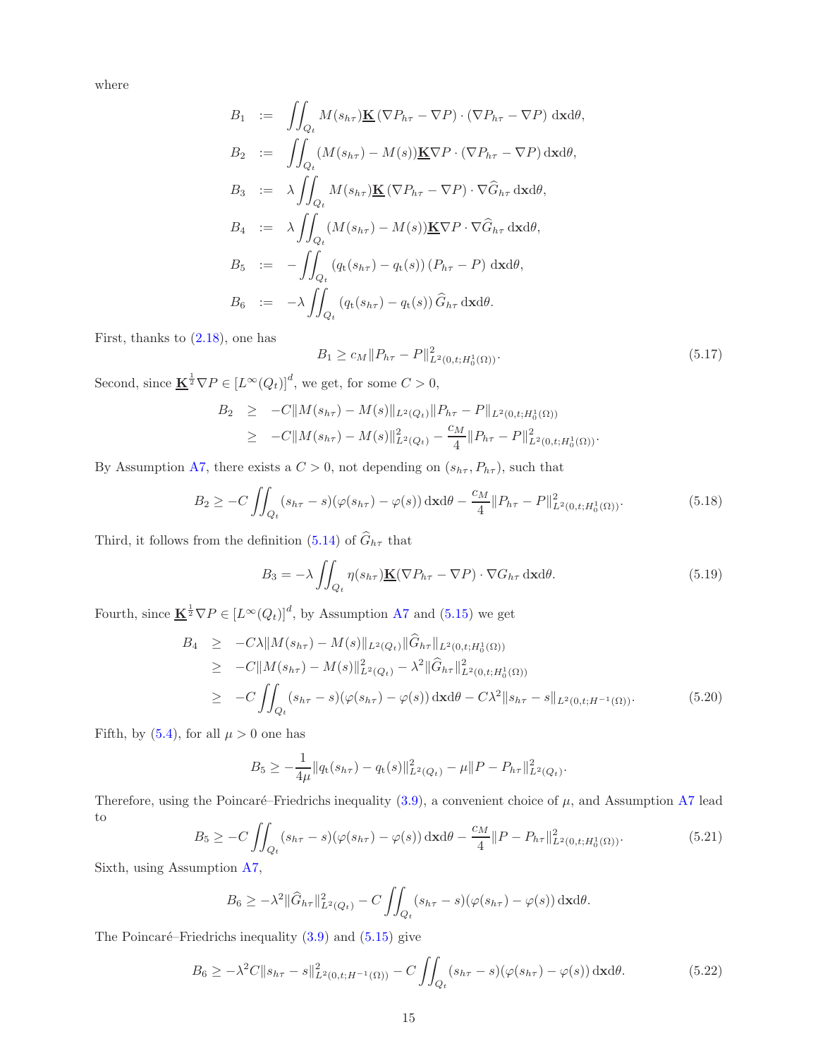where

$$
\begin{aligned}
B_1 &:= \iint_{Q_t} M(s_{h\tau})\underline{\mathbf{K}}\,(\nabla P_{h\tau} - \nabla P)\cdot(\nabla P_{h\tau} - \nabla P)\,\mathrm{d}\mathbf{x}\mathrm{d}\theta,\\
B_2 &:= \iint_{Q_t} (M(s_{h\tau}) - M(s))\underline{\mathbf{K}}\nabla P\cdot(\nabla P_{h\tau} - \nabla P)\,\mathrm{d}\mathbf{x}\mathrm{d}\theta,\\
B_3 &:= \lambda\iint_{Q_t} M(s_{h\tau})\underline{\mathbf{K}}\,(\nabla P_{h\tau} - \nabla P)\cdot\nabla\widehat{G}_{h\tau}\,\mathrm{d}\mathbf{x}\mathrm{d}\theta,\\
B_4 &:= \lambda\iint_{Q_t} (M(s_{h\tau}) - M(s))\underline{\mathbf{K}}\nabla P\cdot\nabla\widehat{G}_{h\tau}\,\mathrm{d}\mathbf{x}\mathrm{d}\theta,\\
B_5 &:= -\iint_{Q_t} (q_{\mathrm{t}}(s_{h\tau}) - q_{\mathrm{t}}(s))\,(P_{h\tau} - P)\,\mathrm{d}\mathbf{x}\mathrm{d}\theta,\\
B_6 &:= -\lambda\iint_{Q_t} (q_{\mathrm{t}}(s_{h\tau}) - q_{\mathrm{t}}(s))\,\widehat{G}_{h\tau}\,\mathrm{d}\mathbf{x}\mathrm{d}\theta.
\end{aligned}
$$

First, thanks to (2.18), one has

$$
B_1 \geq c_M\|P_{h\tau} - P\|^2_{L^2(0,t;H^1_0(\Omega))}. \tag{5.17}
$$

Second, since $\underline{\mathbf{K}}^{\frac{1}{2}}\nabla P \in [L^\infty(Q_t)]^d$, we get, for some $C > 0$,

$$
\begin{aligned}
B_2 &\geq -C\|M(s_{h\tau}) - M(s)\|_{L^2(Q_t)}\|P_{h\tau} - P\|_{L^2(0,t;H^1_0(\Omega))}\\
&\geq -C\|M(s_{h\tau}) - M(s)\|^2_{L^2(Q_t)} - \frac{c_M}{4}\|P_{h\tau} - P\|^2_{L^2(0,t;H^1_0(\Omega))}.
\end{aligned}
$$

By Assumption A7, there exists a $C > 0$, not depending on $(s_{h\tau}, P_{h\tau})$, such that

$$
B_2 \geq -C\iint_{Q_t}(s_{h\tau} - s)(\varphi(s_{h\tau}) - \varphi(s))\,\mathrm{d}\mathbf{x}\mathrm{d}\theta - \frac{c_M}{4}\|P_{h\tau} - P\|^2_{L^2(0,t;H^1_0(\Omega))}. \tag{5.18}
$$

Third, it follows from the definition (5.14) of $\widehat{G}_{h\tau}$ that

$$
B_3 = -\lambda\iint_{Q_t}\eta(s_{h\tau})\underline{\mathbf{K}}(\nabla P_{h\tau} - \nabla P)\cdot\nabla G_{h\tau}\,\mathrm{d}\mathbf{x}\mathrm{d}\theta. \tag{5.19}
$$

Fourth, since $\underline{\mathbf{K}}^{\frac{1}{2}}\nabla P \in [L^\infty(Q_t)]^d$, by Assumption A7 and (5.15) we get

$$
\begin{aligned}
B_4 &\geq -C\lambda\|M(s_{h\tau}) - M(s)\|_{L^2(Q_t)}\|\widehat{G}_{h\tau}\|_{L^2(0,t;H^1_0(\Omega))}\\
&\geq -C\|M(s_{h\tau}) - M(s)\|^2_{L^2(Q_t)} - \lambda^2\|\widehat{G}_{h\tau}\|^2_{L^2(0,t;H^1_0(\Omega))}\\
&\geq -C\iint_{Q_t}(s_{h\tau} - s)(\varphi(s_{h\tau}) - \varphi(s))\,\mathrm{d}\mathbf{x}\mathrm{d}\theta - C\lambda^2\|s_{h\tau} - s\|_{L^2(0,t;H^{-1}(\Omega))}.
\end{aligned} \tag{5.20}
$$

Fifth, by (5.4), for all $\mu > 0$ one has

$$
B_5 \geq -\frac{1}{4\mu}\|q_{\mathrm{t}}(s_{h\tau}) - q_{\mathrm{t}}(s)\|^2_{L^2(Q_t)} - \mu\|P - P_{h\tau}\|^2_{L^2(Q_t)}.
$$

Therefore, using the Poincaré–Friedrichs inequality (3.9), a convenient choice of $\mu$, and Assumption A7 lead to

$$
B_5 \geq -C\iint_{Q_t}(s_{h\tau} - s)(\varphi(s_{h\tau}) - \varphi(s))\,\mathrm{d}\mathbf{x}\mathrm{d}\theta - \frac{c_M}{4}\|P - P_{h\tau}\|^2_{L^2(0,t;H^1_0(\Omega))}. \tag{5.21}
$$

Sixth, using Assumption A7,

$$
B_6 \geq -\lambda^2\|\widehat{G}_{h\tau}\|^2_{L^2(Q_t)} - C\iint_{Q_t}(s_{h\tau} - s)(\varphi(s_{h\tau}) - \varphi(s))\,\mathrm{d}\mathbf{x}\mathrm{d}\theta.
$$

The Poincaré–Friedrichs inequality (3.9) and (5.15) give

$$
B_6 \geq -\lambda^2 C\|s_{h\tau} - s\|^2_{L^2(0,t;H^{-1}(\Omega))} - C\iint_{Q_t}(s_{h\tau} - s)(\varphi(s_{h\tau}) - \varphi(s))\,\mathrm{d}\mathbf{x}\mathrm{d}\theta. \tag{5.22}
$$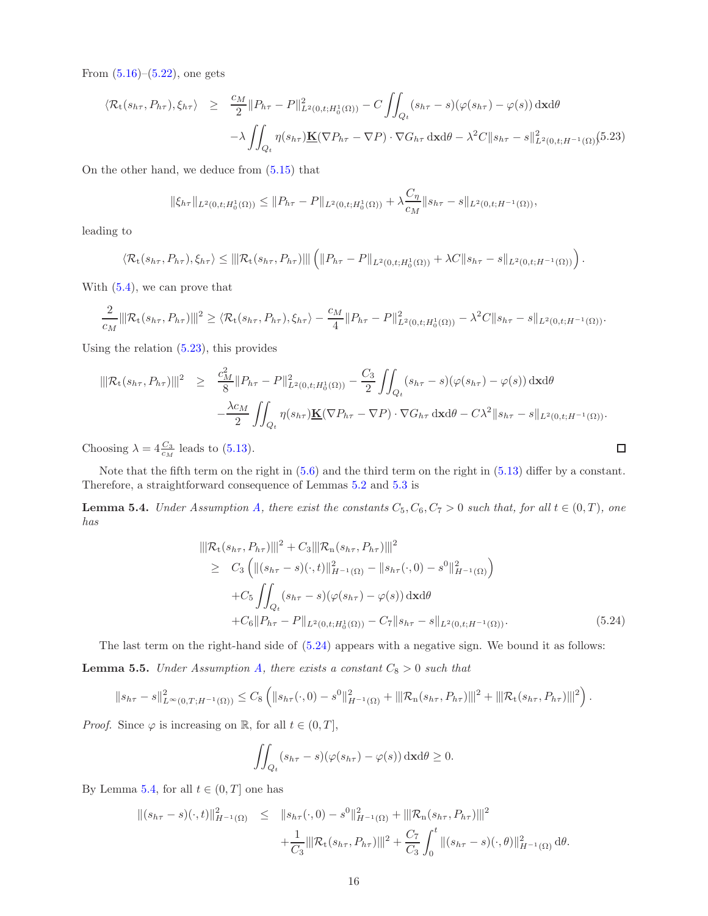From (5.16)–(5.22), one gets

$$\begin{aligned}
\langle \mathcal{R}_{\rm t}(s_{h\tau}, P_{h\tau}), \xi_{h\tau}\rangle \ \geq\ & \frac{c_M}{2}\|P_{h\tau} - P\|^2_{L^2(0,t;H^1_0(\Omega))} - C\iint_{Q_t} (s_{h\tau} - s)(\varphi(s_{h\tau}) - \varphi(s))\,\mathrm{d}\mathbf{x}\mathrm{d}\theta \\
& -\lambda \iint_{Q_t} \eta(s_{h\tau})\underline{\mathbf{K}}(\nabla P_{h\tau} - \nabla P)\cdot \nabla G_{h\tau}\,\mathrm{d}\mathbf{x}\mathrm{d}\theta - \lambda^2 C\|s_{h\tau} - s\|^2_{L^2(0,t;H^{-1}(\Omega))} \quad (5.23)
\end{aligned}$$

On the other hand, we deduce from (5.15) that

$$\|\xi_{h\tau}\|_{L^2(0,t;H^1_0(\Omega))} \leq \|P_{h\tau} - P\|_{L^2(0,t;H^1_0(\Omega))} + \lambda\frac{C_\eta}{c_M}\|s_{h\tau} - s\|_{L^2(0,t;H^{-1}(\Omega))},$$

leading to

$$\langle \mathcal{R}_{\rm t}(s_{h\tau}, P_{h\tau}), \xi_{h\tau}\rangle \leq |||\mathcal{R}_{\rm t}(s_{h\tau}, P_{h\tau})||| \left(\|P_{h\tau} - P\|_{L^2(0,t;H^1_0(\Omega))} + \lambda C\|s_{h\tau} - s\|_{L^2(0,t;H^{-1}(\Omega))}\right).$$

With (5.4), we can prove that

$$\frac{2}{c_M}|||\mathcal{R}_{\rm t}(s_{h\tau}, P_{h\tau})|||^2 \geq \langle \mathcal{R}_{\rm t}(s_{h\tau}, P_{h\tau}), \xi_{h\tau}\rangle - \frac{c_M}{4}\|P_{h\tau} - P\|^2_{L^2(0,t;H^1_0(\Omega))} - \lambda^2 C\|s_{h\tau} - s\|_{L^2(0,t;H^{-1}(\Omega))}.$$

Using the relation (5.23), this provides

$$\begin{aligned}
|||\mathcal{R}_{\rm t}(s_{h\tau}, P_{h\tau})|||^2 \ \geq\ & \frac{c_M^2}{8}\|P_{h\tau} - P\|^2_{L^2(0,t;H^1_0(\Omega))} - \frac{C_3}{2}\iint_{Q_t} (s_{h\tau} - s)(\varphi(s_{h\tau}) - \varphi(s))\,\mathrm{d}\mathbf{x}\mathrm{d}\theta \\
& -\frac{\lambda c_M}{2}\iint_{Q_t} \eta(s_{h\tau})\underline{\mathbf{K}}(\nabla P_{h\tau} - \nabla P)\cdot \nabla G_{h\tau}\,\mathrm{d}\mathbf{x}\mathrm{d}\theta - C\lambda^2\|s_{h\tau} - s\|_{L^2(0,t;H^{-1}(\Omega))}.
\end{aligned}$$

Choosing $\lambda = 4\frac{C_3}{c_M}$ leads to (5.13). $\square$

Note that the fifth term on the right in (5.6) and the third term on the right in (5.13) differ by a constant. Therefore, a straightforward consequence of Lemmas 5.2 and 5.3 is

**Lemma 5.4.** *Under Assumption A, there exist the constants $C_5, C_6, C_7 > 0$ such that, for all $t \in (0,T)$, one has*

$$\begin{aligned}
& |||\mathcal{R}_{\rm t}(s_{h\tau}, P_{h\tau})|||^2 + C_3|||\mathcal{R}_{\rm n}(s_{h\tau}, P_{h\tau})|||^2 \\
& \geq\ C_3\left(\|(s_{h\tau} - s)(\cdot, t)\|^2_{H^{-1}(\Omega)} - \|s_{h\tau}(\cdot, 0) - s^0\|^2_{H^{-1}(\Omega)}\right) \\
& \quad + C_5\iint_{Q_t} (s_{h\tau} - s)(\varphi(s_{h\tau}) - \varphi(s))\,\mathrm{d}\mathbf{x}\mathrm{d}\theta \\
& \quad + C_6\|P_{h\tau} - P\|_{L^2(0,t;H^1_0(\Omega))} - C_7\|s_{h\tau} - s\|_{L^2(0,t;H^{-1}(\Omega))}. \qquad (5.24)
\end{aligned}$$

The last term on the right-hand side of (5.24) appears with a negative sign. We bound it as follows:

**Lemma 5.5.** *Under Assumption A, there exists a constant $C_8 > 0$ such that*

$$\|s_{h\tau} - s\|^2_{L^\infty(0,T;H^{-1}(\Omega))} \leq C_8\left(\|s_{h\tau}(\cdot, 0) - s^0\|^2_{H^{-1}(\Omega)} + |||\mathcal{R}_{\rm n}(s_{h\tau}, P_{h\tau})|||^2 + |||\mathcal{R}_{\rm t}(s_{h\tau}, P_{h\tau})|||^2\right).$$

*Proof.* Since $\varphi$ is increasing on $\mathbb{R}$, for all $t \in (0,T]$,

$$\iint_{Q_t} (s_{h\tau} - s)(\varphi(s_{h\tau}) - \varphi(s))\,\mathrm{d}\mathbf{x}\mathrm{d}\theta \geq 0.$$

By Lemma 5.4, for all $t \in (0,T]$ one has

$$\begin{aligned}
\|(s_{h\tau} - s)(\cdot, t)\|^2_{H^{-1}(\Omega)} \ \leq\ & \|s_{h\tau}(\cdot, 0) - s^0\|^2_{H^{-1}(\Omega)} + |||\mathcal{R}_{\rm n}(s_{h\tau}, P_{h\tau})|||^2 \\
& + \frac{1}{C_3}|||\mathcal{R}_{\rm t}(s_{h\tau}, P_{h\tau})|||^2 + \frac{C_7}{C_3}\int_0^t \|(s_{h\tau} - s)(\cdot, \theta)\|^2_{H^{-1}(\Omega)}\,\mathrm{d}\theta.
\end{aligned}$$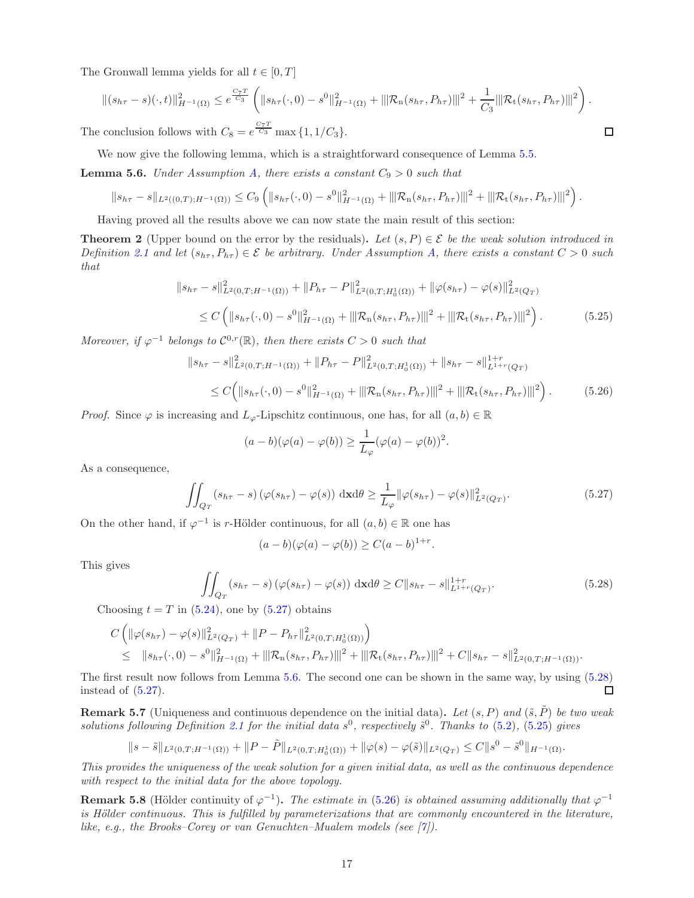The Gronwall lemma yields for all $t \in [0,T]$

$$\|(s_{h\tau} - s)(\cdot,t)\|^2_{H^{-1}(\Omega)} \le e^{\frac{C_7 T}{C_3}} \left( \|s_{h\tau}(\cdot,0) - s^0\|^2_{H^{-1}(\Omega)} + |||\mathcal{R}_{\rm n}(s_{h\tau}, P_{h\tau})|||^2 + \frac{1}{C_3}|||\mathcal{R}_{\rm t}(s_{h\tau}, P_{h\tau})|||^2 \right).$$

The conclusion follows with $C_8 = e^{\frac{C_7 T}{C_3}} \max\{1, 1/C_3\}$. ∎

We now give the following lemma, which is a straightforward consequence of Lemma 5.5.

**Lemma 5.6.** *Under Assumption A, there exists a constant $C_9 > 0$ such that*

$$\|s_{h\tau} - s\|_{L^2((0,T);H^{-1}(\Omega))} \le C_9 \left( \|s_{h\tau}(\cdot,0) - s^0\|^2_{H^{-1}(\Omega)} + |||\mathcal{R}_{\rm n}(s_{h\tau}, P_{h\tau})|||^2 + |||\mathcal{R}_{\rm t}(s_{h\tau}, P_{h\tau})|||^2 \right).$$

Having proved all the results above we can now state the main result of this section:

**Theorem 2** (Upper bound on the error by the residuals)**.** *Let $(s,P) \in \mathcal{E}$ be the weak solution introduced in Definition 2.1 and let $(s_{h\tau}, P_{h\tau}) \in \mathcal{E}$ be arbitrary. Under Assumption A, there exists a constant $C > 0$ such that*

$$\begin{aligned}
&\|s_{h\tau} - s\|^2_{L^2(0,T;H^{-1}(\Omega))} + \|P_{h\tau} - P\|^2_{L^2(0,T;H^1_0(\Omega))} + \|\varphi(s_{h\tau}) - \varphi(s)\|^2_{L^2(Q_T)} \\
&\qquad \le C \left( \|s_{h\tau}(\cdot,0) - s^0\|^2_{H^{-1}(\Omega)} + |||\mathcal{R}_{\rm n}(s_{h\tau}, P_{h\tau})|||^2 + |||\mathcal{R}_{\rm t}(s_{h\tau}, P_{h\tau})|||^2 \right).
\end{aligned} \tag{5.25}$$

*Moreover, if $\varphi^{-1}$ belongs to $\mathcal{C}^{0,r}(\mathbb{R})$, then there exists $C > 0$ such that*

$$\begin{aligned}
&\|s_{h\tau} - s\|^2_{L^2(0,T;H^{-1}(\Omega))} + \|P_{h\tau} - P\|^2_{L^2(0,T;H^1_0(\Omega))} + \|s_{h\tau} - s\|^{1+r}_{L^{1+r}(Q_T)} \\
&\qquad \le C \Big( \|s_{h\tau}(\cdot,0) - s^0\|^2_{H^{-1}(\Omega)} + |||\mathcal{R}_{\rm n}(s_{h\tau}, P_{h\tau})|||^2 + |||\mathcal{R}_{\rm t}(s_{h\tau}, P_{h\tau})|||^2 \Big).
\end{aligned} \tag{5.26}$$

*Proof.* Since $\varphi$ is increasing and $L_\varphi$-Lipschitz continuous, one has, for all $(a,b) \in \mathbb{R}$

$$(a-b)(\varphi(a) - \varphi(b)) \ge \frac{1}{L_\varphi}(\varphi(a) - \varphi(b))^2.$$

As a consequence,

$$\iint_{Q_T} (s_{h\tau} - s)\left(\varphi(s_{h\tau}) - \varphi(s)\right) \, \mathrm{d}\mathbf{x}\mathrm{d}\theta \ge \frac{1}{L_\varphi} \|\varphi(s_{h\tau}) - \varphi(s)\|^2_{L^2(Q_T)}. \tag{5.27}$$

On the other hand, if $\varphi^{-1}$ is $r$-Hölder continuous, for all $(a,b) \in \mathbb{R}$ one has

$$(a-b)(\varphi(a) - \varphi(b)) \ge C(a-b)^{1+r}.$$

This gives

$$\iint_{Q_T} (s_{h\tau} - s)\left(\varphi(s_{h\tau}) - \varphi(s)\right) \, \mathrm{d}\mathbf{x}\mathrm{d}\theta \ge C \|s_{h\tau} - s\|^{1+r}_{L^{1+r}(Q_T)}. \tag{5.28}$$

Choosing $t = T$ in (5.24), one by (5.27) obtains

$$\begin{aligned}
&C \left( \|\varphi(s_{h\tau}) - \varphi(s)\|^2_{L^2(Q_T)} + \|P - P_{h\tau}\|^2_{L^2(0,T;H^1_0(\Omega))} \right) \\
&\le \quad \|s_{h\tau}(\cdot,0) - s^0\|^2_{H^{-1}(\Omega)} + |||\mathcal{R}_{\rm n}(s_{h\tau}, P_{h\tau})|||^2 + |||\mathcal{R}_{\rm t}(s_{h\tau}, P_{h\tau})|||^2 + C\|s_{h\tau} - s\|^2_{L^2(0,T;H^{-1}(\Omega))}.
\end{aligned}$$

The first result now follows from Lemma 5.6. The second one can be shown in the same way, by using (5.28) instead of (5.27). ∎

**Remark 5.7** (Uniqueness and continuous dependence on the initial data)**.** *Let $(s,P)$ and $(\tilde{s}, \tilde{P})$ be two weak solutions following Definition 2.1 for the initial data $s^0$, respectively $\tilde{s}^0$. Thanks to (5.2), (5.25) gives*

$$\|s - \tilde{s}\|_{L^2(0,T;H^{-1}(\Omega))} + \|P - \tilde{P}\|_{L^2(0,T;H^1_0(\Omega))} + \|\varphi(s) - \varphi(\tilde{s})\|_{L^2(Q_T)} \le C\|s^0 - \tilde{s}^0\|_{H^{-1}(\Omega)}.$$

*This provides the uniqueness of the weak solution for a given initial data, as well as the continuous dependence with respect to the initial data for the above topology.*

**Remark 5.8** (Hölder continuity of $\varphi^{-1}$)**.** *The estimate in (5.26) is obtained assuming additionally that $\varphi^{-1}$ is Hölder continuous. This is fulfilled by parameterizations that are commonly encountered in the literature, like, e.g., the Brooks–Corey or van Genuchten–Mualem models (see [7]).*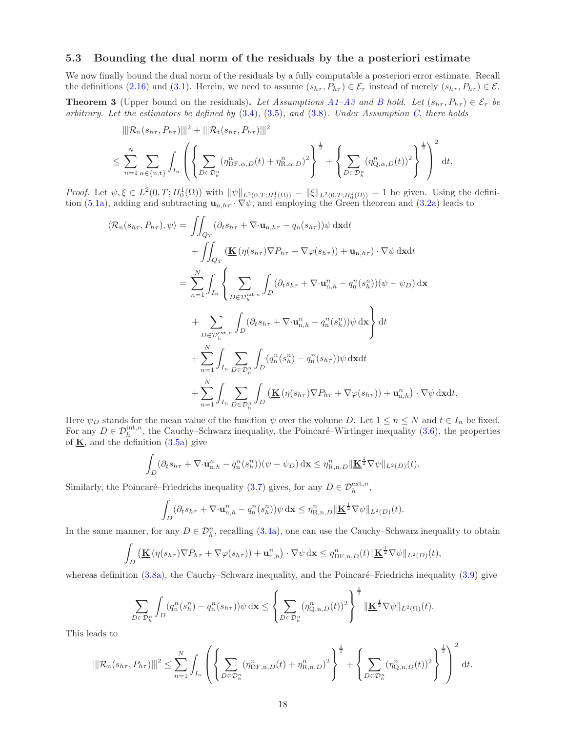### 5.3 Bounding the dual norm of the residuals by the a posteriori estimate

We now finally bound the dual norm of the residuals by a fully computable a posteriori error estimate. Recall the definitions (2.16) and (3.1). Herein, we need to assume $(s_{h\tau}, P_{h\tau}) \in \mathcal{E}_\tau$ instead of merely $(s_{h\tau}, P_{h\tau}) \in \mathcal{E}$.

**Theorem 3** (Upper bound on the residuals)**.** *Let Assumptions A1–A3 and B hold. Let $(s_{h\tau}, P_{h\tau}) \in \mathcal{E}_\tau$ be arbitrary. Let the estimators be defined by (3.4), (3.5), and (3.8). Under Assumption C, there holds*

$$
\begin{aligned}
&|||\mathcal{R}_{\mathrm{n}}(s_{h\tau}, P_{h\tau})|||^2 + |||\mathcal{R}_{\mathrm{t}}(s_{h\tau}, P_{h\tau})|||^2 \\
&\leq \sum_{n=1}^{N} \sum_{\alpha \in \{\mathrm{n},\mathrm{t}\}} \int_{I_n} \left( \left\{ \sum_{D \in \mathcal{D}_h^n} (\eta^n_{\mathrm{DF},\alpha,D}(t) + \eta^n_{\mathrm{R},\alpha,D})^2 \right\}^{\frac{1}{2}} + \left\{ \sum_{D \in \mathcal{D}_h^n} (\eta^n_{\mathrm{Q},\alpha,D}(t))^2 \right\}^{\frac{1}{2}} \right)^2 \mathrm{d}t.
\end{aligned}
$$

*Proof.* Let $\psi, \xi \in L^2(0,T; H_0^1(\Omega))$ with $\|\psi\|_{L^2(0,T;H_0^1(\Omega))} = \|\xi\|_{L^2(0,T;H_0^1(\Omega))} = 1$ be given. Using the definition (5.1a), adding and subtracting $\mathbf{u}_{\mathrm{n},h\tau} \cdot \nabla\psi$, and employing the Green theorem and (3.2a) leads to

$$
\begin{aligned}
\langle \mathcal{R}_{\mathrm{n}}(s_{h\tau}, P_{h\tau}), \psi \rangle &= \iint_{Q_T} (\partial_t s_{h\tau} + \nabla\cdot \mathbf{u}_{\mathrm{n},h\tau} - q_{\mathrm{n}}(s_{h\tau}))\psi \,\mathrm{d}\mathbf{x}\mathrm{d}t \\
&\quad + \iint_{Q_T} (\underline{\mathbf{K}}\,(\eta(s_{h\tau})\nabla P_{h\tau} + \nabla\varphi(s_{h\tau})) + \mathbf{u}_{\mathrm{n},h\tau}) \cdot \nabla\psi \,\mathrm{d}\mathbf{x}\mathrm{d}t \\
&= \sum_{n=1}^{N} \int_{I_n} \left\{ \sum_{D \in \mathcal{D}_h^{\mathrm{int},n}} \int_D (\partial_t s_{h\tau} + \nabla\cdot \mathbf{u}^n_{\mathrm{n},h} - q^n_{\mathrm{n}}(s^n_h))(\psi - \psi_D) \,\mathrm{d}\mathbf{x} \right. \\
&\quad \left. + \sum_{D \in \mathcal{D}_h^{\mathrm{ext},n}} \int_D (\partial_t s_{h\tau} + \nabla\cdot \mathbf{u}^n_{\mathrm{n},h} - q^n_{\mathrm{n}}(s^n_h))\psi \,\mathrm{d}\mathbf{x} \right\} \mathrm{d}t \\
&\quad + \sum_{n=1}^{N} \int_{I_n} \sum_{D \in \mathcal{D}_h^n} \int_D (q^n_{\mathrm{n}}(s^n_h) - q^n_{\mathrm{n}}(s_{h\tau}))\psi \,\mathrm{d}\mathbf{x}\mathrm{d}t \\
&\quad + \sum_{n=1}^{N} \int_{I_n} \sum_{D \in \mathcal{D}_h^n} \int_D \left(\underline{\mathbf{K}}\,(\eta(s_{h\tau})\nabla P_{h\tau} + \nabla\varphi(s_{h\tau})) + \mathbf{u}^n_{\mathrm{n},h}\right) \cdot \nabla\psi \,\mathrm{d}\mathbf{x}\mathrm{d}t.
\end{aligned}
$$

Here $\psi_D$ stands for the mean value of the function $\psi$ over the volume $D$. Let $1 \leq n \leq N$ and $t \in I_n$ be fixed. For any $D \in \mathcal{D}_h^{\mathrm{int},n}$, the Cauchy–Schwarz inequality, the Poincaré–Wirtinger inequality (3.6), the properties of $\underline{\mathbf{K}}$, and the definition (3.5a) give

$$
\int_D (\partial_t s_{h\tau} + \nabla\cdot \mathbf{u}^n_{\mathrm{n},h} - q^n_{\mathrm{n}}(s^n_h))(\psi - \psi_D) \,\mathrm{d}\mathbf{x} \leq \eta^n_{\mathrm{R},\mathrm{n},D} \|\underline{\mathbf{K}}^{\frac{1}{2}}\nabla\psi\|_{L^2(D)}(t).
$$

Similarly, the Poincaré–Friedrichs inequality (3.7) gives, for any $D \in \mathcal{D}_h^{\mathrm{ext},n}$,

$$
\int_D (\partial_t s_{h\tau} + \nabla\cdot \mathbf{u}^n_{\mathrm{n},h} - q^n_{\mathrm{n}}(s^n_h))\psi \,\mathrm{d}\mathbf{x} \leq \eta^n_{\mathrm{R},\mathrm{n},D} \|\underline{\mathbf{K}}^{\frac{1}{2}}\nabla\psi\|_{L^2(D)}(t).
$$

In the same manner, for any $D \in \mathcal{D}_h^n$, recalling (3.4a), one can use the Cauchy–Schwarz inequality to obtain

$$
\int_D \left(\underline{\mathbf{K}}\,(\eta(s_{h\tau})\nabla P_{h\tau} + \nabla\varphi(s_{h\tau})) + \mathbf{u}^n_{\mathrm{n},h}\right) \cdot \nabla\psi \,\mathrm{d}\mathbf{x} \leq \eta^n_{\mathrm{DF},\mathrm{n},D}(t) \|\underline{\mathbf{K}}^{\frac{1}{2}}\nabla\psi\|_{L^2(D)}(t),
$$

whereas definition (3.8a), the Cauchy–Schwarz inequality, and the Poincaré–Friedrichs inequality (3.9) give

$$
\sum_{D \in \mathcal{D}_h^n} \int_D (q^n_{\mathrm{n}}(s^n_h) - q^n_{\mathrm{n}}(s_{h\tau}))\psi \,\mathrm{d}\mathbf{x} \leq \left\{ \sum_{D \in \mathcal{D}_h^n} (\eta^n_{\mathrm{Q},\mathrm{n},D}(t))^2 \right\}^{\frac{1}{2}} \|\underline{\mathbf{K}}^{\frac{1}{2}}\nabla\psi\|_{L^2(\Omega)}(t).
$$

This leads to

$$
|||\mathcal{R}_{\mathrm{n}}(s_{h\tau}, P_{h\tau})|||^2 \leq \sum_{n=1}^{N} \int_{I_n} \left( \left\{ \sum_{D \in \mathcal{D}_h^n} (\eta^n_{\mathrm{DF},\mathrm{n},D}(t) + \eta^n_{\mathrm{R},\mathrm{n},D})^2 \right\}^{\frac{1}{2}} + \left\{ \sum_{D \in \mathcal{D}_h^n} (\eta^n_{\mathrm{Q},\mathrm{n},D}(t))^2 \right\}^{\frac{1}{2}} \right)^2 \mathrm{d}t.
$$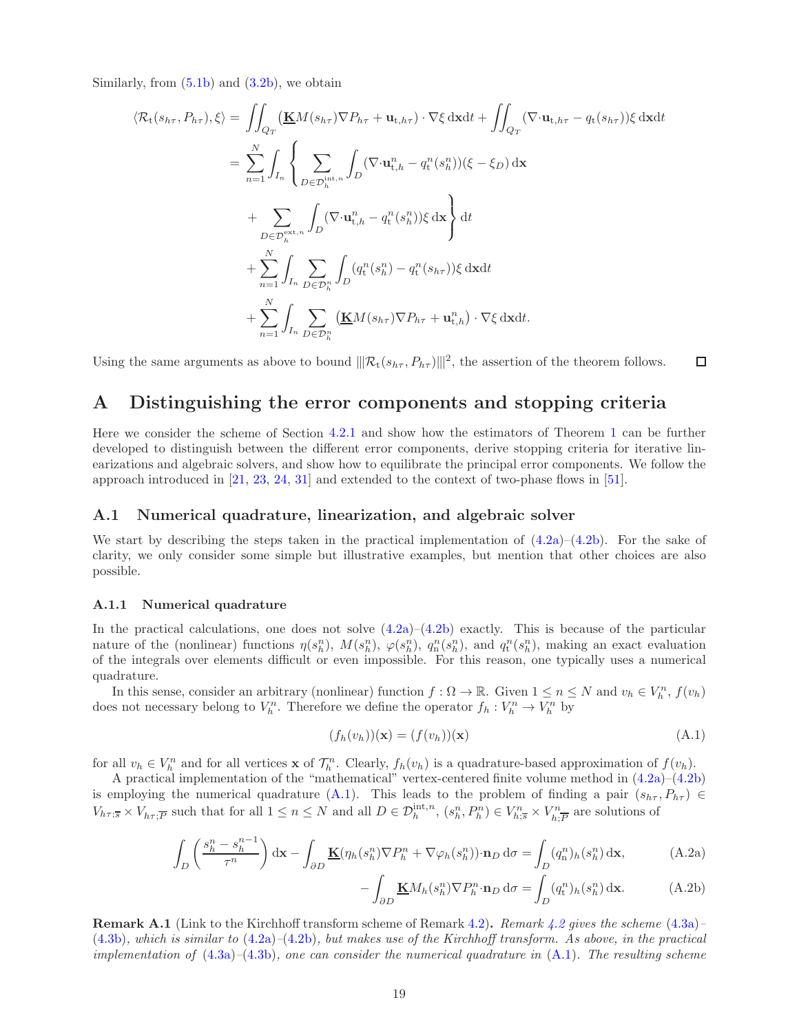Similarly, from (5.1b) and (3.2b), we obtain

$$
\begin{aligned}
\langle \mathcal{R}_{\mathrm{t}}(s_{h\tau}, P_{h\tau}), \xi \rangle &= \iint_{Q_T} (\underline{\mathbf{K}} M(s_{h\tau}) \nabla P_{h\tau} + \mathbf{u}_{\mathrm{t},h\tau}) \cdot \nabla \xi \, \mathrm{d}\mathbf{x}\mathrm{d}t + \iint_{Q_T} (\nabla \cdot \mathbf{u}_{\mathrm{t},h\tau} - q_{\mathrm{t}}(s_{h\tau})) \xi \, \mathrm{d}\mathbf{x}\mathrm{d}t \\
&= \sum_{n=1}^{N} \int_{I_n} \left\{ \sum_{D \in \mathcal{D}_h^{\mathrm{int},n}} \int_D (\nabla \cdot \mathbf{u}_{\mathrm{t},h}^n - q_{\mathrm{t}}^n(s_h^n))(\xi - \xi_D) \, \mathrm{d}\mathbf{x} \right. \\
&\quad \left. + \sum_{D \in \mathcal{D}_h^{\mathrm{ext},n}} \int_D (\nabla \cdot \mathbf{u}_{\mathrm{t},h}^n - q_{\mathrm{t}}^n(s_h^n)) \xi \, \mathrm{d}\mathbf{x} \right\} \mathrm{d}t \\
&\quad + \sum_{n=1}^{N} \int_{I_n} \sum_{D \in \mathcal{D}_h^n} \int_D (q_{\mathrm{t}}^n(s_h^n) - q_{\mathrm{t}}^n(s_{h\tau})) \xi \, \mathrm{d}\mathbf{x}\mathrm{d}t \\
&\quad + \sum_{n=1}^{N} \int_{I_n} \sum_{D \in \mathcal{D}_h^n} \left( \underline{\mathbf{K}} M(s_{h\tau}) \nabla P_{h\tau} + \mathbf{u}_{\mathrm{t},h}^n \right) \cdot \nabla \xi \, \mathrm{d}\mathbf{x}\mathrm{d}t.
\end{aligned}
$$

Using the same arguments as above to bound $|||\mathcal{R}_{\mathrm{t}}(s_{h\tau}, P_{h\tau})|||^2$, the assertion of the theorem follows. □

# A Distinguishing the error components and stopping criteria

Here we consider the scheme of Section 4.2.1 and show how the estimators of Theorem 1 can be further developed to distinguish between the different error components, derive stopping criteria for iterative linearizations and algebraic solvers, and show how to equilibrate the principal error components. We follow the approach introduced in [21, 23, 24, 31] and extended to the context of two-phase flows in [51].

## A.1 Numerical quadrature, linearization, and algebraic solver

We start by describing the steps taken in the practical implementation of (4.2a)–(4.2b). For the sake of clarity, we only consider some simple but illustrative examples, but mention that other choices are also possible.

### A.1.1 Numerical quadrature

In the practical calculations, one does not solve (4.2a)–(4.2b) exactly. This is because of the particular nature of the (nonlinear) functions $\eta(s_h^n)$, $M(s_h^n)$, $\varphi(s_h^n)$, $q_{\mathrm{n}}^n(s_h^n)$, and $q_{\mathrm{t}}^n(s_h^n)$, making an exact evaluation of the integrals over elements difficult or even impossible. For this reason, one typically uses a numerical quadrature.

In this sense, consider an arbitrary (nonlinear) function $f : \Omega \to \mathbb{R}$. Given $1 \le n \le N$ and $v_h \in V_h^n$, $f(v_h)$ does not necessary belong to $V_h^n$. Therefore we define the operator $f_h : V_h^n \to V_h^n$ by

$$
(f_h(v_h))(\mathbf{x}) = (f(v_h))(\mathbf{x}) \tag{A.1}
$$

for all $v_h \in V_h^n$ and for all vertices $\mathbf{x}$ of $\mathcal{T}_h^n$. Clearly, $f_h(v_h)$ is a quadrature-based approximation of $f(v_h)$.

A practical implementation of the "mathematical" vertex-centered finite volume method in (4.2a)–(4.2b) is employing the numerical quadrature (A.1). This leads to the problem of finding a pair $(s_{h\tau}, P_{h\tau}) \in V_{h\tau;\overline{s}} \times V_{h\tau;\overline{P}}$ such that for all $1 \le n \le N$ and all $D \in \mathcal{D}_h^{\mathrm{int},n}$, $(s_h^n, P_h^n) \in V_{h;\overline{s}}^n \times V_{h;\overline{P}}^n$ are solutions of

$$
\int_D \left( \frac{s_h^n - s_h^{n-1}}{\tau^n} \right) \mathrm{d}\mathbf{x} - \int_{\partial D} \underline{\mathbf{K}} (\eta_h(s_h^n) \nabla P_h^n + \nabla \varphi_h(s_h^n)) \cdot \mathbf{n}_D \, \mathrm{d}\sigma = \int_D (q_{\mathrm{n}}^n)_h(s_h^n) \, \mathrm{d}\mathbf{x}, \tag{A.2a}
$$

$$
- \int_{\partial D} \underline{\mathbf{K}} M_h(s_h^n) \nabla P_h^n \cdot \mathbf{n}_D \, \mathrm{d}\sigma = \int_D (q_{\mathrm{t}}^n)_h(s_h^n) \, \mathrm{d}\mathbf{x}. \tag{A.2b}
$$

**Remark A.1** (Link to the Kirchhoff transform scheme of Remark 4.2)**.** *Remark 4.2 gives the scheme* (4.3a)–(4.3b)*, which is similar to* (4.2a)–(4.2b)*, but makes use of the Kirchhoff transform. As above, in the practical implementation of* (4.3a)–(4.3b)*, one can consider the numerical quadrature in* (A.1)*. The resulting scheme*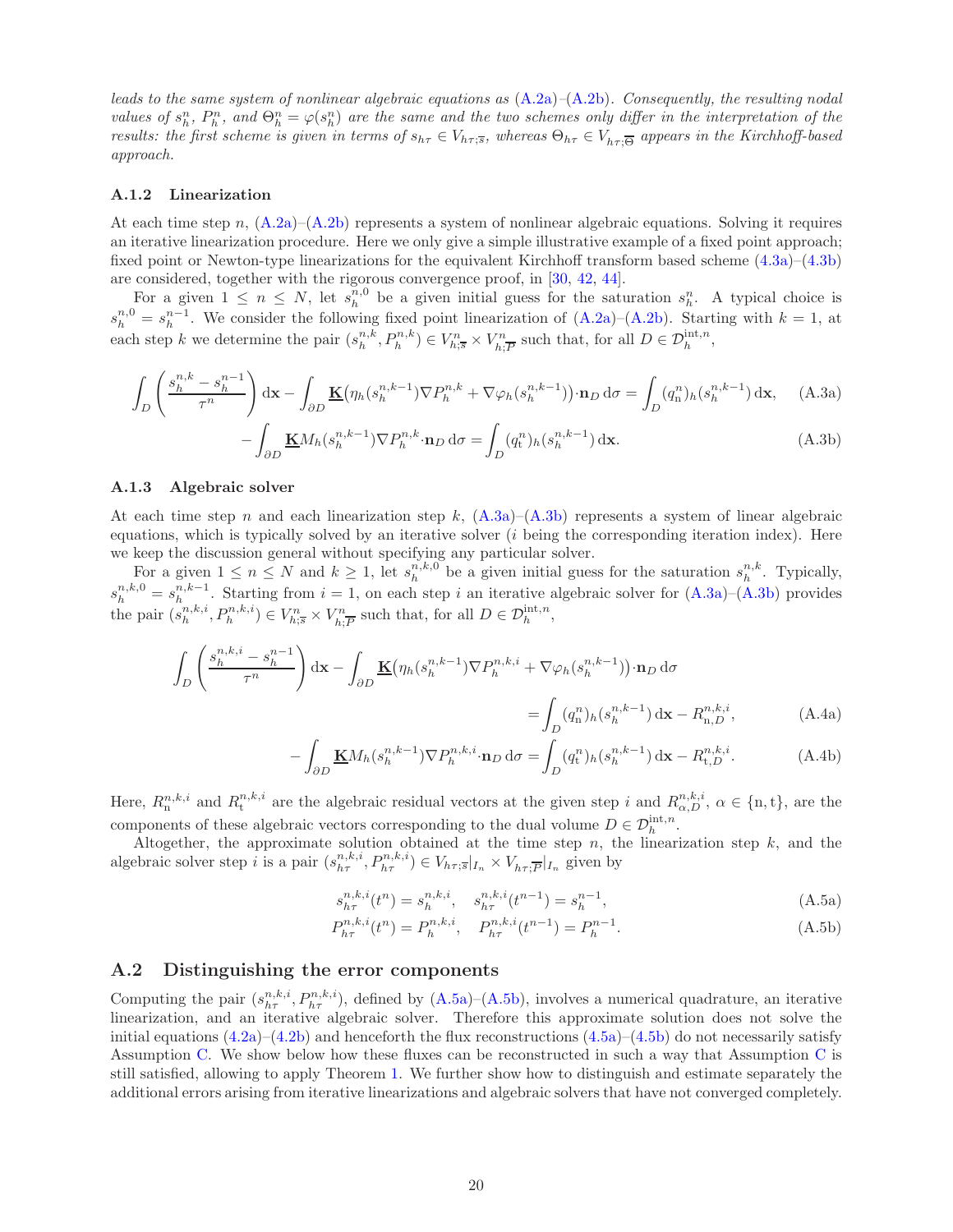*leads to the same system of nonlinear algebraic equations as (A.2a)–(A.2b). Consequently, the resulting nodal values of $s_h^n$, $P_h^n$, and $\Theta_h^n = \varphi(s_h^n)$ are the same and the two schemes only differ in the interpretation of the results: the first scheme is given in terms of $s_{h\tau} \in V_{h\tau;\overline{s}}$, whereas $\Theta_{h\tau} \in V_{h\tau;\overline{\Theta}}$ appears in the Kirchhoff-based approach.*

### A.1.2 Linearization

At each time step $n$, (A.2a)–(A.2b) represents a system of nonlinear algebraic equations. Solving it requires an iterative linearization procedure. Here we only give a simple illustrative example of a fixed point approach; fixed point or Newton-type linearizations for the equivalent Kirchhoff transform based scheme (4.3a)–(4.3b) are considered, together with the rigorous convergence proof, in [30, 42, 44].

For a given $1 \le n \le N$, let $s_h^{n,0}$ be a given initial guess for the saturation $s_h^n$. A typical choice is $s_h^{n,0} = s_h^{n-1}$. We consider the following fixed point linearization of (A.2a)–(A.2b). Starting with $k = 1$, at each step $k$ we determine the pair $(s_h^{n,k}, P_h^{n,k}) \in V_{h;\overline{s}}^n \times V_{h;\overline{P}}^n$ such that, for all $D \in \mathcal{D}_h^{\mathrm{int},n}$,

$$\int_D \left( \frac{s_h^{n,k} - s_h^{n-1}}{\tau^n} \right) \mathrm{d}\mathbf{x} - \int_{\partial D} \underline{\mathbf{K}} \big( \eta_h(s_h^{n,k-1}) \nabla P_h^{n,k} + \nabla \varphi_h(s_h^{n,k-1}) \big) \cdot \mathbf{n}_D \, \mathrm{d}\sigma = \int_D (q_\mathrm{n}^n)_h(s_h^{n,k-1}) \, \mathrm{d}\mathbf{x}, \tag{A.3a}$$

$$- \int_{\partial D} \underline{\mathbf{K}} M_h(s_h^{n,k-1}) \nabla P_h^{n,k} \cdot \mathbf{n}_D \, \mathrm{d}\sigma = \int_D (q_\mathrm{t}^n)_h(s_h^{n,k-1}) \, \mathrm{d}\mathbf{x}. \tag{A.3b}$$

### A.1.3 Algebraic solver

At each time step $n$ and each linearization step $k$, (A.3a)–(A.3b) represents a system of linear algebraic equations, which is typically solved by an iterative solver ($i$ being the corresponding iteration index). Here we keep the discussion general without specifying any particular solver.

For a given $1 \le n \le N$ and $k \ge 1$, let $s_h^{n,k,0}$ be a given initial guess for the saturation $s_h^{n,k}$. Typically, $s_h^{n,k,0} = s_h^{n,k-1}$. Starting from $i = 1$, on each step $i$ an iterative algebraic solver for (A.3a)–(A.3b) provides the pair $(s_h^{n,k,i}, P_h^{n,k,i}) \in V_{h;\overline{s}}^n \times V_{h;\overline{P}}^n$ such that, for all $D \in \mathcal{D}_h^{\mathrm{int},n}$,

$$\int_D \left( \frac{s_h^{n,k,i} - s_h^{n-1}}{\tau^n} \right) \mathrm{d}\mathbf{x} - \int_{\partial D} \underline{\mathbf{K}} \big( \eta_h(s_h^{n,k-1}) \nabla P_h^{n,k,i} + \nabla \varphi_h(s_h^{n,k-1}) \big) \cdot \mathbf{n}_D \, \mathrm{d}\sigma$$
$$= \int_D (q_\mathrm{n}^n)_h(s_h^{n,k-1}) \, \mathrm{d}\mathbf{x} - R_{\mathrm{n},D}^{n,k,i}, \tag{A.4a}$$

$$- \int_{\partial D} \underline{\mathbf{K}} M_h(s_h^{n,k-1}) \nabla P_h^{n,k,i} \cdot \mathbf{n}_D \, \mathrm{d}\sigma = \int_D (q_\mathrm{t}^n)_h(s_h^{n,k-1}) \, \mathrm{d}\mathbf{x} - R_{\mathrm{t},D}^{n,k,i}. \tag{A.4b}$$

Here, $R_\mathrm{n}^{n,k,i}$ and $R_\mathrm{t}^{n,k,i}$ are the algebraic residual vectors at the given step $i$ and $R_{\alpha,D}^{n,k,i}$, $\alpha \in \{\mathrm{n}, \mathrm{t}\}$, are the components of these algebraic vectors corresponding to the dual volume $D \in \mathcal{D}_h^{\mathrm{int},n}$.

Altogether, the approximate solution obtained at the time step $n$, the linearization step $k$, and the algebraic solver step $i$ is a pair $(s_{h\tau}^{n,k,i}, P_{h\tau}^{n,k,i}) \in V_{h\tau;\overline{s}}|_{I_n} \times V_{h\tau;\overline{P}}|_{I_n}$ given by

$$s_{h\tau}^{n,k,i}(t^n) = s_h^{n,k,i}, \quad s_{h\tau}^{n,k,i}(t^{n-1}) = s_h^{n-1}, \tag{A.5a}$$

$$P_{h\tau}^{n,k,i}(t^n) = P_h^{n,k,i}, \quad P_{h\tau}^{n,k,i}(t^{n-1}) = P_h^{n-1}. \tag{A.5b}$$

## A.2 Distinguishing the error components

Computing the pair $(s_{h\tau}^{n,k,i}, P_{h\tau}^{n,k,i})$, defined by (A.5a)–(A.5b), involves a numerical quadrature, an iterative linearization, and an iterative algebraic solver. Therefore this approximate solution does not solve the initial equations (4.2a)–(4.2b) and henceforth the flux reconstructions (4.5a)–(4.5b) do not necessarily satisfy Assumption C. We show below how these fluxes can be reconstructed in such a way that Assumption C is still satisfied, allowing to apply Theorem 1. We further show how to distinguish and estimate separately the additional errors arising from iterative linearizations and algebraic solvers that have not converged completely.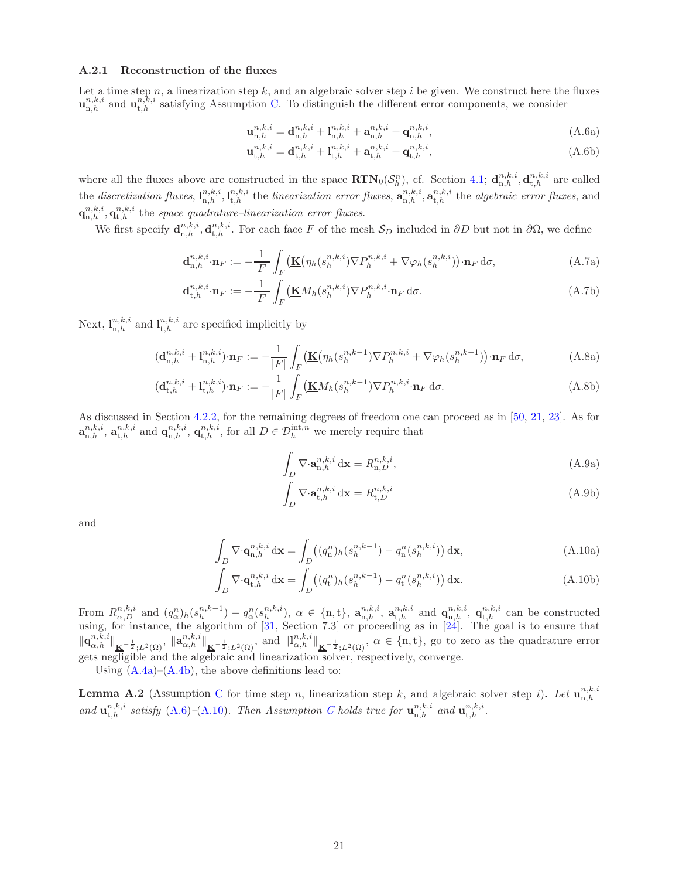### A.2.1 Reconstruction of the fluxes

Let a time step $n$, a linearization step $k$, and an algebraic solver step $i$ be given. We construct here the fluxes $\mathbf{u}_{\mathrm{n},h}^{n,k,i}$ and $\mathbf{u}_{\mathrm{t},h}^{n,k,i}$ satisfying Assumption C. To distinguish the different error components, we consider

$$
\mathbf{u}_{\mathrm{n},h}^{n,k,i} = \mathbf{d}_{\mathrm{n},h}^{n,k,i} + \mathbf{l}_{\mathrm{n},h}^{n,k,i} + \mathbf{a}_{\mathrm{n},h}^{n,k,i} + \mathbf{q}_{\mathrm{n},h}^{n,k,i}, \tag{A.6a}
$$

$$
\mathbf{u}_{\mathrm{t},h}^{n,k,i} = \mathbf{d}_{\mathrm{t},h}^{n,k,i} + \mathbf{l}_{\mathrm{t},h}^{n,k,i} + \mathbf{a}_{\mathrm{t},h}^{n,k,i} + \mathbf{q}_{\mathrm{t},h}^{n,k,i}, \tag{A.6b}
$$

where all the fluxes above are constructed in the space $\mathbf{RTN}_0(\mathcal{S}_h^n)$, cf. Section 4.1; $\mathbf{d}_{\mathrm{n},h}^{n,k,i}, \mathbf{d}_{\mathrm{t},h}^{n,k,i}$ are called the *discretization fluxes*, $\mathbf{l}_{\mathrm{n},h}^{n,k,i}, \mathbf{l}_{\mathrm{t},h}^{n,k,i}$ the *linearization error fluxes*, $\mathbf{a}_{\mathrm{n},h}^{n,k,i}, \mathbf{a}_{\mathrm{t},h}^{n,k,i}$ the *algebraic error fluxes*, and $\mathbf{q}_{\mathrm{n},h}^{n,k,i}, \mathbf{q}_{\mathrm{t},h}^{n,k,i}$ the *space quadrature–linearization error fluxes*.

We first specify $\mathbf{d}_{\mathrm{n},h}^{n,k,i}, \mathbf{d}_{\mathrm{t},h}^{n,k,i}$. For each face $F$ of the mesh $\mathcal{S}_D$ included in $\partial D$ but not in $\partial\Omega$, we define

$$
\mathbf{d}_{\mathrm{n},h}^{n,k,i}\cdot\mathbf{n}_F := -\frac{1}{|F|}\int_F \big(\underline{\mathbf{K}}\big(\eta_h(s_h^{n,k,i})\nabla P_h^{n,k,i} + \nabla\varphi_h(s_h^{n,k,i})\big)\big)\cdot\mathbf{n}_F \,\mathrm{d}\sigma, \tag{A.7a}
$$

$$
\mathbf{d}_{\mathrm{t},h}^{n,k,i}\cdot\mathbf{n}_F := -\frac{1}{|F|}\int_F \big(\underline{\mathbf{K}} M_h(s_h^{n,k,i})\nabla P_h^{n,k,i}\cdot\mathbf{n}_F \,\mathrm{d}\sigma. \tag{A.7b}
$$

Next, $\mathbf{l}_{\mathrm{n},h}^{n,k,i}$ and $\mathbf{l}_{\mathrm{t},h}^{n,k,i}$ are specified implicitly by

$$
(\mathbf{d}_{\mathrm{n},h}^{n,k,i} + \mathbf{l}_{\mathrm{n},h}^{n,k,i})\cdot\mathbf{n}_F := -\frac{1}{|F|}\int_F \big(\underline{\mathbf{K}}\big(\eta_h(s_h^{n,k-1})\nabla P_h^{n,k,i} + \nabla\varphi_h(s_h^{n,k-1})\big)\big)\cdot\mathbf{n}_F \,\mathrm{d}\sigma, \tag{A.8a}
$$

$$
(\mathbf{d}_{\mathrm{t},h}^{n,k,i} + \mathbf{l}_{\mathrm{t},h}^{n,k,i})\cdot\mathbf{n}_F := -\frac{1}{|F|}\int_F \big(\underline{\mathbf{K}} M_h(s_h^{n,k-1})\nabla P_h^{n,k,i}\cdot\mathbf{n}_F \,\mathrm{d}\sigma. \tag{A.8b}
$$

As discussed in Section 4.2.2, for the remaining degrees of freedom one can proceed as in [50, 21, 23]. As for $\mathbf{a}_{\mathrm{n},h}^{n,k,i}$, $\mathbf{a}_{\mathrm{t},h}^{n,k,i}$ and $\mathbf{q}_{\mathrm{n},h}^{n,k,i}$, $\mathbf{q}_{\mathrm{t},h}^{n,k,i}$, for all $D \in \mathcal{D}_h^{\mathrm{int},n}$ we merely require that

$$
\int_D \nabla\cdot\mathbf{a}_{\mathrm{n},h}^{n,k,i}\,\mathrm{d}\mathbf{x} = R_{\mathrm{n},D}^{n,k,i}, \tag{A.9a}
$$

$$
\int_D \nabla\cdot\mathbf{a}_{\mathrm{t},h}^{n,k,i}\,\mathrm{d}\mathbf{x} = R_{\mathrm{t},D}^{n,k,i} \tag{A.9b}
$$

and

$$
\int_D \nabla\cdot\mathbf{q}_{\mathrm{n},h}^{n,k,i}\,\mathrm{d}\mathbf{x} = \int_D \big((q_{\mathrm{n}}^n)_h(s_h^{n,k-1}) - q_{\mathrm{n}}^n(s_h^{n,k,i})\big)\,\mathrm{d}\mathbf{x}, \tag{A.10a}
$$

$$
\int_D \nabla\cdot\mathbf{q}_{\mathrm{t},h}^{n,k,i}\,\mathrm{d}\mathbf{x} = \int_D \big((q_{\mathrm{t}}^n)_h(s_h^{n,k-1}) - q_{\mathrm{t}}^n(s_h^{n,k,i})\big)\,\mathrm{d}\mathbf{x}. \tag{A.10b}
$$

From $R_{\alpha,D}^{n,k,i}$ and $(q_\alpha^n)_h(s_h^{n,k-1}) - q_\alpha^n(s_h^{n,k,i})$, $\alpha \in \{\mathrm{n},\mathrm{t}\}$, $\mathbf{a}_{\mathrm{n},h}^{n,k,i}$, $\mathbf{a}_{\mathrm{t},h}^{n,k,i}$ and $\mathbf{q}_{\mathrm{n},h}^{n,k,i}$, $\mathbf{q}_{\mathrm{t},h}^{n,k,i}$ can be constructed using, for instance, the algorithm of [31, Section 7.3] or proceeding as in [24]. The goal is to ensure that $\|\mathbf{q}_{\alpha,h}^{n,k,i}\|_{\underline{\mathbf{K}}^{-\frac{1}{2}};L^2(\Omega)}$, $\|\mathbf{a}_{\alpha,h}^{n,k,i}\|_{\underline{\mathbf{K}}^{-\frac{1}{2}};L^2(\Omega)}$, and $\|\mathbf{l}_{\alpha,h}^{n,k,i}\|_{\underline{\mathbf{K}}^{-\frac{1}{2}};L^2(\Omega)}$, $\alpha \in \{\mathrm{n},\mathrm{t}\}$, go to zero as the quadrature error gets negligible and the algebraic and linearization solver, respectively, converge.

Using (A.4a)–(A.4b), the above definitions lead to:

**Lemma A.2** (Assumption C for time step $n$, linearization step $k$, and algebraic solver step $i$)**.** *Let $\mathbf{u}_{\mathrm{n},h}^{n,k,i}$ and $\mathbf{u}_{\mathrm{t},h}^{n,k,i}$ satisfy (A.6)–(A.10). Then Assumption C holds true for $\mathbf{u}_{\mathrm{n},h}^{n,k,i}$ and $\mathbf{u}_{\mathrm{t},h}^{n,k,i}$.*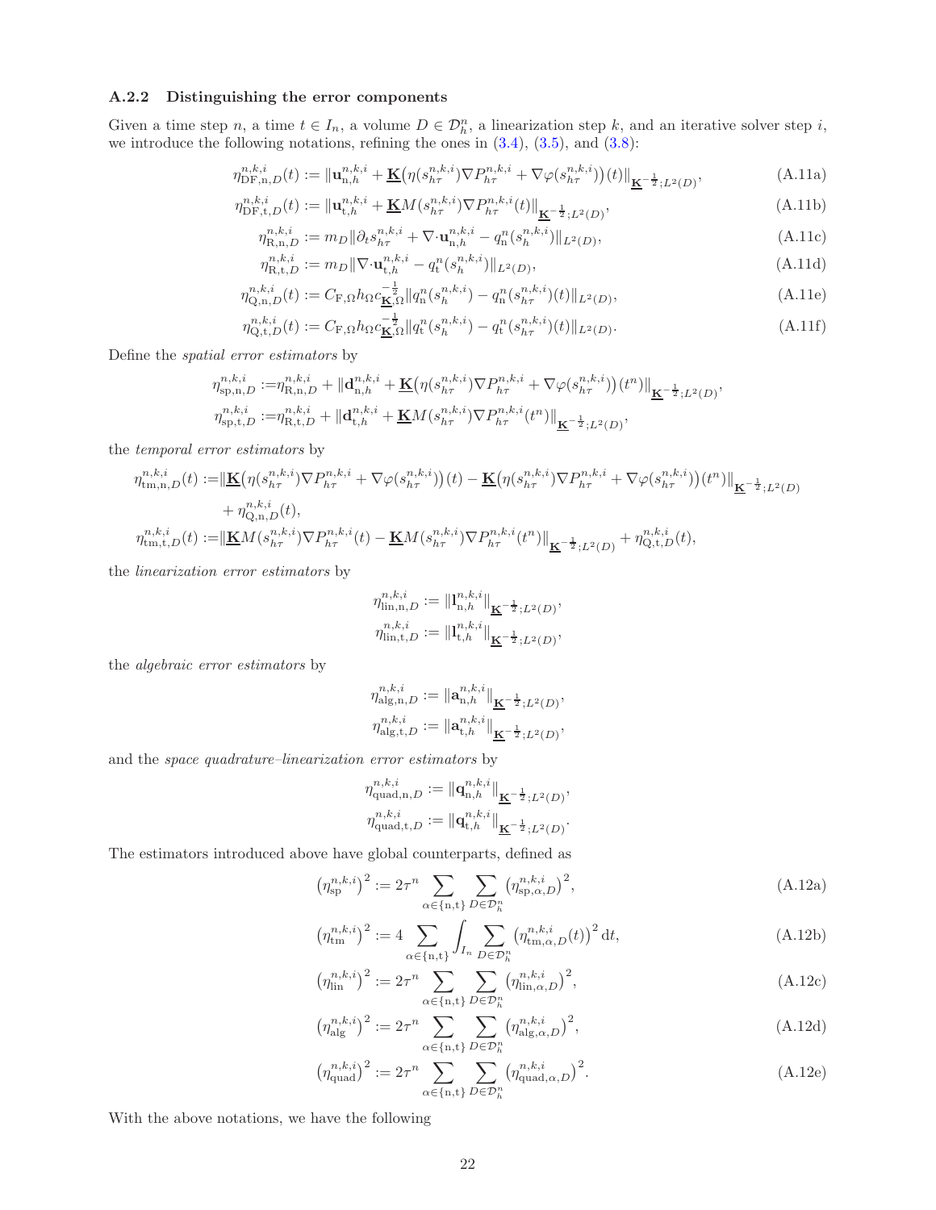### A.2.2 Distinguishing the error components

Given a time step $n$, a time $t \in I_n$, a volume $D \in \mathcal{D}_h^n$, a linearization step $k$, and an iterative solver step $i$, we introduce the following notations, refining the ones in (3.4), (3.5), and (3.8):

$$\eta_{\mathrm{DF,n},D}^{n,k,i}(t) := \|\mathbf{u}_{\mathrm{n},h}^{n,k,i} + \underline{\mathbf{K}}\big(\eta(s_{h\tau}^{n,k,i})\nabla P_{h\tau}^{n,k,i} + \nabla\varphi(s_{h\tau}^{n,k,i})\big)(t)\|_{\underline{\mathbf{K}}^{-\frac{1}{2}};L^2(D)}, \tag{A.11a}$$

$$\eta_{\mathrm{DF,t},D}^{n,k,i}(t) := \|\mathbf{u}_{\mathrm{t},h}^{n,k,i} + \underline{\mathbf{K}}M(s_{h\tau}^{n,k,i})\nabla P_{h\tau}^{n,k,i}(t)\|_{\underline{\mathbf{K}}^{-\frac{1}{2}};L^2(D)}, \tag{A.11b}$$

$$\eta_{\mathrm{R,n},D}^{n,k,i} := m_D\|\partial_t s_{h\tau}^{n,k,i} + \nabla\cdot\mathbf{u}_{\mathrm{n},h}^{n,k,i} - q_{\mathrm{n}}^n(s_h^{n,k,i})\|_{L^2(D)}, \tag{A.11c}$$

$$\eta_{\mathrm{R,t},D}^{n,k,i} := m_D\|\nabla\cdot\mathbf{u}_{\mathrm{t},h}^{n,k,i} - q_{\mathrm{t}}^n(s_h^{n,k,i})\|_{L^2(D)}, \tag{A.11d}$$

$$\eta_{\mathrm{Q,n},D}^{n,k,i}(t) := C_{\mathrm{F},\Omega}h_\Omega c_{\underline{\mathbf{K}},\Omega}^{-\frac{1}{2}}\|q_{\mathrm{n}}^n(s_h^{n,k,i}) - q_{\mathrm{n}}^n(s_{h\tau}^{n,k,i})(t)\|_{L^2(D)}, \tag{A.11e}$$

$$\eta_{\mathrm{Q,t},D}^{n,k,i}(t) := C_{\mathrm{F},\Omega}h_\Omega c_{\underline{\mathbf{K}},\Omega}^{-\frac{1}{2}}\|q_{\mathrm{t}}^n(s_h^{n,k,i}) - q_{\mathrm{t}}^n(s_{h\tau}^{n,k,i})(t)\|_{L^2(D)}. \tag{A.11f}$$

Define the *spatial error estimators* by

$$\eta_{\mathrm{sp,n},D}^{n,k,i} := \eta_{\mathrm{R,n},D}^{n,k,i} + \|\mathbf{d}_{\mathrm{n},h}^{n,k,i} + \underline{\mathbf{K}}\big(\eta(s_{h\tau}^{n,k,i})\nabla P_{h\tau}^{n,k,i} + \nabla\varphi(s_{h\tau}^{n,k,i})\big)(t^n)\|_{\underline{\mathbf{K}}^{-\frac{1}{2}};L^2(D)},$$
$$\eta_{\mathrm{sp,t},D}^{n,k,i} := \eta_{\mathrm{R,t},D}^{n,k,i} + \|\mathbf{d}_{\mathrm{t},h}^{n,k,i} + \underline{\mathbf{K}}M(s_{h\tau}^{n,k,i})\nabla P_{h\tau}^{n,k,i}(t^n)\|_{\underline{\mathbf{K}}^{-\frac{1}{2}};L^2(D)},$$

the *temporal error estimators* by

$$\eta_{\mathrm{tm,n},D}^{n,k,i}(t) := \|\underline{\mathbf{K}}\big(\eta(s_{h\tau}^{n,k,i})\nabla P_{h\tau}^{n,k,i} + \nabla\varphi(s_{h\tau}^{n,k,i})\big)(t) - \underline{\mathbf{K}}\big(\eta(s_{h\tau}^{n,k,i})\nabla P_{h\tau}^{n,k,i} + \nabla\varphi(s_{h\tau}^{n,k,i})\big)(t^n)\|_{\underline{\mathbf{K}}^{-\frac{1}{2}};L^2(D)} + \eta_{\mathrm{Q,n},D}^{n,k,i}(t),$$
$$\eta_{\mathrm{tm,t},D}^{n,k,i}(t) := \|\underline{\mathbf{K}}M(s_{h\tau}^{n,k,i})\nabla P_{h\tau}^{n,k,i}(t) - \underline{\mathbf{K}}M(s_{h\tau}^{n,k,i})\nabla P_{h\tau}^{n,k,i}(t^n)\|_{\underline{\mathbf{K}}^{-\frac{1}{2}};L^2(D)} + \eta_{\mathrm{Q,t},D}^{n,k,i}(t),$$

the *linearization error estimators* by

$$\eta_{\mathrm{lin,n},D}^{n,k,i} := \|\mathbf{l}_{\mathrm{n},h}^{n,k,i}\|_{\underline{\mathbf{K}}^{-\frac{1}{2}};L^2(D)},$$
$$\eta_{\mathrm{lin,t},D}^{n,k,i} := \|\mathbf{l}_{\mathrm{t},h}^{n,k,i}\|_{\underline{\mathbf{K}}^{-\frac{1}{2}};L^2(D)},$$

the *algebraic error estimators* by

$$\eta_{\mathrm{alg,n},D}^{n,k,i} := \|\mathbf{a}_{\mathrm{n},h}^{n,k,i}\|_{\underline{\mathbf{K}}^{-\frac{1}{2}};L^2(D)},$$
$$\eta_{\mathrm{alg,t},D}^{n,k,i} := \|\mathbf{a}_{\mathrm{t},h}^{n,k,i}\|_{\underline{\mathbf{K}}^{-\frac{1}{2}};L^2(D)},$$

and the *space quadrature–linearization error estimators* by

$$\eta_{\mathrm{quad,n},D}^{n,k,i} := \|\mathbf{q}_{\mathrm{n},h}^{n,k,i}\|_{\underline{\mathbf{K}}^{-\frac{1}{2}};L^2(D)},$$
$$\eta_{\mathrm{quad,t},D}^{n,k,i} := \|\mathbf{q}_{\mathrm{t},h}^{n,k,i}\|_{\underline{\mathbf{K}}^{-\frac{1}{2}};L^2(D)}.$$

The estimators introduced above have global counterparts, defined as

$$\big(\eta_{\mathrm{sp}}^{n,k,i}\big)^2 := 2\tau^n \sum_{\alpha\in\{\mathrm{n,t}\}}\sum_{D\in\mathcal{D}_h^n}\big(\eta_{\mathrm{sp},\alpha,D}^{n,k,i}\big)^2, \tag{A.12a}$$

$$\big(\eta_{\mathrm{tm}}^{n,k,i}\big)^2 := 4 \sum_{\alpha\in\{\mathrm{n,t}\}}\int_{I_n}\sum_{D\in\mathcal{D}_h^n}\big(\eta_{\mathrm{tm},\alpha,D}^{n,k,i}(t)\big)^2\,\mathrm{d}t, \tag{A.12b}$$

$$\big(\eta_{\mathrm{lin}}^{n,k,i}\big)^2 := 2\tau^n \sum_{\alpha\in\{\mathrm{n,t}\}}\sum_{D\in\mathcal{D}_h^n}\big(\eta_{\mathrm{lin},\alpha,D}^{n,k,i}\big)^2, \tag{A.12c}$$

$$\big(\eta_{\mathrm{alg}}^{n,k,i}\big)^2 := 2\tau^n \sum_{\alpha\in\{\mathrm{n,t}\}}\sum_{D\in\mathcal{D}_h^n}\big(\eta_{\mathrm{alg},\alpha,D}^{n,k,i}\big)^2, \tag{A.12d}$$

$$\big(\eta_{\mathrm{quad}}^{n,k,i}\big)^2 := 2\tau^n \sum_{\alpha\in\{\mathrm{n,t}\}}\sum_{D\in\mathcal{D}_h^n}\big(\eta_{\mathrm{quad},\alpha,D}^{n,k,i}\big)^2. \tag{A.12e}$$

With the above notations, we have the following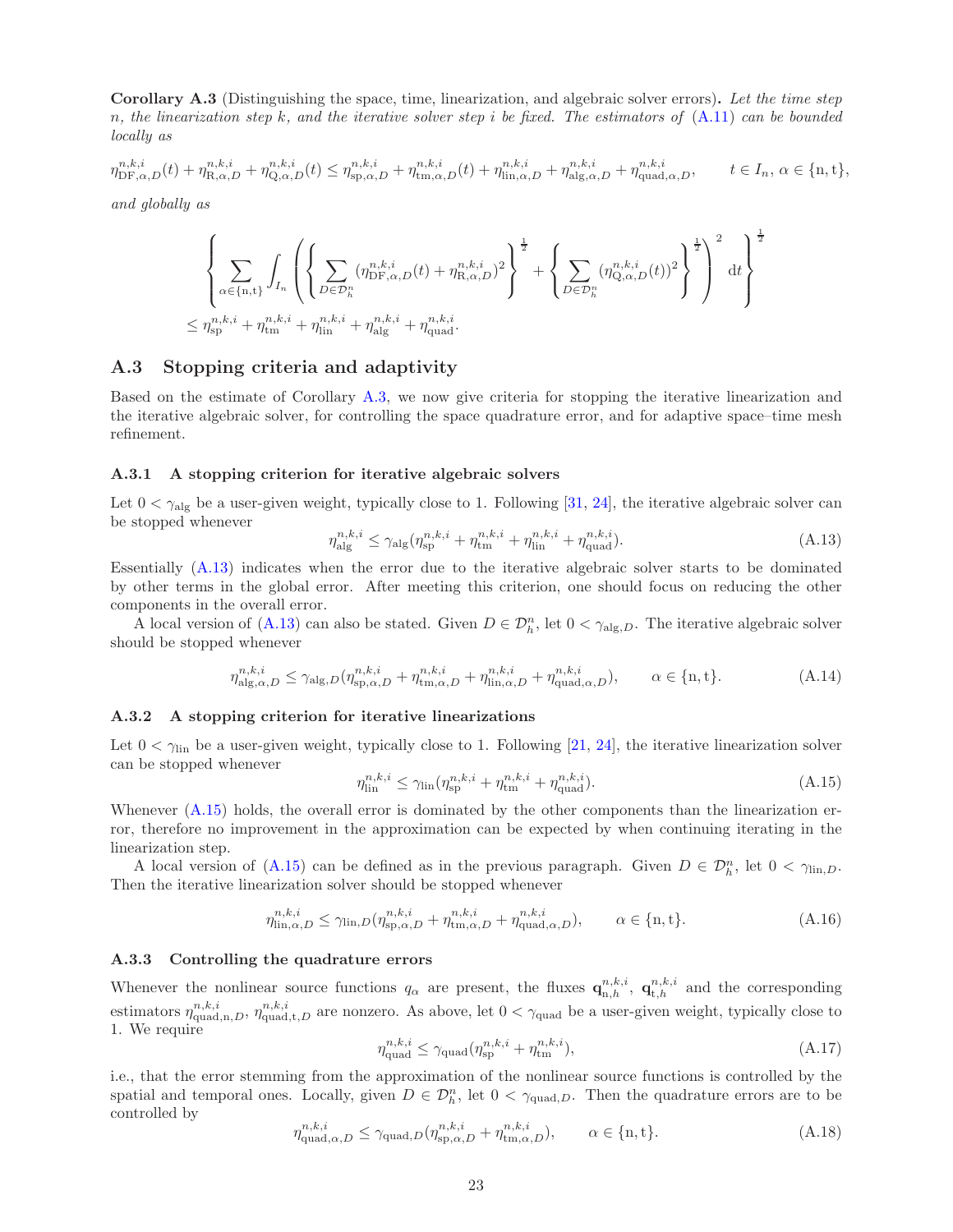**Corollary A.3** (Distinguishing the space, time, linearization, and algebraic solver errors)**.** *Let the time step $n$, the linearization step $k$, and the iterative solver step $i$ be fixed. The estimators of (A.11) can be bounded locally as*

$$\eta^{n,k,i}_{\mathrm{DF},\alpha,D}(t) + \eta^{n,k,i}_{\mathrm{R},\alpha,D} + \eta^{n,k,i}_{\mathrm{Q},\alpha,D}(t) \leq \eta^{n,k,i}_{\mathrm{sp},\alpha,D} + \eta^{n,k,i}_{\mathrm{tm},\alpha,D}(t) + \eta^{n,k,i}_{\mathrm{lin},\alpha,D} + \eta^{n,k,i}_{\mathrm{alg},\alpha,D} + \eta^{n,k,i}_{\mathrm{quad},\alpha,D}, \qquad t \in I_n,\ \alpha \in \{\mathrm{n},\mathrm{t}\},$$

*and globally as*

$$\left\{ \sum_{\alpha\in\{\mathrm{n},\mathrm{t}\}} \int_{I_n} \left( \left\{ \sum_{D\in\mathcal{D}^n_h} (\eta^{n,k,i}_{\mathrm{DF},\alpha,D}(t) + \eta^{n,k,i}_{\mathrm{R},\alpha,D})^2 \right\}^{\frac{1}{2}} + \left\{ \sum_{D\in\mathcal{D}^n_h} (\eta^{n,k,i}_{\mathrm{Q},\alpha,D}(t))^2 \right\}^{\frac{1}{2}} \right)^2 \mathrm{d}t \right\}^{\frac{1}{2}}$$
$$\leq \eta^{n,k,i}_{\mathrm{sp}} + \eta^{n,k,i}_{\mathrm{tm}} + \eta^{n,k,i}_{\mathrm{lin}} + \eta^{n,k,i}_{\mathrm{alg}} + \eta^{n,k,i}_{\mathrm{quad}}.$$

## A.3 Stopping criteria and adaptivity

Based on the estimate of Corollary A.3, we now give criteria for stopping the iterative linearization and the iterative algebraic solver, for controlling the space quadrature error, and for adaptive space–time mesh refinement.

### A.3.1 A stopping criterion for iterative algebraic solvers

Let $0 < \gamma_{\mathrm{alg}}$ be a user-given weight, typically close to 1. Following [31, 24], the iterative algebraic solver can be stopped whenever

$$\eta^{n,k,i}_{\mathrm{alg}} \leq \gamma_{\mathrm{alg}}(\eta^{n,k,i}_{\mathrm{sp}} + \eta^{n,k,i}_{\mathrm{tm}} + \eta^{n,k,i}_{\mathrm{lin}} + \eta^{n,k,i}_{\mathrm{quad}}). \tag{A.13}$$

Essentially (A.13) indicates when the error due to the iterative algebraic solver starts to be dominated by other terms in the global error. After meeting this criterion, one should focus on reducing the other components in the overall error.

A local version of (A.13) can also be stated. Given $D \in \mathcal{D}^n_h$, let $0 < \gamma_{\mathrm{alg},D}$. The iterative algebraic solver should be stopped whenever

$$\eta^{n,k,i}_{\mathrm{alg},\alpha,D} \leq \gamma_{\mathrm{alg},D}(\eta^{n,k,i}_{\mathrm{sp},\alpha,D} + \eta^{n,k,i}_{\mathrm{tm},\alpha,D} + \eta^{n,k,i}_{\mathrm{lin},\alpha,D} + \eta^{n,k,i}_{\mathrm{quad},\alpha,D}), \qquad \alpha \in \{\mathrm{n},\mathrm{t}\}. \tag{A.14}$$

### A.3.2 A stopping criterion for iterative linearizations

Let $0 < \gamma_{\mathrm{lin}}$ be a user-given weight, typically close to 1. Following [21, 24], the iterative linearization solver can be stopped whenever

$$\eta^{n,k,i}_{\mathrm{lin}} \leq \gamma_{\mathrm{lin}}(\eta^{n,k,i}_{\mathrm{sp}} + \eta^{n,k,i}_{\mathrm{tm}} + \eta^{n,k,i}_{\mathrm{quad}}). \tag{A.15}$$

Whenever (A.15) holds, the overall error is dominated by the other components than the linearization error, therefore no improvement in the approximation can be expected by when continuing iterating in the linearization step.

A local version of (A.15) can be defined as in the previous paragraph. Given $D \in \mathcal{D}^n_h$, let $0 < \gamma_{\mathrm{lin},D}$. Then the iterative linearization solver should be stopped whenever

$$\eta^{n,k,i}_{\mathrm{lin},\alpha,D} \leq \gamma_{\mathrm{lin},D}(\eta^{n,k,i}_{\mathrm{sp},\alpha,D} + \eta^{n,k,i}_{\mathrm{tm},\alpha,D} + \eta^{n,k,i}_{\mathrm{quad},\alpha,D}), \qquad \alpha \in \{\mathrm{n},\mathrm{t}\}. \tag{A.16}$$

### A.3.3 Controlling the quadrature errors

Whenever the nonlinear source functions $q_\alpha$ are present, the fluxes $\mathbf{q}^{n,k,i}_{\mathrm{n},h}$, $\mathbf{q}^{n,k,i}_{\mathrm{t},h}$ and the corresponding estimators $\eta^{n,k,i}_{\mathrm{quad},\mathrm{n},D}$, $\eta^{n,k,i}_{\mathrm{quad},\mathrm{t},D}$ are nonzero. As above, let $0 < \gamma_{\mathrm{quad}}$ be a user-given weight, typically close to 1. We require

$$\eta^{n,k,i}_{\mathrm{quad}} \leq \gamma_{\mathrm{quad}}(\eta^{n,k,i}_{\mathrm{sp}} + \eta^{n,k,i}_{\mathrm{tm}}), \tag{A.17}$$

i.e., that the error stemming from the approximation of the nonlinear source functions is controlled by the spatial and temporal ones. Locally, given $D \in \mathcal{D}^n_h$, let $0 < \gamma_{\mathrm{quad},D}$. Then the quadrature errors are to be controlled by

$$\eta^{n,k,i}_{\mathrm{quad},\alpha,D} \leq \gamma_{\mathrm{quad},D}(\eta^{n,k,i}_{\mathrm{sp},\alpha,D} + \eta^{n,k,i}_{\mathrm{tm},\alpha,D}), \qquad \alpha \in \{\mathrm{n},\mathrm{t}\}. \tag{A.18}$$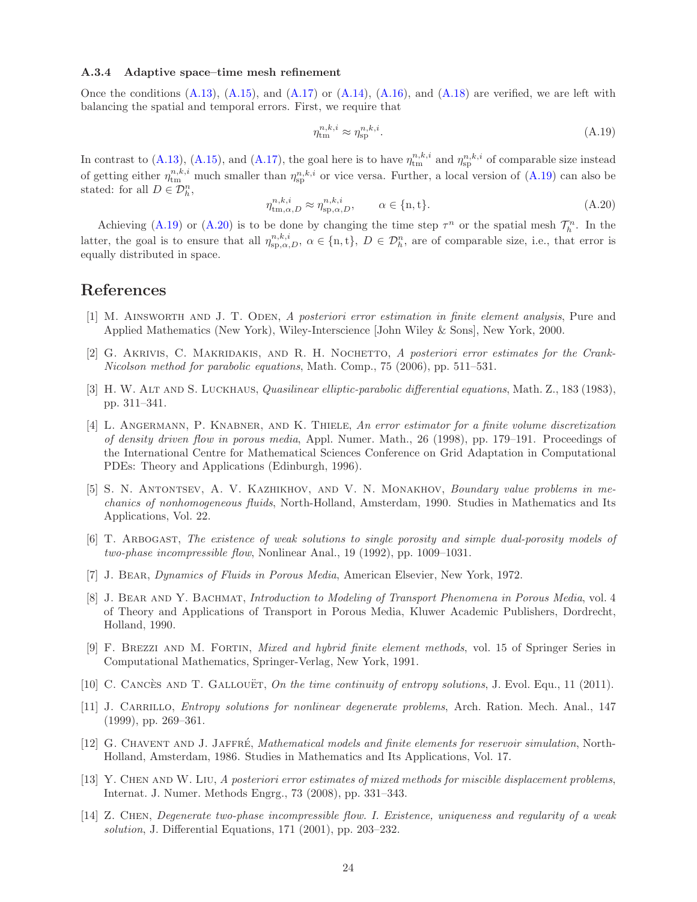#### A.3.4 Adaptive space–time mesh refinement

Once the conditions (A.13), (A.15), and (A.17) or (A.14), (A.16), and (A.18) are verified, we are left with balancing the spatial and temporal errors. First, we require that

$$\eta_{\mathrm{tm}}^{n,k,i} \approx \eta_{\mathrm{sp}}^{n,k,i}. \tag{A.19}$$

In contrast to (A.13), (A.15), and (A.17), the goal here is to have $\eta_{\mathrm{tm}}^{n,k,i}$ and $\eta_{\mathrm{sp}}^{n,k,i}$ of comparable size instead of getting either $\eta_{\mathrm{tm}}^{n,k,i}$ much smaller than $\eta_{\mathrm{sp}}^{n,k,i}$ or vice versa. Further, a local version of (A.19) can also be stated: for all $D \in \mathcal{D}_h^n$,

$$\eta_{\mathrm{tm},\alpha,D}^{n,k,i} \approx \eta_{\mathrm{sp},\alpha,D}^{n,k,i}, \qquad \alpha \in \{\mathrm{n}, \mathrm{t}\}. \tag{A.20}$$

Achieving (A.19) or (A.20) is to be done by changing the time step $\tau^n$ or the spatial mesh $\mathcal{T}_h^n$. In the latter, the goal is to ensure that all $\eta_{\mathrm{sp},\alpha,D}^{n,k,i}$, $\alpha \in \{\mathrm{n}, \mathrm{t}\}$, $D \in \mathcal{D}_h^n$, are of comparable size, i.e., that error is equally distributed in space.

## References

[1] M. Ainsworth and J. T. Oden, *A posteriori error estimation in finite element analysis*, Pure and Applied Mathematics (New York), Wiley-Interscience [John Wiley & Sons], New York, 2000.

[2] G. Akrivis, C. Makridakis, and R. H. Nochetto, *A posteriori error estimates for the Crank-Nicolson method for parabolic equations*, Math. Comp., 75 (2006), pp. 511–531.

[3] H. W. Alt and S. Luckhaus, *Quasilinear elliptic-parabolic differential equations*, Math. Z., 183 (1983), pp. 311–341.

[4] L. Angermann, P. Knabner, and K. Thiele, *An error estimator for a finite volume discretization of density driven flow in porous media*, Appl. Numer. Math., 26 (1998), pp. 179–191. Proceedings of the International Centre for Mathematical Sciences Conference on Grid Adaptation in Computational PDEs: Theory and Applications (Edinburgh, 1996).

[5] S. N. Antontsev, A. V. Kazhikhov, and V. N. Monakhov, *Boundary value problems in mechanics of nonhomogeneous fluids*, North-Holland, Amsterdam, 1990. Studies in Mathematics and Its Applications, Vol. 22.

[6] T. Arbogast, *The existence of weak solutions to single porosity and simple dual-porosity models of two-phase incompressible flow*, Nonlinear Anal., 19 (1992), pp. 1009–1031.

[7] J. Bear, *Dynamics of Fluids in Porous Media*, American Elsevier, New York, 1972.

[8] J. Bear and Y. Bachmat, *Introduction to Modeling of Transport Phenomena in Porous Media*, vol. 4 of Theory and Applications of Transport in Porous Media, Kluwer Academic Publishers, Dordrecht, Holland, 1990.

[9] F. Brezzi and M. Fortin, *Mixed and hybrid finite element methods*, vol. 15 of Springer Series in Computational Mathematics, Springer-Verlag, New York, 1991.

[10] C. Cancès and T. Gallouët, *On the time continuity of entropy solutions*, J. Evol. Equ., 11 (2011).

[11] J. Carrillo, *Entropy solutions for nonlinear degenerate problems*, Arch. Ration. Mech. Anal., 147 (1999), pp. 269–361.

[12] G. Chavent and J. Jaffré, *Mathematical models and finite elements for reservoir simulation*, North-Holland, Amsterdam, 1986. Studies in Mathematics and Its Applications, Vol. 17.

[13] Y. Chen and W. Liu, *A posteriori error estimates of mixed methods for miscible displacement problems*, Internat. J. Numer. Methods Engrg., 73 (2008), pp. 331–343.

[14] Z. Chen, *Degenerate two-phase incompressible flow. I. Existence, uniqueness and regularity of a weak solution*, J. Differential Equations, 171 (2001), pp. 203–232.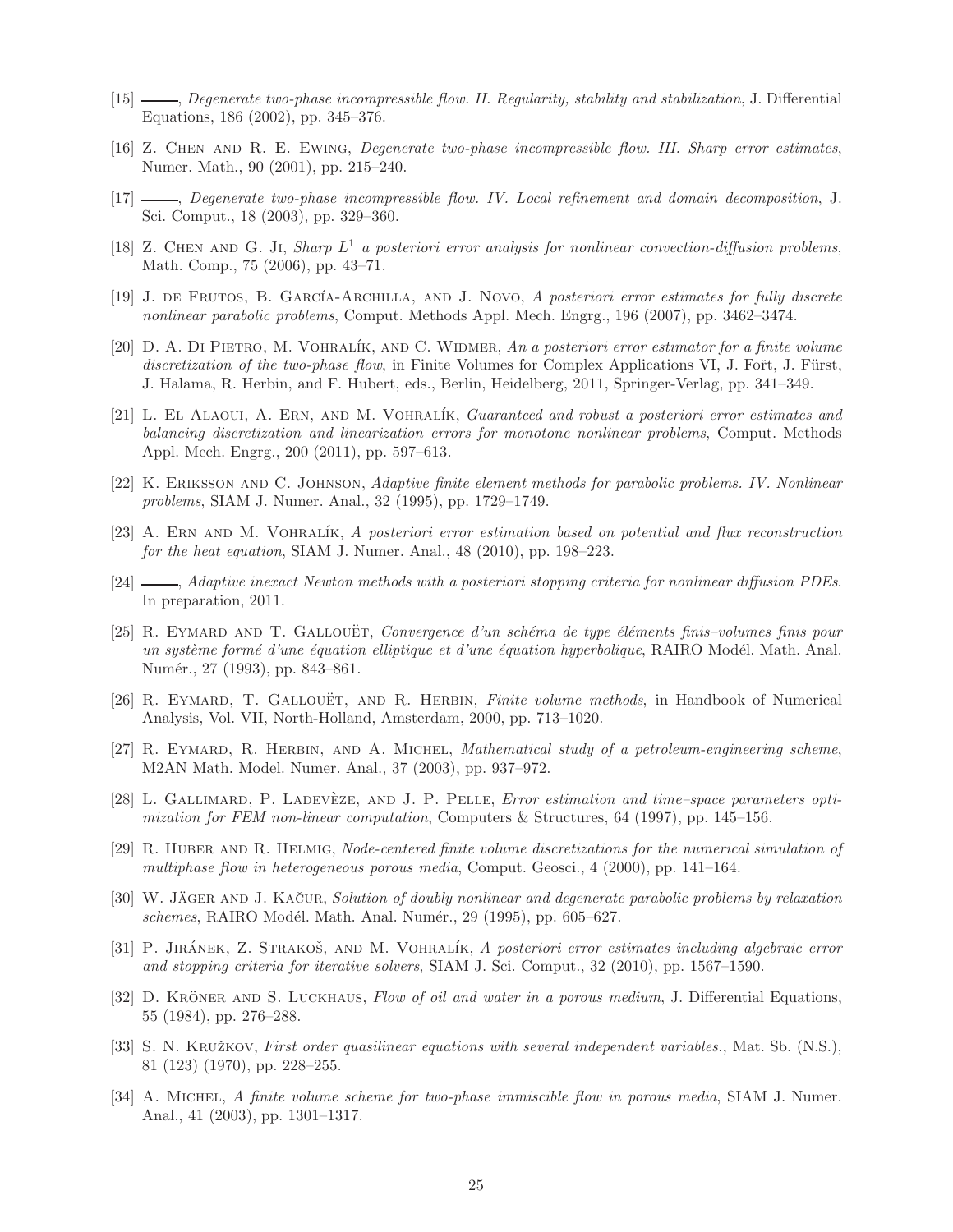[15] ———, *Degenerate two-phase incompressible flow. II. Regularity, stability and stabilization*, J. Differential Equations, 186 (2002), pp. 345–376.

[16] Z. Chen and R. E. Ewing, *Degenerate two-phase incompressible flow. III. Sharp error estimates*, Numer. Math., 90 (2001), pp. 215–240.

[17] ———, *Degenerate two-phase incompressible flow. IV. Local refinement and domain decomposition*, J. Sci. Comput., 18 (2003), pp. 329–360.

[18] Z. Chen and G. Ji, *Sharp $L^1$ a posteriori error analysis for nonlinear convection-diffusion problems*, Math. Comp., 75 (2006), pp. 43–71.

[19] J. de Frutos, B. García-Archilla, and J. Novo, *A posteriori error estimates for fully discrete nonlinear parabolic problems*, Comput. Methods Appl. Mech. Engrg., 196 (2007), pp. 3462–3474.

[20] D. A. Di Pietro, M. Vohralík, and C. Widmer, *An a posteriori error estimator for a finite volume discretization of the two-phase flow*, in Finite Volumes for Complex Applications VI, J. Fořt, J. Fürst, J. Halama, R. Herbin, and F. Hubert, eds., Berlin, Heidelberg, 2011, Springer-Verlag, pp. 341–349.

[21] L. El Alaoui, A. Ern, and M. Vohralík, *Guaranteed and robust a posteriori error estimates and balancing discretization and linearization errors for monotone nonlinear problems*, Comput. Methods Appl. Mech. Engrg., 200 (2011), pp. 597–613.

[22] K. Eriksson and C. Johnson, *Adaptive finite element methods for parabolic problems. IV. Nonlinear problems*, SIAM J. Numer. Anal., 32 (1995), pp. 1729–1749.

[23] A. Ern and M. Vohralík, *A posteriori error estimation based on potential and flux reconstruction for the heat equation*, SIAM J. Numer. Anal., 48 (2010), pp. 198–223.

[24] ———, *Adaptive inexact Newton methods with a posteriori stopping criteria for nonlinear diffusion PDEs*. In preparation, 2011.

[25] R. Eymard and T. Gallouët, *Convergence d'un schéma de type éléments finis–volumes finis pour un système formé d'une équation elliptique et d'une équation hyperbolique*, RAIRO Modél. Math. Anal. Numér., 27 (1993), pp. 843–861.

[26] R. Eymard, T. Gallouët, and R. Herbin, *Finite volume methods*, in Handbook of Numerical Analysis, Vol. VII, North-Holland, Amsterdam, 2000, pp. 713–1020.

[27] R. Eymard, R. Herbin, and A. Michel, *Mathematical study of a petroleum-engineering scheme*, M2AN Math. Model. Numer. Anal., 37 (2003), pp. 937–972.

[28] L. Gallimard, P. Ladevèze, and J. P. Pelle, *Error estimation and time–space parameters optimization for FEM non-linear computation*, Computers & Structures, 64 (1997), pp. 145–156.

[29] R. Huber and R. Helmig, *Node-centered finite volume discretizations for the numerical simulation of multiphase flow in heterogeneous porous media*, Comput. Geosci., 4 (2000), pp. 141–164.

[30] W. Jäger and J. Kačur, *Solution of doubly nonlinear and degenerate parabolic problems by relaxation schemes*, RAIRO Modél. Math. Anal. Numér., 29 (1995), pp. 605–627.

[31] P. Jiránek, Z. Strakoš, and M. Vohralík, *A posteriori error estimates including algebraic error and stopping criteria for iterative solvers*, SIAM J. Sci. Comput., 32 (2010), pp. 1567–1590.

[32] D. Kröner and S. Luckhaus, *Flow of oil and water in a porous medium*, J. Differential Equations, 55 (1984), pp. 276–288.

[33] S. N. Kružkov, *First order quasilinear equations with several independent variables.*, Mat. Sb. (N.S.), 81 (123) (1970), pp. 228–255.

[34] A. Michel, *A finite volume scheme for two-phase immiscible flow in porous media*, SIAM J. Numer. Anal., 41 (2003), pp. 1301–1317.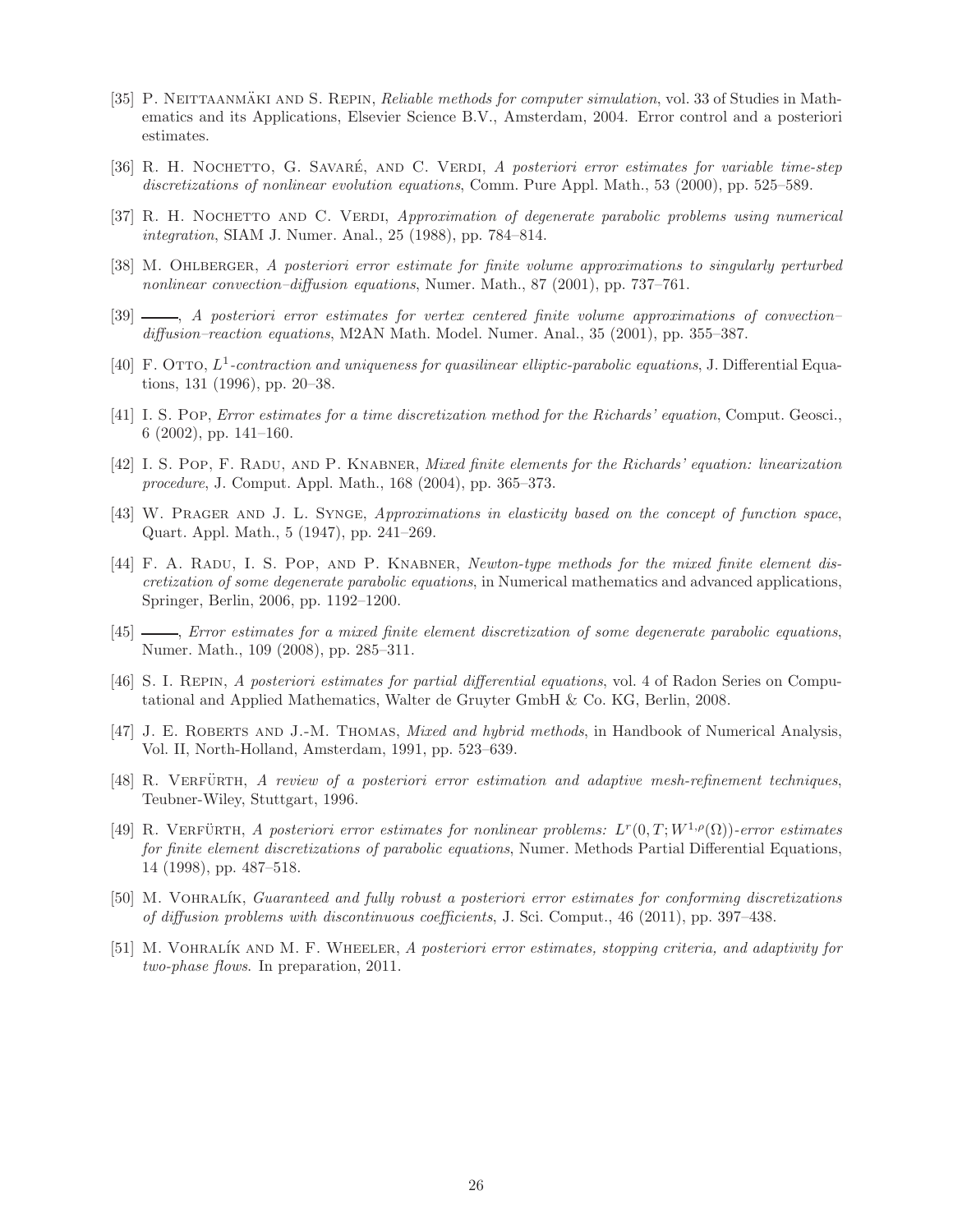[35] P. Neittaanmäki and S. Repin, *Reliable methods for computer simulation*, vol. 33 of Studies in Mathematics and its Applications, Elsevier Science B.V., Amsterdam, 2004. Error control and a posteriori estimates.

[36] R. H. Nochetto, G. Savaré, and C. Verdi, *A posteriori error estimates for variable time-step discretizations of nonlinear evolution equations*, Comm. Pure Appl. Math., 53 (2000), pp. 525–589.

[37] R. H. Nochetto and C. Verdi, *Approximation of degenerate parabolic problems using numerical integration*, SIAM J. Numer. Anal., 25 (1988), pp. 784–814.

[38] M. Ohlberger, *A posteriori error estimate for finite volume approximations to singularly perturbed nonlinear convection–diffusion equations*, Numer. Math., 87 (2001), pp. 737–761.

[39] ——, *A posteriori error estimates for vertex centered finite volume approximations of convection–diffusion–reaction equations*, M2AN Math. Model. Numer. Anal., 35 (2001), pp. 355–387.

[40] F. Otto, *$L^1$-contraction and uniqueness for quasilinear elliptic-parabolic equations*, J. Differential Equations, 131 (1996), pp. 20–38.

[41] I. S. Pop, *Error estimates for a time discretization method for the Richards' equation*, Comput. Geosci., 6 (2002), pp. 141–160.

[42] I. S. Pop, F. Radu, and P. Knabner, *Mixed finite elements for the Richards' equation: linearization procedure*, J. Comput. Appl. Math., 168 (2004), pp. 365–373.

[43] W. Prager and J. L. Synge, *Approximations in elasticity based on the concept of function space*, Quart. Appl. Math., 5 (1947), pp. 241–269.

[44] F. A. Radu, I. S. Pop, and P. Knabner, *Newton-type methods for the mixed finite element discretization of some degenerate parabolic equations*, in Numerical mathematics and advanced applications, Springer, Berlin, 2006, pp. 1192–1200.

[45] ——, *Error estimates for a mixed finite element discretization of some degenerate parabolic equations*, Numer. Math., 109 (2008), pp. 285–311.

[46] S. I. Repin, *A posteriori estimates for partial differential equations*, vol. 4 of Radon Series on Computational and Applied Mathematics, Walter de Gruyter GmbH & Co. KG, Berlin, 2008.

[47] J. E. Roberts and J.-M. Thomas, *Mixed and hybrid methods*, in Handbook of Numerical Analysis, Vol. II, North-Holland, Amsterdam, 1991, pp. 523–639.

[48] R. Verfürth, *A review of a posteriori error estimation and adaptive mesh-refinement techniques*, Teubner-Wiley, Stuttgart, 1996.

[49] R. Verfürth, *A posteriori error estimates for nonlinear problems: $L^r(0,T;W^{1,\rho}(\Omega))$-error estimates for finite element discretizations of parabolic equations*, Numer. Methods Partial Differential Equations, 14 (1998), pp. 487–518.

[50] M. Vohralík, *Guaranteed and fully robust a posteriori error estimates for conforming discretizations of diffusion problems with discontinuous coefficients*, J. Sci. Comput., 46 (2011), pp. 397–438.

[51] M. Vohralík and M. F. Wheeler, *A posteriori error estimates, stopping criteria, and adaptivity for two-phase flows*. In preparation, 2011.